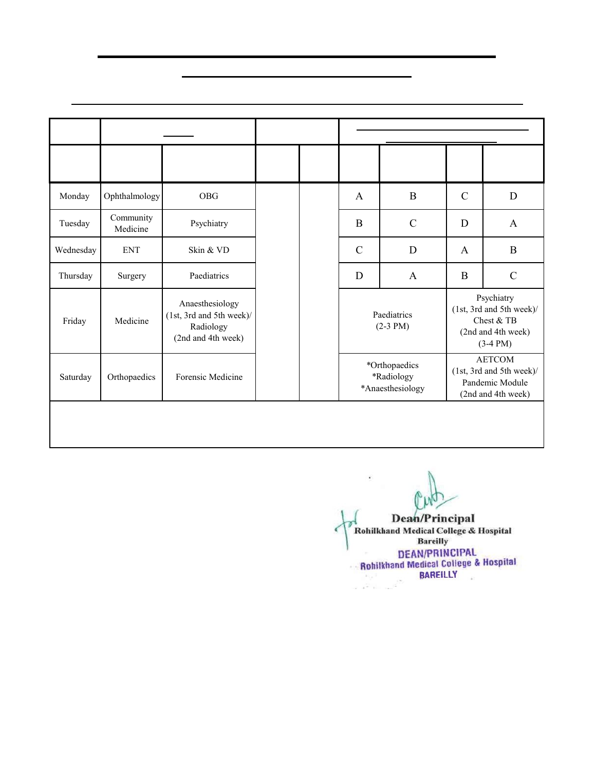| | | | | | | | | |
|---|---|---|---|---|---|---|---|---|
| | | | | | | | | |
| Monday | Ophthalmology | OBG | | | A | B | C | D |
| Tuesday | Community Medicine | Psychiatry | | | B | C | D | A |
| Wednesday | ENT | Skin & VD | | | C | D | A | B |
| Thursday | Surgery | Paediatrics | | | D | A | B | C |
| Friday | Medicine | Anaesthesiology (1st, 3rd and 5th week)/ Radiology (2nd and 4th week) | | | Paediatrics (2-3 PM) | | Psychiatry (1st, 3rd and 5th week)/ Chest & TB (2nd and 4th week) (3-4 PM) | |
| Saturday | Orthopaedics | Forensic Medicine | | | *Orthopaedics *Radiology *Anaesthesiology | | AETCOM (1st, 3rd and 5th week)/ Pandemic Module (2nd and 4th week) | |

Dean/Principal
Rohilkhand Medical College & Hospital
Bareilly

DEAN/PRINCIPAL
Rohilkhand Medical College & Hospital
BAREILLY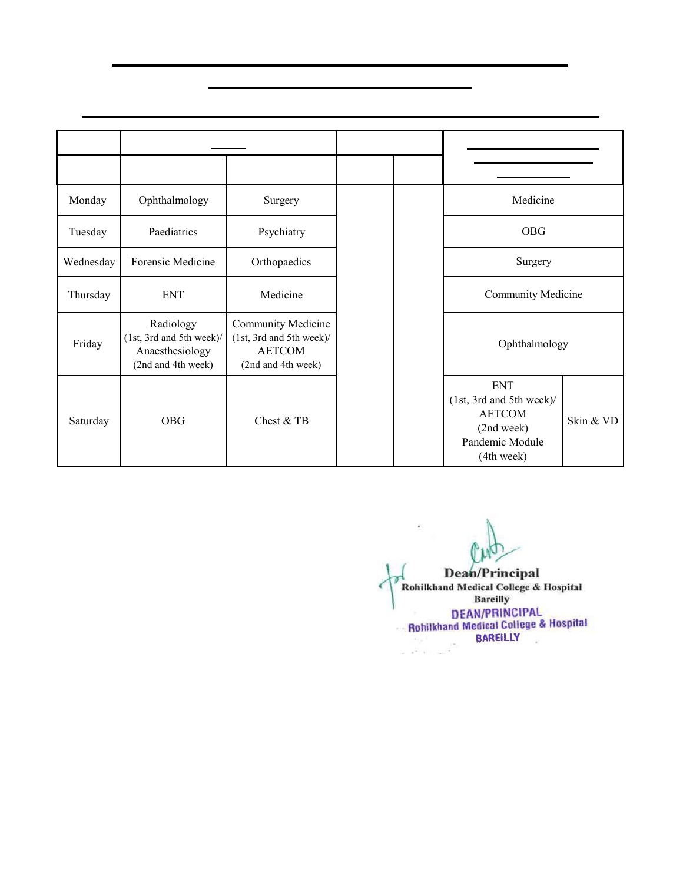| | | | | | | |
|---|---|---|---|---|---|---|
| | | | | | | |
| Monday | Ophthalmology | Surgery | | | Medicine | |
| Tuesday | Paediatrics | Psychiatry | | | OBG | |
| Wednesday | Forensic Medicine | Orthopaedics | | | Surgery | |
| Thursday | ENT | Medicine | | | Community Medicine | |
| Friday | Radiology (1st, 3rd and 5th week)/ Anaesthesiology (2nd and 4th week) | Community Medicine (1st, 3rd and 5th week)/ AETCOM (2nd and 4th week) | | | Ophthalmology | |
| Saturday | OBG | Chest & TB | | | ENT (1st, 3rd and 5th week)/ AETCOM (2nd week) Pandemic Module (4th week) | Skin & VD |

Dean/Principal
Rohilkhand Medical College & Hospital
Bareilly

DEAN/PRINCIPAL
Rohilkhand Medical College & Hospital
BAREILLY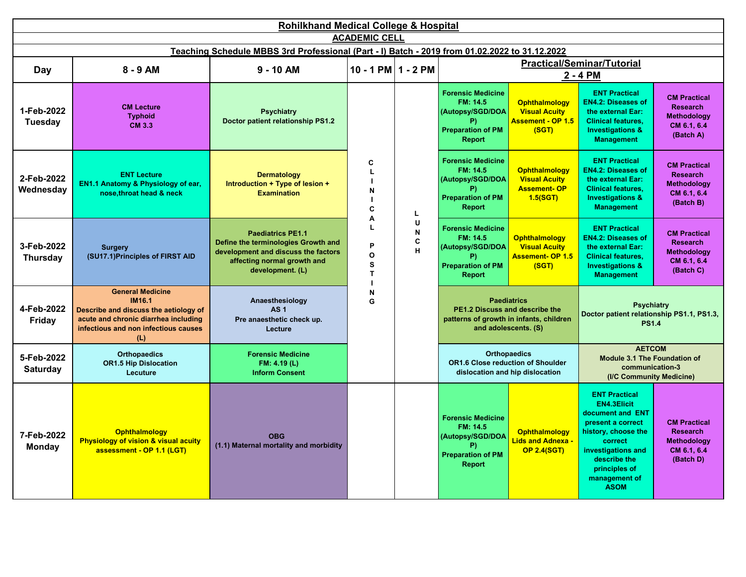# Rohilkhand Medical College & Hospital

## ACADEMIC CELL

### Teaching Schedule MBBS 3rd Professional (Part - I) Batch - 2019 from 01.02.2022 to 31.12.2022

| Day | 8 - 9 AM | 9 - 10 AM | 10 - 1 PM | 1 - 2 PM | Practical/Seminar/Tutorial 2 - 4 PM | | | |
|---|---|---|---|---|---|---|---|---|
| 1-Feb-2022 Tuesday | CM Lecture Typhoid CM 3.3 | Psychiatry Doctor patient relationship PS1.2 | CLINICAL POSTING | LUNCH | Forensic Medicine FM: 14.5 (Autopsy/SGD/DOAP) Preparation of PM Report | Ophthalmology Visual Acuity Assement - OP 1.5 (SGT) | ENT Practical EN4.2: Diseases of the external Ear: Clinical features, Investigations & Management | CM Practical Research Methodology CM 6.1, 6.4 (Batch A) |
| 2-Feb-2022 Wednesday | ENT Lecture EN1.1 Anatomy & Physiology of ear, nose,throat head & neck | Dermatology Introduction + Type of lesion + Examination | CLINICAL POSTING | LUNCH | Forensic Medicine FM: 14.5 (Autopsy/SGD/DOAP) Preparation of PM Report | Ophthalmology Visual Acuity Assement- OP 1.5(SGT) | ENT Practical EN4.2: Diseases of the external Ear: Clinical features, Investigations & Management | CM Practical Research Methodology CM 6.1, 6.4 (Batch B) |
| 3-Feb-2022 Thursday | Surgery (SU17.1)Principles of FIRST AID | Paediatrics PE1.1 Define the terminologies Growth and development and discuss the factors affecting normal growth and development. (L) | CLINICAL POSTING | LUNCH | Forensic Medicine FM: 14.5 (Autopsy/SGD/DOAP) Preparation of PM Report | Ophthalmology Visual Acuity Assement- OP 1.5 (SGT) | ENT Practical EN4.2: Diseases of the external Ear: Clinical features, Investigations & Management | CM Practical Research Methodology CM 6.1, 6.4 (Batch C) |
| 4-Feb-2022 Friday | General Medicine IM16.1 Describe and discuss the aetiology of acute and chronic diarrhea including infectious and non infectious causes (L) | Anaesthesiology AS 1 Pre anaesthetic check up. Lecture | CLINICAL POSTING | LUNCH | Paediatrics PE1.2 Discuss and describe the patterns of growth in infants, children and adolescents. (S) | | Psychiatry Doctor patient relationship PS1.1, PS1.3, PS1.4 | |
| 5-Feb-2022 Saturday | Orthopaedics OR1.5 Hip Dislocation Lecuture | Forensic Medicine FM: 4.19 (L) Inform Consent | CLINICAL POSTING | LUNCH | Orthopaedics OR1.6 Close reduction of Shoulder dislocation and hip dislocation | | AETCOM Module 3.1 The Foundation of communication-3 (I/C Community Medicine) | |
| 7-Feb-2022 Monday | Ophthalmology Physiology of vision & visual acuity assessment - OP 1.1 (LGT) | OBG (1.1) Maternal mortality and morbidity | | | Forensic Medicine FM: 14.5 (Autopsy/SGD/DOAP) Preparation of PM Report | Ophthalmology Lids and Adnexa - OP 2.4(SGT) | ENT Practical EN4.3Elicit document and ENT present a correct history, choose the correct investigations and describe the principles of management of ASOM | CM Practical Research Methodology CM 6.1, 6.4 (Batch D) |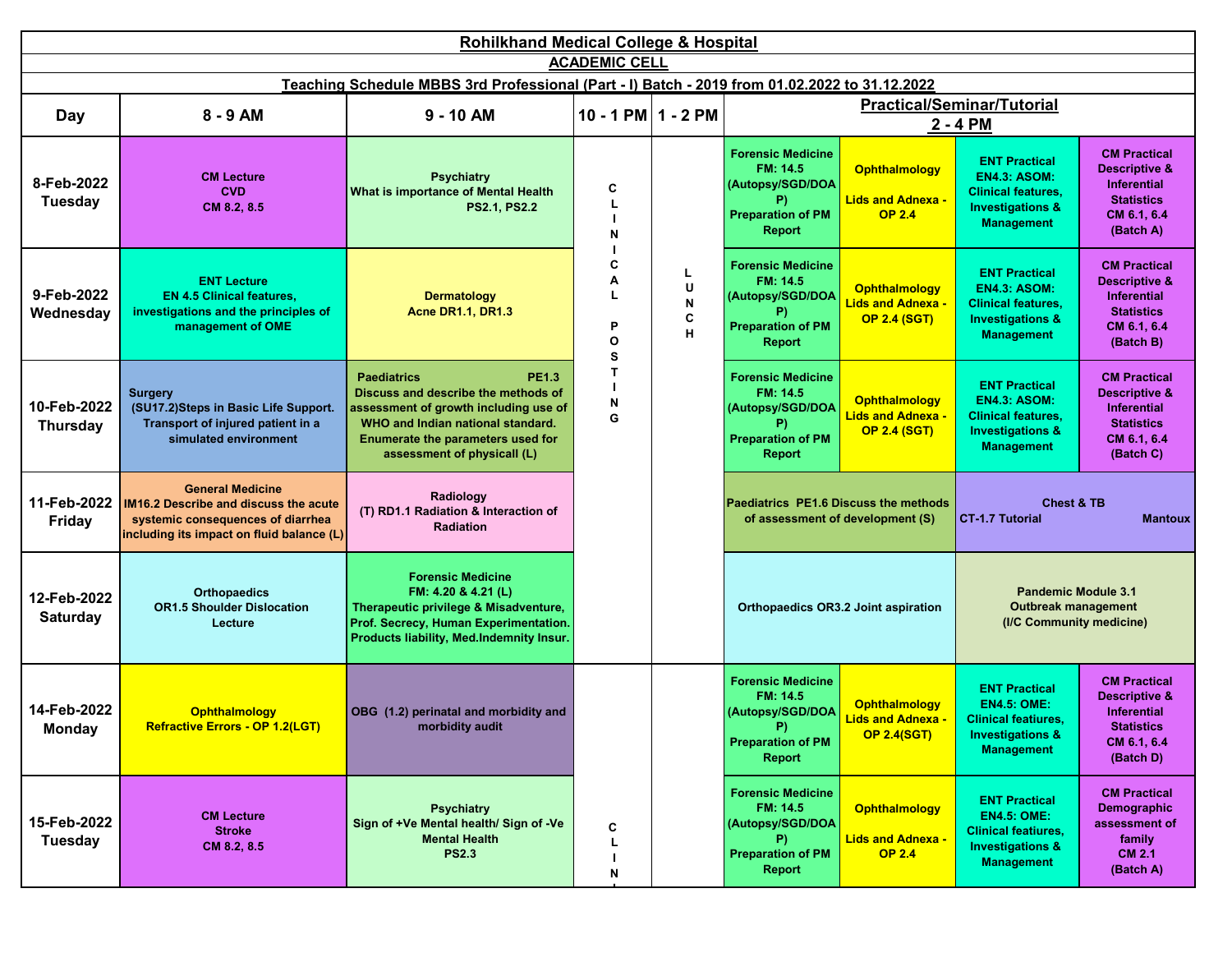# Rohilkhand Medical College & Hospital

## ACADEMIC CELL

### Teaching Schedule MBBS 3rd Professional (Part - I) Batch - 2019 from 01.02.2022 to 31.12.2022

| Day | 8 - 9 AM | 9 - 10 AM | 10 - 1 PM | 1 - 2 PM | Practical/Seminar/Tutorial 2 - 4 PM | | | |
|---|---|---|---|---|---|---|---|---|
| 8-Feb-2022 Tuesday | CM Lecture CVD CM 8.2, 8.5 | Psychiatry What is importance of Mental Health PS2.1, PS2.2 | CLINICAL POSTING | LUNCH | Forensic Medicine FM: 14.5 (Autopsy/SGD/DOAP) Preparation of PM Report | Ophthalmology Lids and Adnexa - OP 2.4 | ENT Practical EN4.3: ASOM: Clinical features, Investigations & Management | CM Practical Descriptive & Inferential Statistics CM 6.1, 6.4 (Batch A) |
| 9-Feb-2022 Wednesday | ENT Lecture EN 4.5 Clinical features, investigations and the principles of management of OME | Dermatology Acne DR1.1, DR1.3 | | | Forensic Medicine FM: 14.5 (Autopsy/SGD/DOAP) Preparation of PM Report | Ophthalmology Lids and Adnexa - OP 2.4 (SGT) | ENT Practical EN4.3: ASOM: Clinical features, Investigations & Management | CM Practical Descriptive & Inferential Statistics CM 6.1, 6.4 (Batch B) |
| 10-Feb-2022 Thursday | Surgery (SU17.2)Steps in Basic Life Support. Transport of injured patient in a simulated environment | Paediatrics PE1.3 Discuss and describe the methods of assessment of growth including use of WHO and Indian national standard. Enumerate the parameters used for assessment of physicall (L) | | | Forensic Medicine FM: 14.5 (Autopsy/SGD/DOAP) Preparation of PM Report | Ophthalmology Lids and Adnexa - OP 2.4 (SGT) | ENT Practical EN4.3: ASOM: Clinical features, Investigations & Management | CM Practical Descriptive & Inferential Statistics CM 6.1, 6.4 (Batch C) |
| 11-Feb-2022 Friday | General Medicine IM16.2 Describe and discuss the acute systemic consequences of diarrhea including its impact on fluid balance (L) | Radiology (T) RD1.1 Radiation & Interaction of Radiation | | | Paediatrics PE1.6 Discuss the methods of assessment of development (S) | | Chest & TB CT-1.7 Tutorial Mantoux | |
| 12-Feb-2022 Saturday | Orthopaedics OR1.5 Shoulder Dislocation Lecture | Forensic Medicine FM: 4.20 & 4.21 (L) Therapeutic privilege & Misadventure, Prof. Secrecy, Human Experimentation. Products liability, Med.Indemnity Insur. | | | Orthopaedics OR3.2 Joint aspiration | | Pandemic Module 3.1 Outbreak management (I/C Community medicine) | |
| 14-Feb-2022 Monday | Ophthalmology Refractive Errors - OP 1.2(LGT) | OBG (1.2) perinatal and morbidity and morbidity audit | | | Forensic Medicine FM: 14.5 (Autopsy/SGD/DOAP) Preparation of PM Report | Ophthalmology Lids and Adnexa - OP 2.4(SGT) | ENT Practical EN4.5: OME: Clinical featiures, Investigations & Management | CM Practical Descriptive & Inferential Statistics CM 6.1, 6.4 (Batch D) |
| 15-Feb-2022 Tuesday | CM Lecture Stroke CM 8.2, 8.5 | Psychiatry Sign of +Ve Mental health/ Sign of -Ve Mental Health PS2.3 | CLIN... | | Forensic Medicine FM: 14.5 (Autopsy/SGD/DOAP) Preparation of PM Report | Ophthalmology Lids and Adnexa - OP 2.4 | ENT Practical EN4.5: OME: Clinical featiures, Investigations & Management | CM Practical Demographic assessment of family CM 2.1 (Batch A) |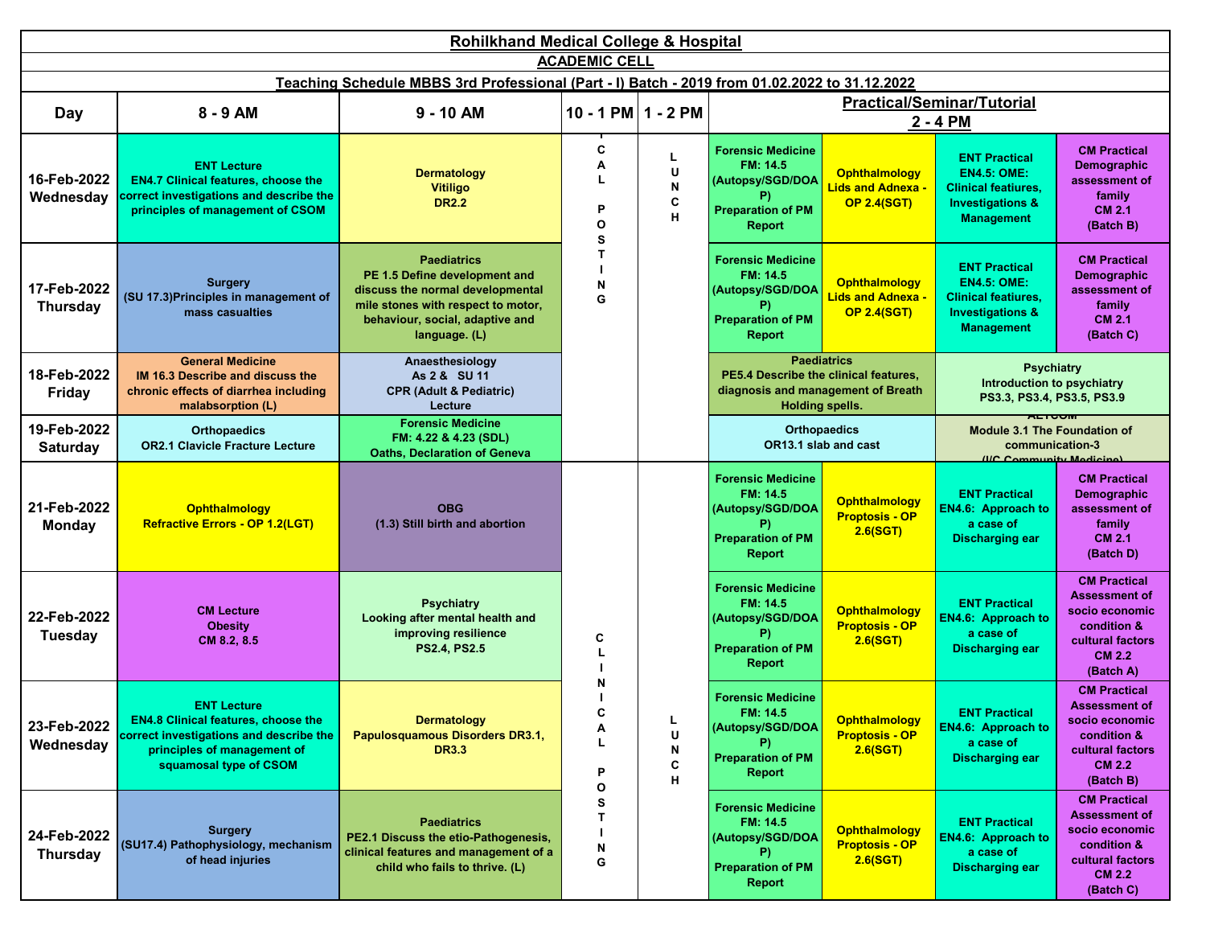# Rohilkhand Medical College & Hospital

## ACADEMIC CELL

### Teaching Schedule MBBS 3rd Professional (Part - I) Batch - 2019 from 01.02.2022 to 31.12.2022

| Day | 8 - 9 AM | 9 - 10 AM | 10 - 1 PM | 1 - 2 PM | Practical/Seminar/Tutorial 2 - 4 PM | | | |
|---|---|---|---|---|---|---|---|---|
| 16-Feb-2022 Wednesday | **ENT Lecture** EN4.7 Clinical features, choose the correct investigations and describe the principles of management of CSOM | **Dermatology** Vitiligo DR2.2 | CLINICAL POSTING | LUNCH | **Forensic Medicine** FM: 14.5 (Autopsy/SGD/DOAP) Preparation of PM Report | **Ophthalmology** Lids and Adnexa - OP 2.4(SGT) | **ENT Practical** EN4.5: OME: Clinical featiures, Investigations & Management | **CM Practical** Demographic assessment of family CM 2.1 (Batch B) |
| 17-Feb-2022 Thursday | **Surgery** (SU 17.3)Principles in management of mass casualties | **Paediatrics** PE 1.5 Define development and discuss the normal developmental mile stones with respect to motor, behaviour, social, adaptive and language. (L) | CLINICAL POSTING | LUNCH | **Forensic Medicine** FM: 14.5 (Autopsy/SGD/DOAP) Preparation of PM Report | **Ophthalmology** Lids and Adnexa - OP 2.4(SGT) | **ENT Practical** EN4.5: OME: Clinical featiures, Investigations & Management | **CM Practical** Demographic assessment of family CM 2.1 (Batch C) |
| 18-Feb-2022 Friday | **General Medicine** IM 16.3 Describe and discuss the chronic effects of diarrhea including malabsorption (L) | **Anaesthesiology** As 2 & SU 11 CPR (Adult & Pediatric) Lecture | CLINICAL POSTING | LUNCH | **Paediatrics** PE5.4 Describe the clinical features, diagnosis and management of Breath Holding spells. | | **Psychiatry** Introduction to psychiatry PS3.3, PS3.4, PS3.5, PS3.9 | |
| 19-Feb-2022 Saturday | **Orthopaedics** OR2.1 Clavicle Fracture Lecture | **Forensic Medicine** FM: 4.22 & 4.23 (SDL) Oaths, Declaration of Geneva | CLINICAL POSTING | LUNCH | **Orthopaedics** OR13.1 slab and cast | | **AETCOM** Module 3.1 The Foundation of communication-3 (I/C Community Medicine) | |
| 21-Feb-2022 Monday | **Ophthalmology** Refractive Errors - OP 1.2(LGT) | **OBG** (1.3) Still birth and abortion | CLINICAL POSTING | LUNCH | **Forensic Medicine** FM: 14.5 (Autopsy/SGD/DOAP) Preparation of PM Report | **Ophthalmology** Proptosis - OP 2.6(SGT) | **ENT Practical** EN4.6: Approach to a case of Discharging ear | **CM Practical** Demographic assessment of family CM 2.1 (Batch D) |
| 22-Feb-2022 Tuesday | **CM Lecture** Obesity CM 8.2, 8.5 | **Psychiatry** Looking after mental health and improving resilience PS2.4, PS2.5 | CLINICAL POSTING | LUNCH | **Forensic Medicine** FM: 14.5 (Autopsy/SGD/DOAP) Preparation of PM Report | **Ophthalmology** Proptosis - OP 2.6(SGT) | **ENT Practical** EN4.6: Approach to a case of Discharging ear | **CM Practical** Assessment of socio economic condition & cultural factors CM 2.2 (Batch A) |
| 23-Feb-2022 Wednesday | **ENT Lecture** EN4.8 Clinical features, choose the correct investigations and describe the principles of management of squamosal type of CSOM | **Dermatology** Papulosquamous Disorders DR3.1, DR3.3 | CLINICAL POSTING | LUNCH | **Forensic Medicine** FM: 14.5 (Autopsy/SGD/DOAP) Preparation of PM Report | **Ophthalmology** Proptosis - OP 2.6(SGT) | **ENT Practical** EN4.6: Approach to a case of Discharging ear | **CM Practical** Assessment of socio economic condition & cultural factors CM 2.2 (Batch B) |
| 24-Feb-2022 Thursday | **Surgery** (SU17.4) Pathophysiology, mechanism of head injuries | **Paediatrics** PE2.1 Discuss the etio-Pathogenesis, clinical features and management of a child who fails to thrive. (L) | CLINICAL POSTING | LUNCH | **Forensic Medicine** FM: 14.5 (Autopsy/SGD/DOAP) Preparation of PM Report | **Ophthalmology** Proptosis - OP 2.6(SGT) | **ENT Practical** EN4.6: Approach to a case of Discharging ear | **CM Practical** Assessment of socio economic condition & cultural factors CM 2.2 (Batch C) |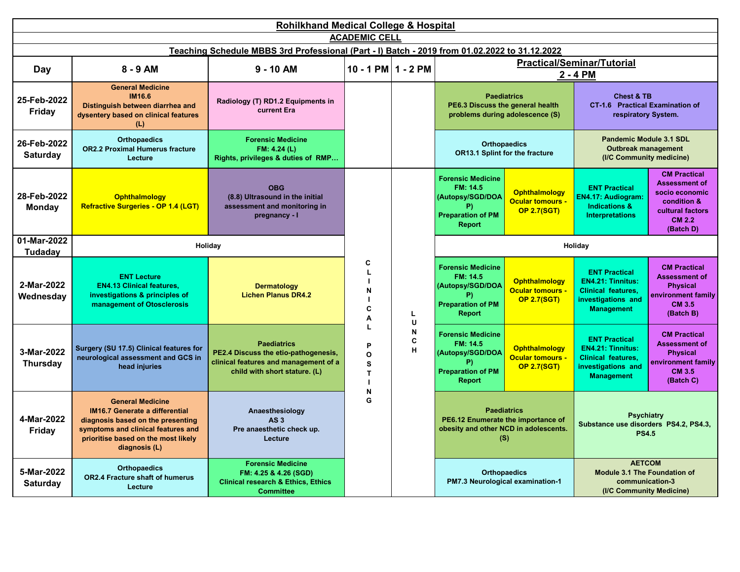# Rohilkhand Medical College & Hospital

## ACADEMIC CELL

### Teaching Schedule MBBS 3rd Professional (Part - I) Batch - 2019 from 01.02.2022 to 31.12.2022

| Day | 8 - 9 AM | 9 - 10 AM | 10 - 1 PM | 1 - 2 PM | Practical/Seminar/Tutorial 2 - 4 PM | | | |
|---|---|---|---|---|---|---|---|---|
| 25-Feb-2022 Friday | General Medicine IM16.6 Distinguish between diarrhea and dysentery based on clinical features (L) | Radiology (T) RD1.2 Equipments in current Era | | | Paediatrics PE6.3 Discuss the general health problems during adolescence (S) | | Chest & TB CT-1.6 Practical Examination of respiratory System. | |
| 26-Feb-2022 Saturday | Orthopaedics OR2.2 Proximal Humerus fracture Lecture | Forensic Medicine FM: 4.24 (L) Rights, privileges & duties of RMP… | | | Orthopaedics OR13.1 Splint for the fracture | | Pandemic Module 3.1 SDL Outbreak management (I/C Community medicine) | |
| 28-Feb-2022 Monday | Ophthalmology Refractive Surgeries - OP 1.4 (LGT) | OBG (8.8) Ultrasound in the initial assessment and monitoring in pregnancy - I | CLINICAL POSTING | LUNCH | Forensic Medicine FM: 14.5 (Autopsy/SGD/DOAP) Preparation of PM Report | Ophthalmology Ocular tomours - OP 2.7(SGT) | ENT Practical EN4.17: Audiogram: Indications & Interpretations | CM Practical Assessment of socio economic condition & cultural factors CM 2.2 (Batch D) |
| 01-Mar-2022 Tudaday | Holiday | | | | Holiday | | | |
| 2-Mar-2022 Wednesday | ENT Lecture EN4.13 Clinical features, investigations & principles of management of Otosclerosis | Dermatology Lichen Planus DR4.2 | | | Forensic Medicine FM: 14.5 (Autopsy/SGD/DOAP) Preparation of PM Report | Ophthalmology Ocular tomours - OP 2.7(SGT) | ENT Practical EN4.21: Tinnitus: Clinical features, investigations and Management | CM Practical Assessment of Physical environment family CM 3.5 (Batch B) |
| 3-Mar-2022 Thursday | Surgery (SU 17.5) Clinical features for neurological assessment and GCS in head injuries | Paediatrics PE2.4 Discuss the etio-pathogenesis, clinical features and management of a child with short stature. (L) | | | Forensic Medicine FM: 14.5 (Autopsy/SGD/DOAP) Preparation of PM Report | Ophthalmology Ocular tomours - OP 2.7(SGT) | ENT Practical EN4.21: Tinnitus: Clinical features, investigations and Management | CM Practical Assessment of Physical environment family CM 3.5 (Batch C) |
| 4-Mar-2022 Friday | General Medicine IM16.7 Generate a differential diagnosis based on the presenting symptoms and clinical features and prioritise based on the most likely diagnosis (L) | Anaesthesiology AS 3 Pre anaesthetic check up. Lecture | | | Paediatrics PE6.12 Enumerate the importance of obesity and other NCD in adolescents. (S) | | Psychiatry Substance use disorders PS4.2, PS4.3, PS4.5 | |
| 5-Mar-2022 Saturday | Orthopaedics OR2.4 Fracture shaft of humerus Lecture | Forensic Medicine FM: 4.25 & 4.26 (SGD) Clinical research & Ethics, Ethics Committee | | | Orthopaedics PM7.3 Neurological examination-1 | | AETCOM Module 3.1 The Foundation of communication-3 (I/C Community Medicine) | |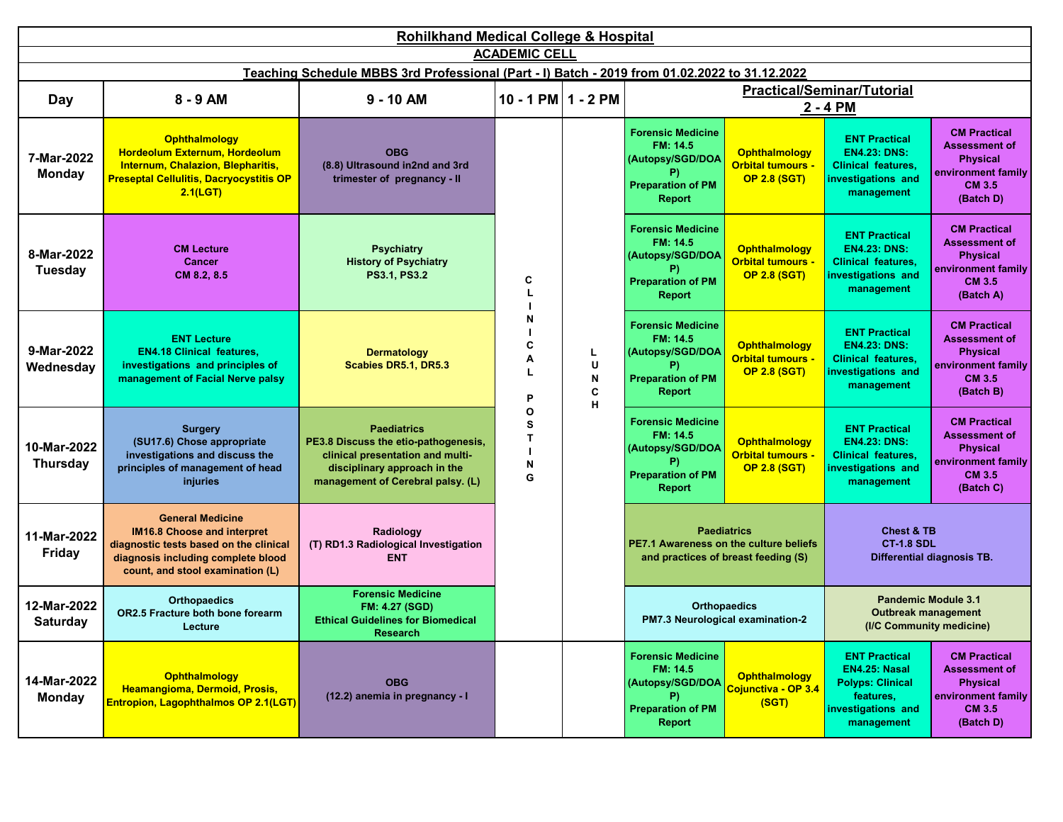# Rohilkhand Medical College & Hospital

## ACADEMIC CELL

### Teaching Schedule MBBS 3rd Professional (Part - I) Batch - 2019 from 01.02.2022 to 31.12.2022

| Day | 8 - 9 AM | 9 - 10 AM | 10 - 1 PM | 1 - 2 PM | Practical/Seminar/Tutorial 2 - 4 PM | | | |
|---|---|---|---|---|---|---|---|---|
| 7-Mar-2022 Monday | Ophthalmology Hordeolum Externum, Hordeolum Internum, Chalazion, Blepharitis, Preseptal Cellulitis, Dacryocystitis OP 2.1(LGT) | OBG (8.8) Ultrasound in2nd and 3rd trimester of pregnancy - II | CLINICAL POSTING | LUNCH | Forensic Medicine FM: 14.5 (Autopsy/SGD/DOAP) Preparation of PM Report | Ophthalmology Orbital tumours - OP 2.8 (SGT) | ENT Practical EN4.23: DNS: Clinical features, investigations and management | CM Practical Assessment of Physical environment family CM 3.5 (Batch D) |
| 8-Mar-2022 Tuesday | CM Lecture Cancer CM 8.2, 8.5 | Psychiatry History of Psychiatry PS3.1, PS3.2 | CLINICAL POSTING | LUNCH | Forensic Medicine FM: 14.5 (Autopsy/SGD/DOAP) Preparation of PM Report | Ophthalmology Orbital tumours - OP 2.8 (SGT) | ENT Practical EN4.23: DNS: Clinical features, investigations and management | CM Practical Assessment of Physical environment family CM 3.5 (Batch A) |
| 9-Mar-2022 Wednesday | ENT Lecture EN4.18 Clinical features, investigations and principles of management of Facial Nerve palsy | Dermatology Scabies DR5.1, DR5.3 | CLINICAL POSTING | LUNCH | Forensic Medicine FM: 14.5 (Autopsy/SGD/DOAP) Preparation of PM Report | Ophthalmology Orbital tumours - OP 2.8 (SGT) | ENT Practical EN4.23: DNS: Clinical features, investigations and management | CM Practical Assessment of Physical environment family CM 3.5 (Batch B) |
| 10-Mar-2022 Thursday | Surgery (SU17.6) Chose appropriate investigations and discuss the principles of management of head injuries | Paediatrics PE3.8 Discuss the etio-pathogenesis, clinical presentation and multi-disciplinary approach in the management of Cerebral palsy. (L) | CLINICAL POSTING | LUNCH | Forensic Medicine FM: 14.5 (Autopsy/SGD/DOAP) Preparation of PM Report | Ophthalmology Orbital tumours - OP 2.8 (SGT) | ENT Practical EN4.23: DNS: Clinical features, investigations and management | CM Practical Assessment of Physical environment family CM 3.5 (Batch C) |
| 11-Mar-2022 Friday | General Medicine IM16.8 Choose and interpret diagnostic tests based on the clinical diagnosis including complete blood count, and stool examination (L) | Radiology (T) RD1.3 Radiological Investigation ENT | CLINICAL POSTING | LUNCH | Paediatrics PE7.1 Awareness on the culture beliefs and practices of breast feeding (S) | | Chest & TB CT-1.8 SDL Differential diagnosis TB. | |
| 12-Mar-2022 Saturday | Orthopaedics OR2.5 Fracture both bone forearm Lecture | Forensic Medicine FM: 4.27 (SGD) Ethical Guidelines for Biomedical Research | CLINICAL POSTING | LUNCH | Orthopaedics PM7.3 Neurological examination-2 | | Pandemic Module 3.1 Outbreak management (I/C Community medicine) | |
| 14-Mar-2022 Monday | Ophthalmology Heamangioma, Dermoid, Prosis, Entropion, Lagophthalmos OP 2.1(LGT) | OBG (12.2) anemia in pregnancy - I | | | Forensic Medicine FM: 14.5 (Autopsy/SGD/DOAP) Preparation of PM Report | Ophthalmology Cojunctiva - OP 3.4 (SGT) | ENT Practical EN4.25: Nasal Polyps: Clinical features, investigations and management | CM Practical Assessment of Physical environment family CM 3.5 (Batch D) |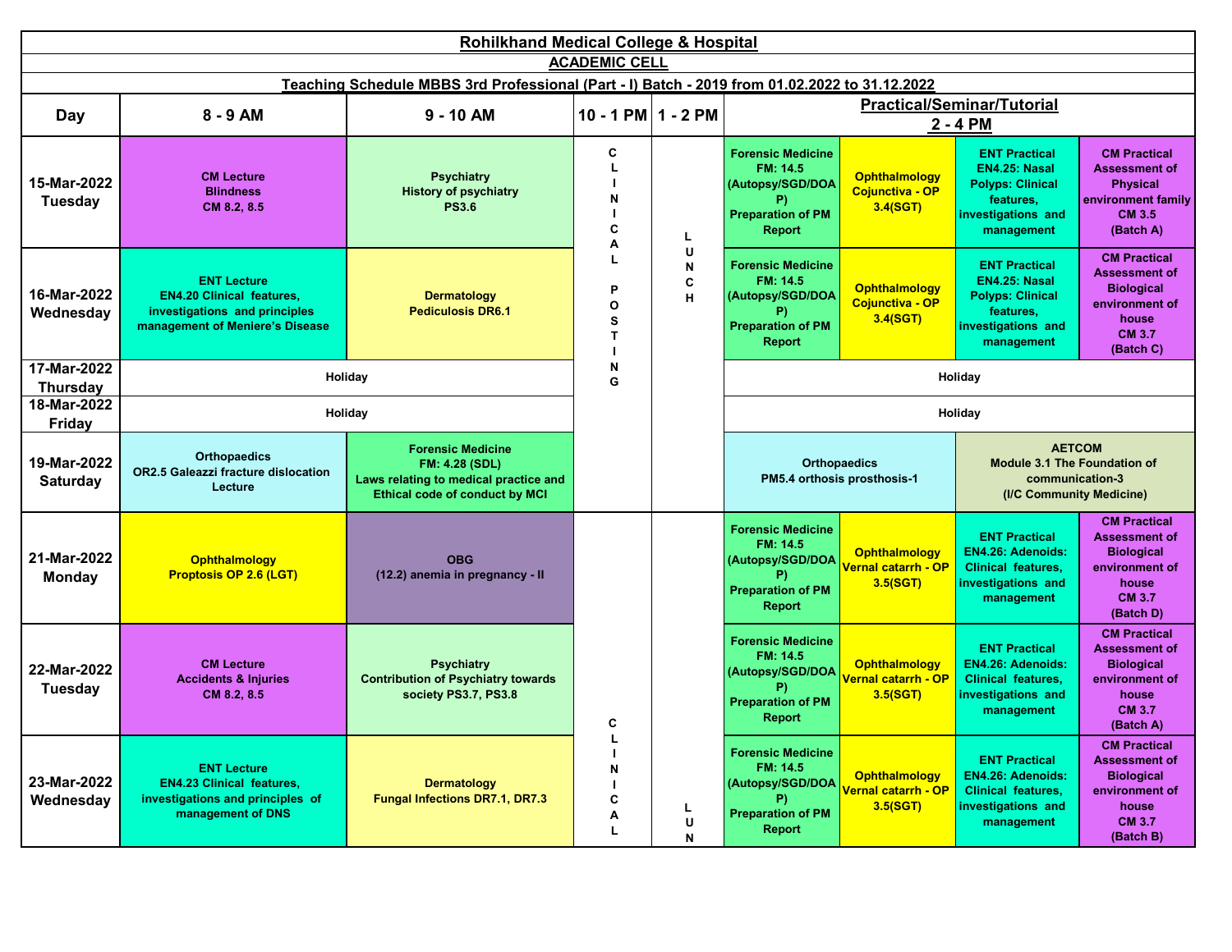# Rohilkhand Medical College & Hospital

## ACADEMIC CELL

### Teaching Schedule MBBS 3rd Professional (Part - I) Batch - 2019 from 01.02.2022 to 31.12.2022

| Day | 8 - 9 AM | 9 - 10 AM | 10 - 1 PM | 1 - 2 PM | Practical/Seminar/Tutorial 2 - 4 PM | | | |
|---|---|---|---|---|---|---|---|---|
| 15-Mar-2022 Tuesday | CM Lecture Blindness CM 8.2, 8.5 | Psychiatry History of psychiatry PS3.6 | CLINICAL POSTING | LUNCH | Forensic Medicine FM: 14.5 (Autopsy/SGD/DOAP) Preparation of PM Report | Ophthalmology Cojunctiva - OP 3.4(SGT) | ENT Practical EN4.25: Nasal Polyps: Clinical features, investigations and management | CM Practical Assessment of Physical environment family CM 3.5 (Batch A) |
| 16-Mar-2022 Wednesday | ENT Lecture EN4.20 Clinical features, investigations and principles management of Meniere's Disease | Dermatology Pediculosis DR6.1 | CLINICAL POSTING | LUNCH | Forensic Medicine FM: 14.5 (Autopsy/SGD/DOAP) Preparation of PM Report | Ophthalmology Cojunctiva - OP 3.4(SGT) | ENT Practical EN4.25: Nasal Polyps: Clinical features, investigations and management | CM Practical Assessment of Biological environment of house CM 3.7 (Batch C) |
| 17-Mar-2022 Thursday | Holiday | | CLINICAL POSTING | LUNCH | Holiday | | | |
| 18-Mar-2022 Friday | Holiday | | CLINICAL POSTING | LUNCH | Holiday | | | |
| 19-Mar-2022 Saturday | Orthopaedics OR2.5 Galeazzi fracture dislocation Lecture | Forensic Medicine FM: 4.28 (SDL) Laws relating to medical practice and Ethical code of conduct by MCI | CLINICAL POSTING | LUNCH | Orthopaedics PM5.4 orthosis prosthosis-1 | | AETCOM Module 3.1 The Foundation of communication-3 (I/C Community Medicine) | |
| 21-Mar-2022 Monday | Ophthalmology Proptosis OP 2.6 (LGT) | OBG (12.2) anemia in pregnancy - II | CLINICAL | LUN | Forensic Medicine FM: 14.5 (Autopsy/SGD/DOAP) Preparation of PM Report | Ophthalmology Vernal catarrh - OP 3.5(SGT) | ENT Practical EN4.26: Adenoids: Clinical features, investigations and management | CM Practical Assessment of Biological environment of house CM 3.7 (Batch D) |
| 22-Mar-2022 Tuesday | CM Lecture Accidents & Injuries CM 8.2, 8.5 | Psychiatry Contribution of Psychiatry towards society PS3.7, PS3.8 | CLINICAL | LUN | Forensic Medicine FM: 14.5 (Autopsy/SGD/DOAP) Preparation of PM Report | Ophthalmology Vernal catarrh - OP 3.5(SGT) | ENT Practical EN4.26: Adenoids: Clinical features, investigations and management | CM Practical Assessment of Biological environment of house CM 3.7 (Batch A) |
| 23-Mar-2022 Wednesday | ENT Lecture EN4.23 Clinical features, investigations and principles of management of DNS | Dermatology Fungal Infections DR7.1, DR7.3 | CLINICAL | LUN | Forensic Medicine FM: 14.5 (Autopsy/SGD/DOAP) Preparation of PM Report | Ophthalmology Vernal catarrh - OP 3.5(SGT) | ENT Practical EN4.26: Adenoids: Clinical features, investigations and management | CM Practical Assessment of Biological environment of house CM 3.7 (Batch B) |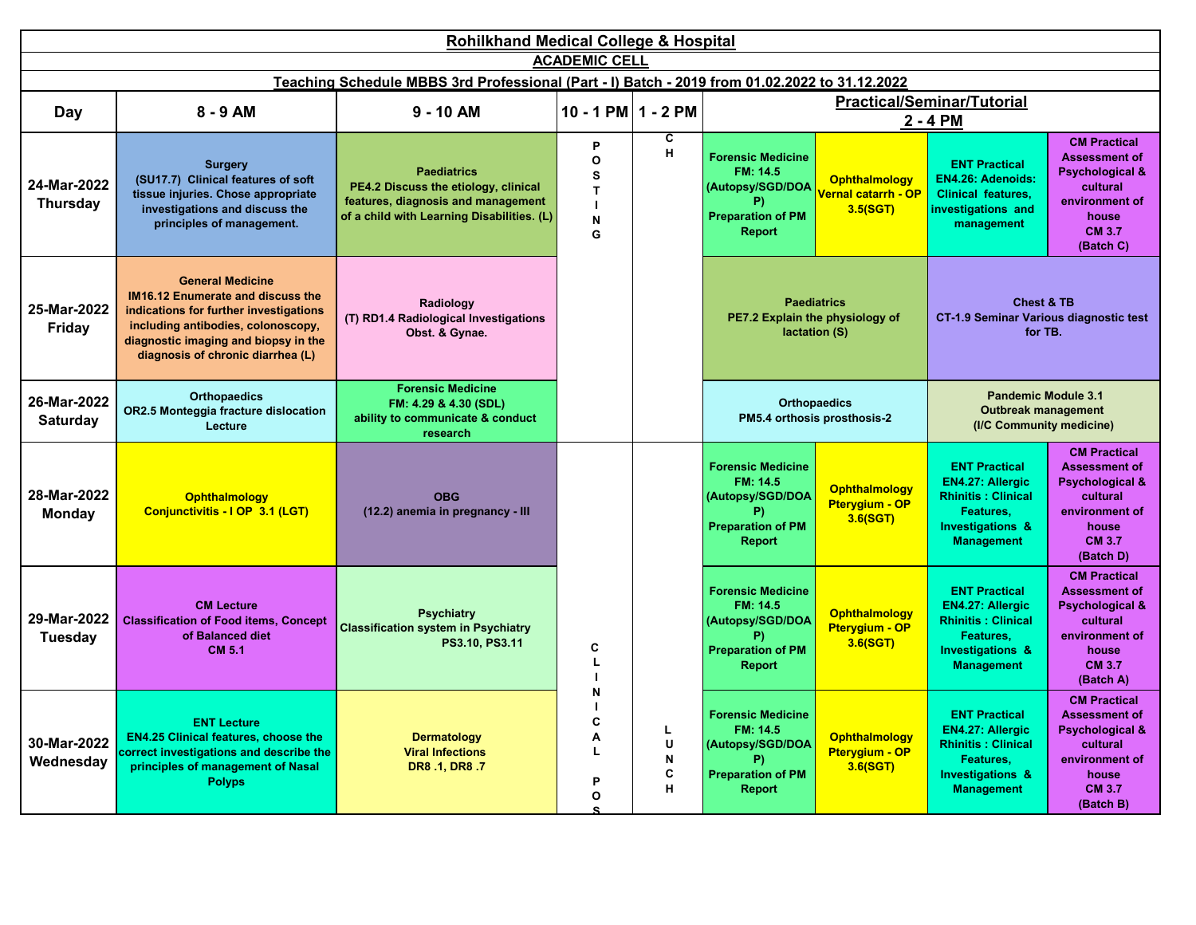# Rohilkhand Medical College & Hospital

## ACADEMIC CELL

### Teaching Schedule MBBS 3rd Professional (Part - I) Batch - 2019 from 01.02.2022 to 31.12.2022

| Day | 8 - 9 AM | 9 - 10 AM | 10 - 1 PM | 1 - 2 PM | Practical/Seminar/Tutorial 2 - 4 PM | | | |
|---|---|---|---|---|---|---|---|---|
| 24-Mar-2022 Thursday | Surgery (SU17.7) Clinical features of soft tissue injuries. Chose appropriate investigations and discuss the principles of management. | Paediatrics PE4.2 Discuss the etiology, clinical features, diagnosis and management of a child with Learning Disabilities. (L) | POSTING | CH | Forensic Medicine FM: 14.5 (Autopsy/SGD/DOAP) Preparation of PM Report | Ophthalmology Vernal catarrh - OP 3.5(SGT) | ENT Practical EN4.26: Adenoids: Clinical features, investigations and management | CM Practical Assessment of Psychological & cultural environment of house CM 3.7 (Batch C) |
| 25-Mar-2022 Friday | General Medicine IM16.12 Enumerate and discuss the indications for further investigations including antibodies, colonoscopy, diagnostic imaging and biopsy in the diagnosis of chronic diarrhea (L) | Radiology (T) RD1.4 Radiological Investigations Obst. & Gynae. | | | Paediatrics PE7.2 Explain the physiology of lactation (S) | | Chest & TB CT-1.9 Seminar Various diagnostic test for TB. | |
| 26-Mar-2022 Saturday | Orthopaedics OR2.5 Monteggia fracture dislocation Lecture | Forensic Medicine FM: 4.29 & 4.30 (SDL) ability to communicate & conduct research | | | Orthopaedics PM5.4 orthosis prosthosis-2 | | Pandemic Module 3.1 Outbreak management (I/C Community medicine) | |
| 28-Mar-2022 Monday | Ophthalmology Conjunctivitis - I OP 3.1 (LGT) | OBG (12.2) anemia in pregnancy - III | CLINICAL POS | LUNCH | Forensic Medicine FM: 14.5 (Autopsy/SGD/DOAP) Preparation of PM Report | Ophthalmology Pterygium - OP 3.6(SGT) | ENT Practical EN4.27: Allergic Rhinitis : Clinical Features, Investigations & Management | CM Practical Assessment of Psychological & cultural environment of house CM 3.7 (Batch D) |
| 29-Mar-2022 Tuesday | CM Lecture Classification of Food items, Concept of Balanced diet CM 5.1 | Psychiatry Classification system in Psychiatry PS3.10, PS3.11 | | | Forensic Medicine FM: 14.5 (Autopsy/SGD/DOAP) Preparation of PM Report | Ophthalmology Pterygium - OP 3.6(SGT) | ENT Practical EN4.27: Allergic Rhinitis : Clinical Features, Investigations & Management | CM Practical Assessment of Psychological & cultural environment of house CM 3.7 (Batch A) |
| 30-Mar-2022 Wednesday | ENT Lecture EN4.25 Clinical features, choose the correct investigations and describe the principles of management of Nasal Polyps | Dermatology Viral Infections DR8 .1, DR8 .7 | | | Forensic Medicine FM: 14.5 (Autopsy/SGD/DOAP) Preparation of PM Report | Ophthalmology Pterygium - OP 3.6(SGT) | ENT Practical EN4.27: Allergic Rhinitis : Clinical Features, Investigations & Management | CM Practical Assessment of Psychological & cultural environment of house CM 3.7 (Batch B) |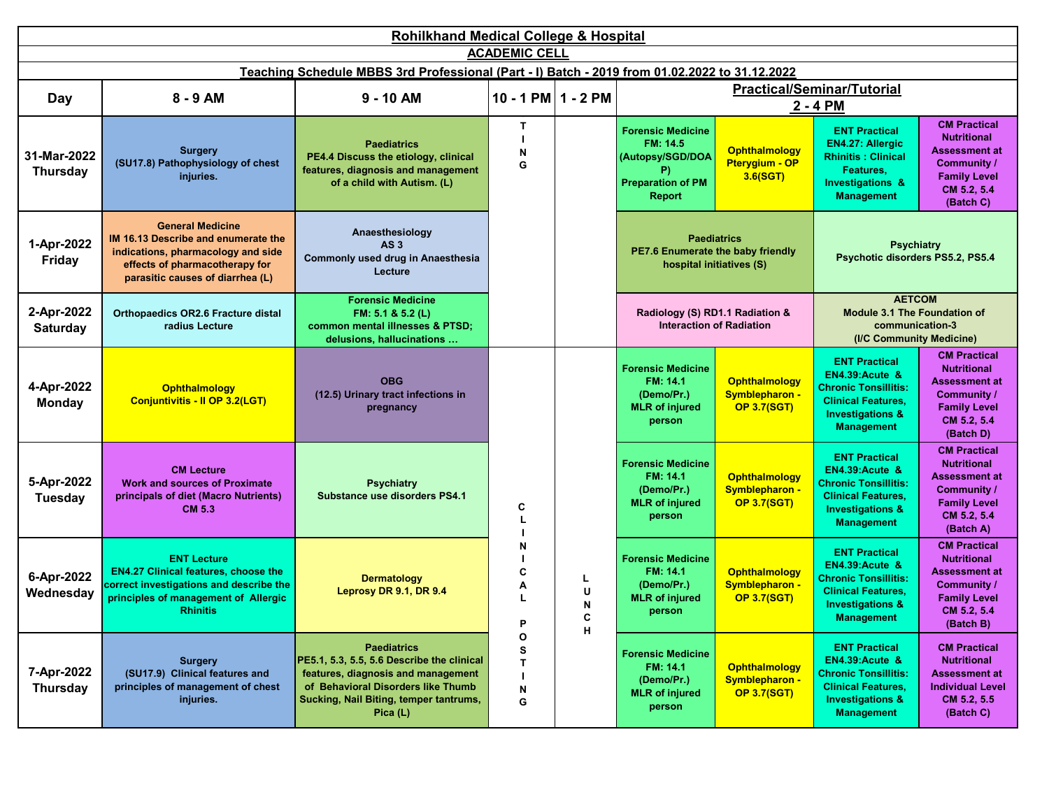# Rohilkhand Medical College & Hospital

## ACADEMIC CELL

### Teaching Schedule MBBS 3rd Professional (Part - I) Batch - 2019 from 01.02.2022 to 31.12.2022

| Day | 8 - 9 AM | 9 - 10 AM | 10 - 1 PM | 1 - 2 PM | Practical/Seminar/Tutorial 2 - 4 PM | | | |
|---|---|---|---|---|---|---|---|---|
| 31-Mar-2022 Thursday | Surgery (SU17.8) Pathophysiology of chest injuries. | Paediatrics PE4.4 Discuss the etiology, clinical features, diagnosis and management of a child with Autism. (L) | TING | | Forensic Medicine FM: 14.5 (Autopsy/SGD/DOAP) Preparation of PM Report | Ophthalmology Pterygium - OP 3.6(SGT) | ENT Practical EN4.27: Allergic Rhinitis : Clinical Features, Investigations & Management | CM Practical Nutritional Assessment at Community / Family Level CM 5.2, 5.4 (Batch C) |
| 1-Apr-2022 Friday | General Medicine IM 16.13 Describe and enumerate the indications, pharmacology and side effects of pharmacotherapy for parasitic causes of diarrhea (L) | Anaesthesiology AS 3 Commonly used drug in Anaesthesia Lecture | | | Paediatrics PE7.6 Enumerate the baby friendly hospital initiatives (S) | | Psychiatry Psychotic disorders PS5.2, PS5.4 | |
| 2-Apr-2022 Saturday | Orthopaedics OR2.6 Fracture distal radius Lecture | Forensic Medicine FM: 5.1 & 5.2 (L) common mental illnesses & PTSD; delusions, hallucinations … | | | Radiology (S) RD1.1 Radiation & Interaction of Radiation | | AETCOM Module 3.1 The Foundation of communication-3 (I/C Community Medicine) | |
| 4-Apr-2022 Monday | Ophthalmology Conjuntivitis - II OP 3.2(LGT) | OBG (12.5) Urinary tract infections in pregnancy | CLINICAL POSTING | LUNCH | Forensic Medicine FM: 14.1 (Demo/Pr.) MLR of injured person | Ophthalmology Symblepharon - OP 3.7(SGT) | ENT Practical EN4.39:Acute & Chronic Tonsillitis: Clinical Features, Investigations & Management | CM Practical Nutritional Assessment at Community / Family Level CM 5.2, 5.4 (Batch D) |
| 5-Apr-2022 Tuesday | CM Lecture Work and sources of Proximate principals of diet (Macro Nutrients) CM 5.3 | Psychiatry Substance use disorders PS4.1 | CLINICAL POSTING | LUNCH | Forensic Medicine FM: 14.1 (Demo/Pr.) MLR of injured person | Ophthalmology Symblepharon - OP 3.7(SGT) | ENT Practical EN4.39:Acute & Chronic Tonsillitis: Clinical Features, Investigations & Management | CM Practical Nutritional Assessment at Community / Family Level CM 5.2, 5.4 (Batch A) |
| 6-Apr-2022 Wednesday | ENT Lecture EN4.27 Clinical features, choose the correct investigations and describe the principles of management of Allergic Rhinitis | Dermatology Leprosy DR 9.1, DR 9.4 | CLINICAL POSTING | LUNCH | Forensic Medicine FM: 14.1 (Demo/Pr.) MLR of injured person | Ophthalmology Symblepharon - OP 3.7(SGT) | ENT Practical EN4.39:Acute & Chronic Tonsillitis: Clinical Features, Investigations & Management | CM Practical Nutritional Assessment at Community / Family Level CM 5.2, 5.4 (Batch B) |
| 7-Apr-2022 Thursday | Surgery (SU17.9) Clinical features and principles of management of chest injuries. | Paediatrics PE5.1, 5.3, 5.5, 5.6 Describe the clinical features, diagnosis and management of Behavioral Disorders like Thumb Sucking, Nail Biting, temper tantrums, Pica (L) | CLINICAL POSTING | LUNCH | Forensic Medicine FM: 14.1 (Demo/Pr.) MLR of injured person | Ophthalmology Symblepharon - OP 3.7(SGT) | ENT Practical EN4.39:Acute & Chronic Tonsillitis: Clinical Features, Investigations & Management | CM Practical Nutritional Assessment at Individual Level CM 5.2, 5.5 (Batch C) |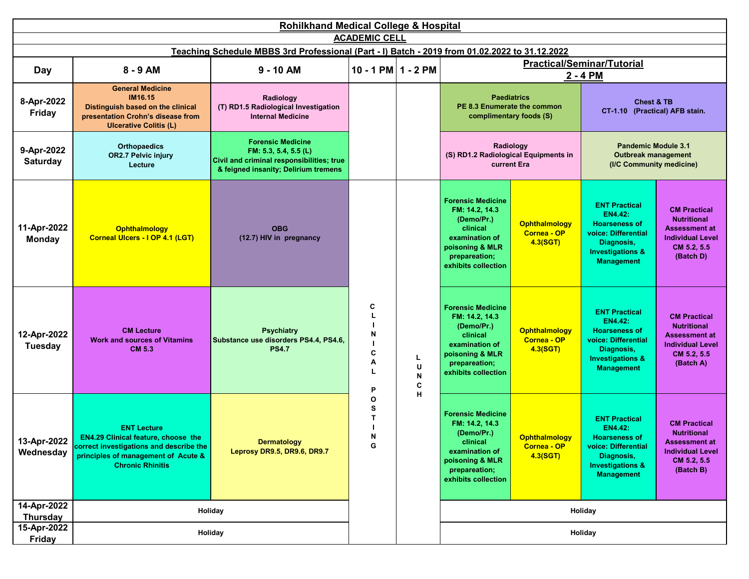# Rohilkhand Medical College & Hospital

## ACADEMIC CELL

### Teaching Schedule MBBS 3rd Professional (Part - I) Batch - 2019 from 01.02.2022 to 31.12.2022

| Day | 8 - 9 AM | 9 - 10 AM | 10 - 1 PM | 1 - 2 PM | Practical/Seminar/Tutorial 2 - 4 PM | | | |
|---|---|---|---|---|---|---|---|---|
| 8-Apr-2022 Friday | General Medicine IM16.15 Distinguish based on the clinical presentation Crohn's disease from Ulcerative Colitis (L) | Radiology (T) RD1.5 Radiological Investigation Internal Medicine | | | Paediatrics PE 8.3 Enumerate the common complimentary foods (S) | | Chest & TB CT-1.10 (Practical) AFB stain. | |
| 9-Apr-2022 Saturday | Orthopaedics OR2.7 Pelvic injury Lecture | Forensic Medicine FM: 5.3, 5.4, 5.5 (L) Civil and criminal responsibilities; true & feigned insanity; Delirium tremens | | | Radiology (S) RD1.2 Radiological Equipments in current Era | | Pandemic Module 3.1 Outbreak management (I/C Community medicine) | |
| 11-Apr-2022 Monday | Ophthalmology Corneal Ulcers - I OP 4.1 (LGT) | OBG (12.7) HIV in pregnancy | CLINICAL POSTING | LUNCH | Forensic Medicine FM: 14.2, 14.3 (Demo/Pr.) clinical examination of poisoning & MLR prepareation; exhibits collection | Ophthalmology Cornea - OP 4.3(SGT) | ENT Practical EN4.42: Hoarseness of voice: Differential Diagnosis, Investigations & Management | CM Practical Nutritional Assessment at Individual Level CM 5.2, 5.5 (Batch D) |
| 12-Apr-2022 Tuesday | CM Lecture Work and sources of Vitamins CM 5.3 | Psychiatry Substance use disorders PS4.4, PS4.6, PS4.7 | CLINICAL POSTING | LUNCH | Forensic Medicine FM: 14.2, 14.3 (Demo/Pr.) clinical examination of poisoning & MLR prepareation; exhibits collection | Ophthalmology Cornea - OP 4.3(SGT) | ENT Practical EN4.42: Hoarseness of voice: Differential Diagnosis, Investigations & Management | CM Practical Nutritional Assessment at Individual Level CM 5.2, 5.5 (Batch A) |
| 13-Apr-2022 Wednesday | ENT Lecture EN4.29 Clinical feature, choose the correct investigations and describe the principles of management of Acute & Chronic Rhinitis | Dermatology Leprosy DR9.5, DR9.6, DR9.7 | CLINICAL POSTING | LUNCH | Forensic Medicine FM: 14.2, 14.3 (Demo/Pr.) clinical examination of poisoning & MLR prepareation; exhibits collection | Ophthalmology Cornea - OP 4.3(SGT) | ENT Practical EN4.42: Hoarseness of voice: Differential Diagnosis, Investigations & Management | CM Practical Nutritional Assessment at Individual Level CM 5.2, 5.5 (Batch B) |
| 14-Apr-2022 Thursday | Holiday | | CLINICAL POSTING | LUNCH | Holiday | | | |
| 15-Apr-2022 Friday | Holiday | | CLINICAL POSTING | LUNCH | Holiday | | | |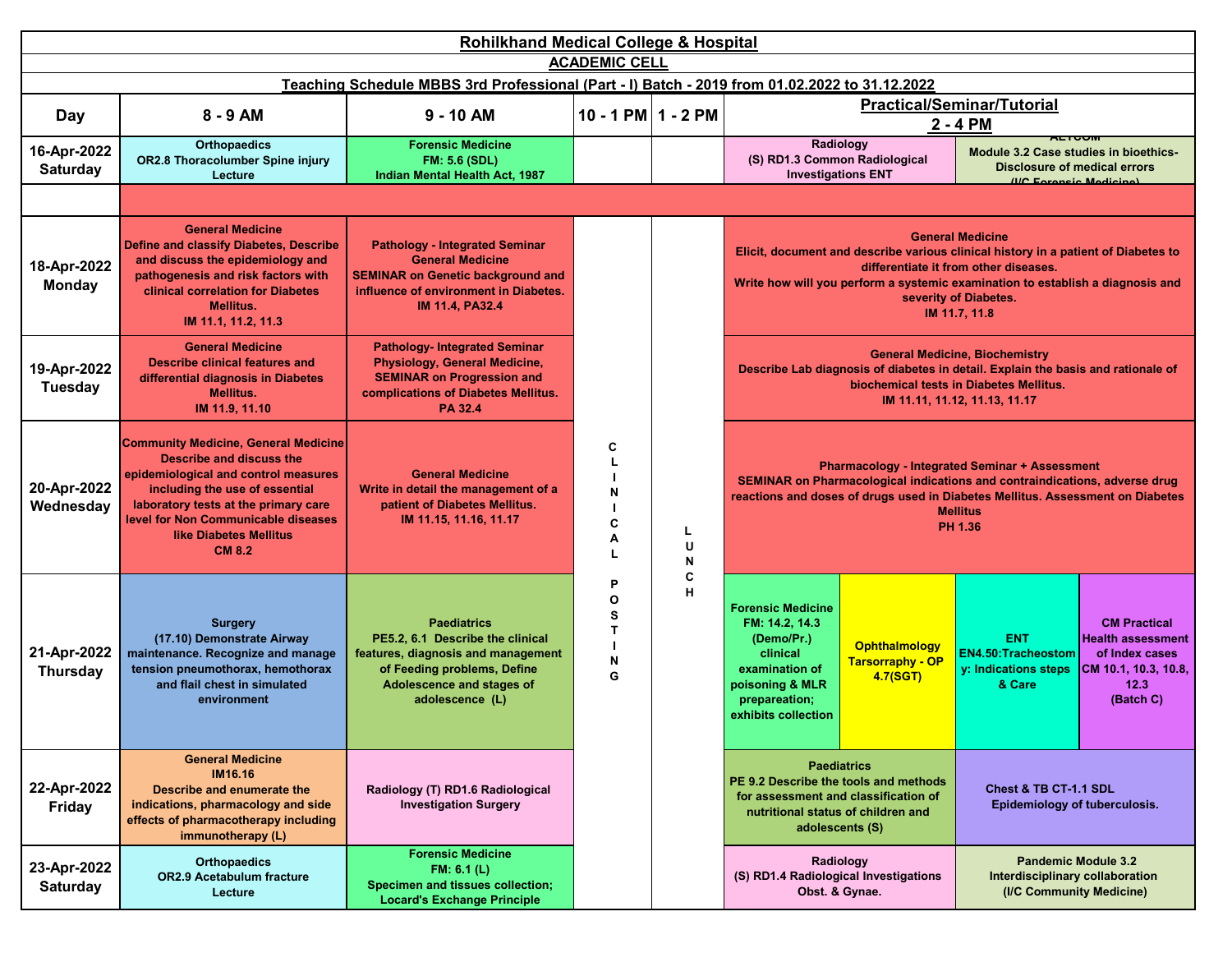**Rohilkhand Medical College & Hospital**

**ACADEMIC CELL**

**Teaching Schedule MBBS 3rd Professional (Part - I) Batch - 2019 from 01.02.2022 to 31.12.2022**

| Day | 8 - 9 AM | 9 - 10 AM | 10 - 1 PM | 1 - 2 PM | Practical/Seminar/Tutorial 2 - 4 PM | | | |
|---|---|---|---|---|---|---|---|---|
| 16-Apr-2022 Saturday | Orthopaedics OR2.8 Thoracolumber Spine injury Lecture | Forensic Medicine FM: 5.6 (SDL) Indian Mental Health Act, 1987 | | | Radiology (S) RD1.3 Common Radiological Investigations ENT | | AETCOM Module 3.2 Case studies in bioethics-Disclosure of medical errors (I/C Forensic Medicine) | |
| | | | | | | | | |
| 18-Apr-2022 Monday | General Medicine Define and classify Diabetes, Describe and discuss the epidemiology and pathogenesis and risk factors with clinical correlation for Diabetes Mellitus. IM 11.1, 11.2, 11.3 | Pathology - Integrated Seminar General Medicine SEMINAR on Genetic background and influence of environment in Diabetes. IM 11.4, PA32.4 | CLINICAL POSTING | LUNCH | General Medicine Elicit, document and describe various clinical history in a patient of Diabetes to differentiate it from other diseases. Write how will you perform a systemic examination to establish a diagnosis and severity of Diabetes. IM 11.7, 11.8 | | | |
| 19-Apr-2022 Tuesday | General Medicine Describe clinical features and differential diagnosis in Diabetes Mellitus. IM 11.9, 11.10 | Pathology- Integrated Seminar Physiology, General Medicine, SEMINAR on Progression and complications of Diabetes Mellitus. PA 32.4 | CLINICAL POSTING | LUNCH | General Medicine, Biochemistry Describe Lab diagnosis of diabetes in detail. Explain the basis and rationale of biochemical tests in Diabetes Mellitus. IM 11.11, 11.12, 11.13, 11.17 | | | |
| 20-Apr-2022 Wednesday | Community Medicine, General Medicine Describe and discuss the epidemiological and control measures including the use of essential laboratory tests at the primary care level for Non Communicable diseases like Diabetes Mellitus CM 8.2 | General Medicine Write in detail the management of a patient of Diabetes Mellitus. IM 11.15, 11.16, 11.17 | CLINICAL POSTING | LUNCH | Pharmacology - Integrated Seminar + Assessment SEMINAR on Pharmacological indications and contraindications, adverse drug reactions and doses of drugs used in Diabetes Mellitus. Assessment on Diabetes Mellitus PH 1.36 | | | |
| 21-Apr-2022 Thursday | Surgery (17.10) Demonstrate Airway maintenance. Recognize and manage tension pneumothorax, hemothorax and flail chest in simulated environment | Paediatrics PE5.2, 6.1 Describe the clinical features, diagnosis and management of Feeding problems, Define Adolescence and stages of adolescence (L) | CLINICAL POSTING | LUNCH | Forensic Medicine FM: 14.2, 14.3 (Demo/Pr.) clinical examination of poisoning & MLR prepareation; exhibits collection | Ophthalmology Tarsorraphy - OP 4.7(SGT) | ENT EN4.50:Tracheostomy: Indications steps & Care | CM Practical Health assessment of Index cases CM 10.1, 10.3, 10.8, 12.3 (Batch C) |
| 22-Apr-2022 Friday | General Medicine IM16.16 Describe and enumerate the indications, pharmacology and side effects of pharmacotherapy including immunotherapy (L) | Radiology (T) RD1.6 Radiological Investigation Surgery | CLINICAL POSTING | LUNCH | Paediatrics PE 9.2 Describe the tools and methods for assessment and classification of nutritional status of children and adolescents (S) | | Chest & TB CT-1.1 SDL Epidemiology of tuberculosis. | |
| 23-Apr-2022 Saturday | Orthopaedics OR2.9 Acetabulum fracture Lecture | Forensic Medicine FM: 6.1 (L) Specimen and tissues collection; Locard's Exchange Principle | CLINICAL POSTING | LUNCH | Radiology (S) RD1.4 Radiological Investigations Obst. & Gynae. | | Pandemic Module 3.2 Interdisciplinary collaboration (I/C Community Medicine) | |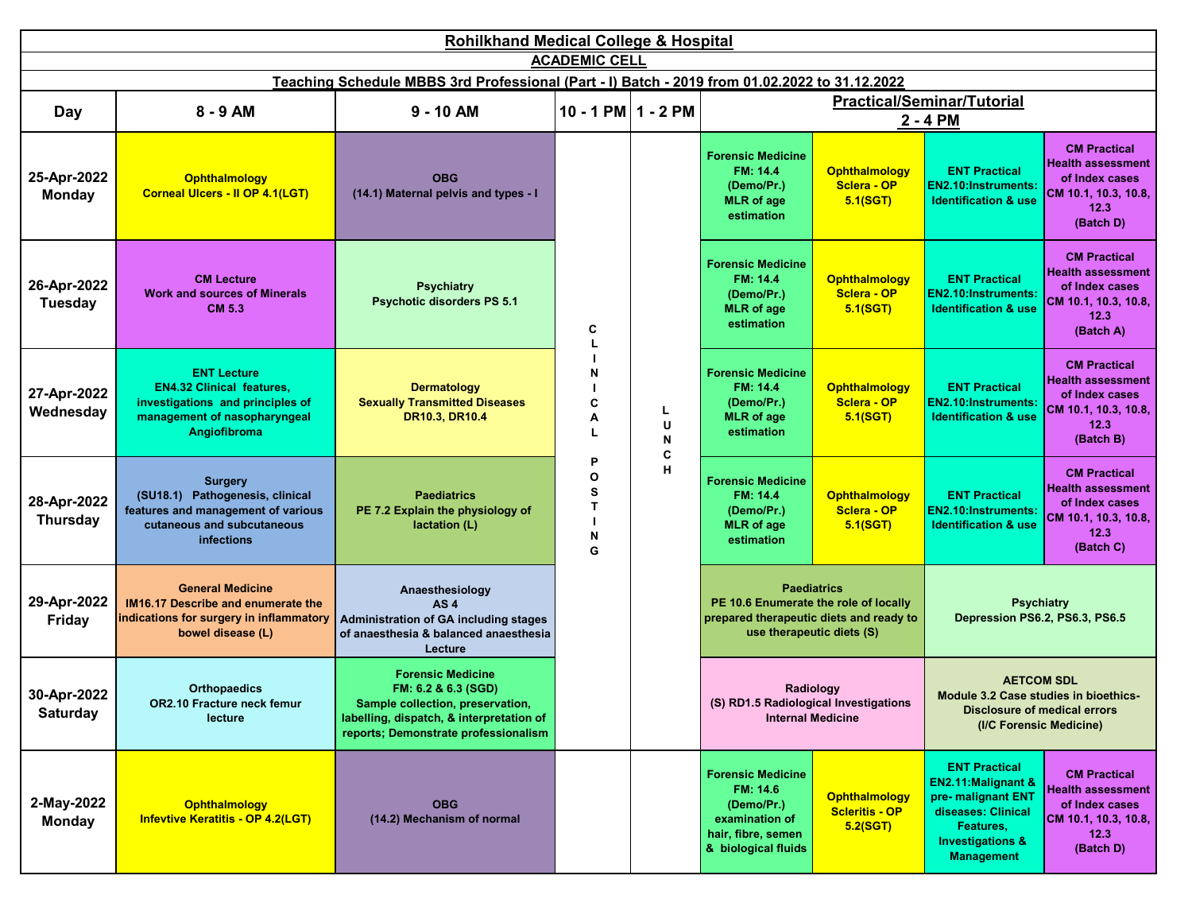# Rohilkhand Medical College & Hospital

## ACADEMIC CELL

### Teaching Schedule MBBS 3rd Professional (Part - I) Batch - 2019 from 01.02.2022 to 31.12.2022

| Day | 8 - 9 AM | 9 - 10 AM | 10 - 1 PM | 1 - 2 PM | Practical/Seminar/Tutorial 2 - 4 PM | | | |
|---|---|---|---|---|---|---|---|---|
| 25-Apr-2022 Monday | Ophthalmology Corneal Ulcers - II OP 4.1(LGT) | OBG (14.1) Maternal pelvis and types - I | CLINICAL POSTING | LUNCH | Forensic Medicine FM: 14.4 (Demo/Pr.) MLR of age estimation | Ophthalmology Sclera - OP 5.1(SGT) | ENT Practical EN2.10:Instruments: Identification & use | CM Practical Health assessment of Index cases CM 10.1, 10.3, 10.8, 12.3 (Batch D) |
| 26-Apr-2022 Tuesday | CM Lecture Work and sources of Minerals CM 5.3 | Psychiatry Psychotic disorders PS 5.1 | CLINICAL POSTING | LUNCH | Forensic Medicine FM: 14.4 (Demo/Pr.) MLR of age estimation | Ophthalmology Sclera - OP 5.1(SGT) | ENT Practical EN2.10:Instruments: Identification & use | CM Practical Health assessment of Index cases CM 10.1, 10.3, 10.8, 12.3 (Batch A) |
| 27-Apr-2022 Wednesday | ENT Lecture EN4.32 Clinical features, investigations and principles of management of nasopharyngeal Angiofibroma | Dermatology Sexually Transmitted Diseases DR10.3, DR10.4 | CLINICAL POSTING | LUNCH | Forensic Medicine FM: 14.4 (Demo/Pr.) MLR of age estimation | Ophthalmology Sclera - OP 5.1(SGT) | ENT Practical EN2.10:Instruments: Identification & use | CM Practical Health assessment of Index cases CM 10.1, 10.3, 10.8, 12.3 (Batch B) |
| 28-Apr-2022 Thursday | Surgery (SU18.1) Pathogenesis, clinical features and management of various cutaneous and subcutaneous infections | Paediatrics PE 7.2 Explain the physiology of lactation (L) | CLINICAL POSTING | LUNCH | Forensic Medicine FM: 14.4 (Demo/Pr.) MLR of age estimation | Ophthalmology Sclera - OP 5.1(SGT) | ENT Practical EN2.10:Instruments: Identification & use | CM Practical Health assessment of Index cases CM 10.1, 10.3, 10.8, 12.3 (Batch C) |
| 29-Apr-2022 Friday | General Medicine IM16.17 Describe and enumerate the indications for surgery in inflammatory bowel disease (L) | Anaesthesiology AS 4 Administration of GA including stages of anaesthesia & balanced anaesthesia Lecture | CLINICAL POSTING | LUNCH | Paediatrics PE 10.6 Enumerate the role of locally prepared therapeutic diets and ready to use therapeutic diets (S) | | Psychiatry Depression PS6.2, PS6.3, PS6.5 | |
| 30-Apr-2022 Saturday | Orthopaedics OR2.10 Fracture neck femur lecture | Forensic Medicine FM: 6.2 & 6.3 (SGD) Sample collection, preservation, labelling, dispatch, & interpretation of reports; Demonstrate professionalism | CLINICAL POSTING | LUNCH | Radiology (S) RD1.5 Radiological Investigations Internal Medicine | | AETCOM SDL Module 3.2 Case studies in bioethics- Disclosure of medical errors (I/C Forensic Medicine) | |
| 2-May-2022 Monday | Ophthalmology Infevtive Keratitis - OP 4.2(LGT) | OBG (14.2) Mechanism of normal | | | Forensic Medicine FM: 14.6 (Demo/Pr.) examination of hair, fibre, semen & biological fluids | Ophthalmology Scleritis - OP 5.2(SGT) | ENT Practical EN2.11:Malignant & pre- malignant ENT diseases: Clinical Features, Investigations & Management | CM Practical Health assessment of Index cases CM 10.1, 10.3, 10.8, 12.3 (Batch D) |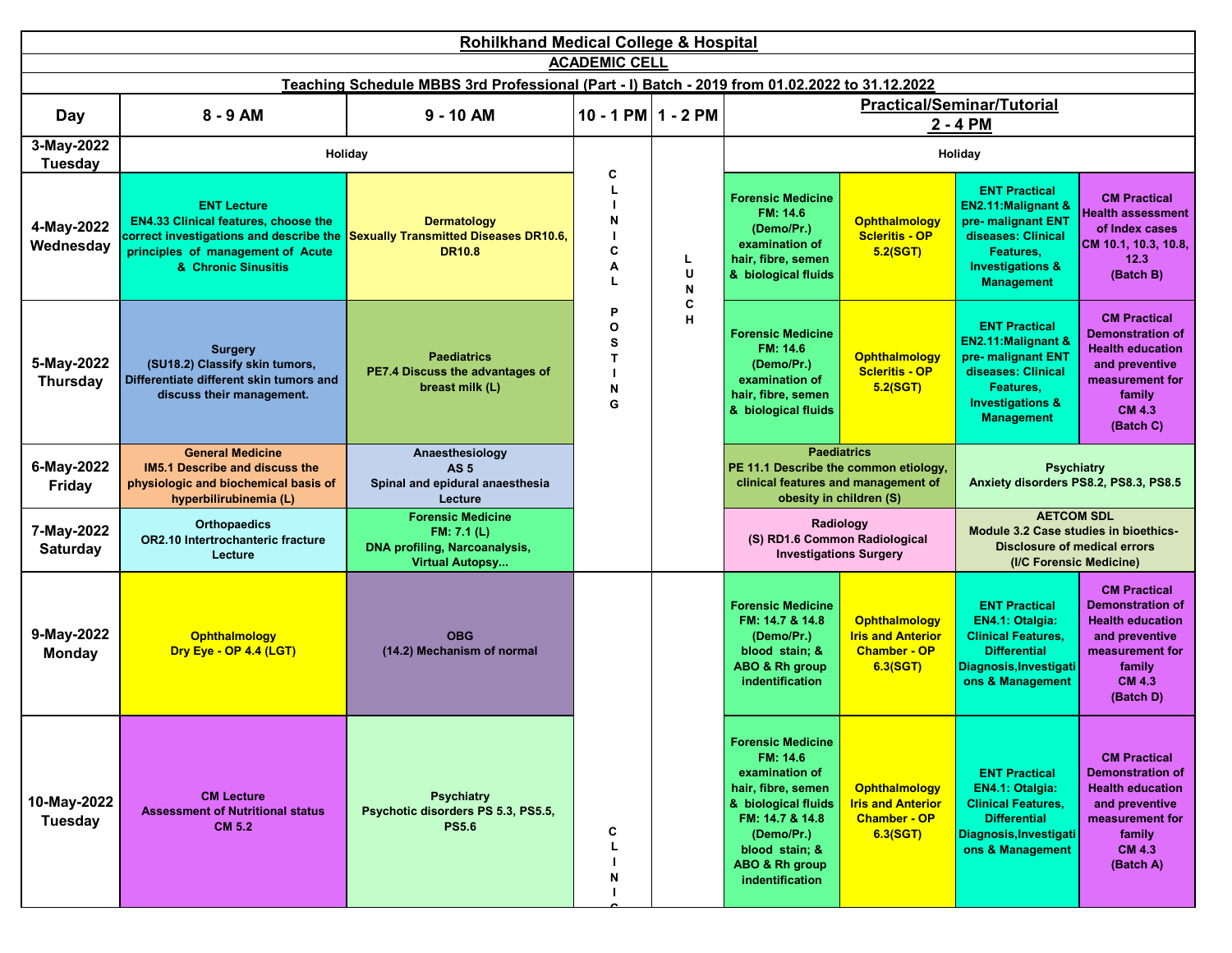# Rohilkhand Medical College & Hospital

## ACADEMIC CELL

### Teaching Schedule MBBS 3rd Professional (Part - I) Batch - 2019 from 01.02.2022 to 31.12.2022

| Day | 8 - 9 AM | 9 - 10 AM | 10 - 1 PM | 1 - 2 PM | Practical/Seminar/Tutorial 2 - 4 PM | | | |
|---|---|---|---|---|---|---|---|---|
| 3-May-2022 Tuesday | Holiday | | CLINICAL POSTING | LUNCH | Holiday | | | |
| 4-May-2022 Wednesday | ENT Lecture EN4.33 Clinical features, choose the correct investigations and describe the principles of management of Acute & Chronic Sinusitis | Dermatology Sexually Transmitted Diseases DR10.6, DR10.8 | | | Forensic Medicine FM: 14.6 (Demo/Pr.) examination of hair, fibre, semen & biological fluids | Ophthalmology Scleritis - OP 5.2(SGT) | ENT Practical EN2.11:Malignant & pre- malignant ENT diseases: Clinical Features, Investigations & Management | CM Practical Health assessment of Index cases CM 10.1, 10.3, 10.8, 12.3 (Batch B) |
| 5-May-2022 Thursday | Surgery (SU18.2) Classify skin tumors, Differentiate different skin tumors and discuss their management. | Paediatrics PE7.4 Discuss the advantages of breast milk (L) | | | Forensic Medicine FM: 14.6 (Demo/Pr.) examination of hair, fibre, semen & biological fluids | Ophthalmology Scleritis - OP 5.2(SGT) | ENT Practical EN2.11:Malignant & pre- malignant ENT diseases: Clinical Features, Investigations & Management | CM Practical Demonstration of Health education and preventive measurement for family CM 4.3 (Batch C) |
| 6-May-2022 Friday | General Medicine IM5.1 Describe and discuss the physiologic and biochemical basis of hyperbilirubinemia (L) | Anaesthesiology AS 5 Spinal and epidural anaesthesia Lecture | | | Paediatrics PE 11.1 Describe the common etiology, clinical features and management of obesity in children (S) | | Psychiatry Anxiety disorders PS8.2, PS8.3, PS8.5 | |
| 7-May-2022 Saturday | Orthopaedics OR2.10 Intertrochanteric fracture Lecture | Forensic Medicine FM: 7.1 (L) DNA profiling, Narcoanalysis, Virtual Autopsy... | | | Radiology (S) RD1.6 Common Radiological Investigations Surgery | | AETCOM SDL Module 3.2 Case studies in bioethics- Disclosure of medical errors (I/C Forensic Medicine) | |
| 9-May-2022 Monday | Ophthalmology Dry Eye - OP 4.4 (LGT) | OBG (14.2) Mechanism of normal | CLINICAL POSTING | LUNCH | Forensic Medicine FM: 14.7 & 14.8 (Demo/Pr.) blood stain; & ABO & Rh group indentification | Ophthalmology Iris and Anterior Chamber - OP 6.3(SGT) | ENT Practical EN4.1: Otalgia: Clinical Features, Differential Diagnosis,Investigations & Management | CM Practical Demonstration of Health education and preventive measurement for family CM 4.3 (Batch D) |
| 10-May-2022 Tuesday | CM Lecture Assessment of Nutritional status CM 5.2 | Psychiatry Psychotic disorders PS 5.3, PS5.5, PS5.6 | | | Forensic Medicine FM: 14.6 examination of hair, fibre, semen & biological fluids FM: 14.7 & 14.8 (Demo/Pr.) blood stain; & ABO & Rh group indentification | Ophthalmology Iris and Anterior Chamber - OP 6.3(SGT) | ENT Practical EN4.1: Otalgia: Clinical Features, Differential Diagnosis,Investigations & Management | CM Practical Demonstration of Health education and preventive measurement for family CM 4.3 (Batch A) |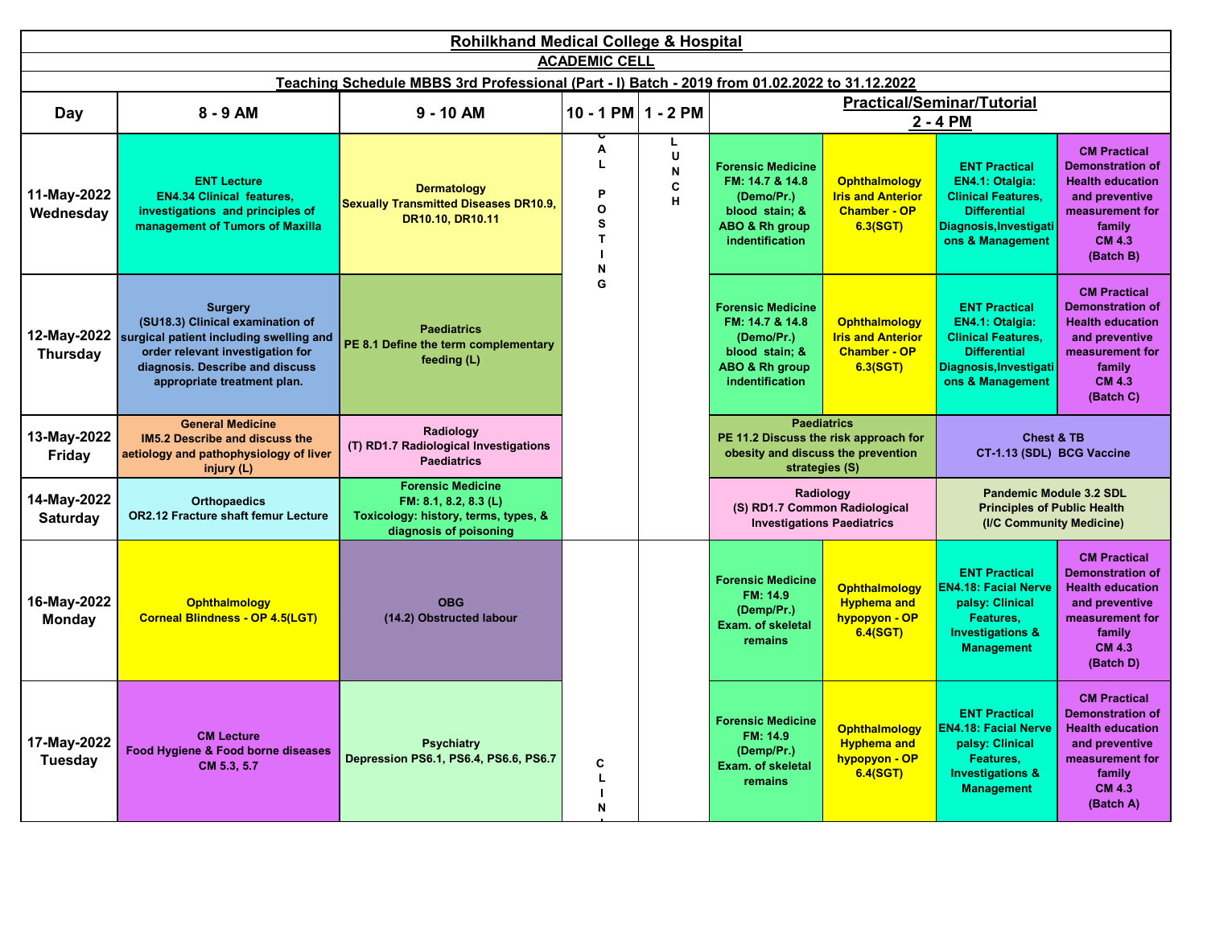# Rohilkhand Medical College & Hospital

## ACADEMIC CELL

### Teaching Schedule MBBS 3rd Professional (Part - I) Batch - 2019 from 01.02.2022 to 31.12.2022

| Day | 8 - 9 AM | 9 - 10 AM | 10 - 1 PM | 1 - 2 PM | Practical/Seminar/Tutorial 2 - 4 PM | | | |
|---|---|---|---|---|---|---|---|---|
| 11-May-2022 Wednesday | **ENT Lecture** EN4.34 Clinical features, investigations and principles of management of Tumors of Maxilla | **Dermatology** Sexually Transmitted Diseases DR10.9, DR10.10, DR10.11 | CLINICAL POSTING | LUNCH | **Forensic Medicine** FM: 14.7 & 14.8 (Demo/Pr.) blood stain; & ABO & Rh group indentification | **Ophthalmology** Iris and Anterior Chamber - OP 6.3(SGT) | **ENT Practical** EN4.1: Otalgia: Clinical Features, Differential Diagnosis,Investigations & Management | **CM Practical** Demonstration of Health education and preventive measurement for family CM 4.3 (Batch B) |
| 12-May-2022 Thursday | **Surgery** (SU18.3) Clinical examination of surgical patient including swelling and order relevant investigation for diagnosis. Describe and discuss appropriate treatment plan. | **Paediatrics** PE 8.1 Define the term complementary feeding (L) | | | **Forensic Medicine** FM: 14.7 & 14.8 (Demo/Pr.) blood stain; & ABO & Rh group indentification | **Ophthalmology** Iris and Anterior Chamber - OP 6.3(SGT) | **ENT Practical** EN4.1: Otalgia: Clinical Features, Differential Diagnosis,Investigations & Management | **CM Practical** Demonstration of Health education and preventive measurement for family CM 4.3 (Batch C) |
| 13-May-2022 Friday | **General Medicine** IM5.2 Describe and discuss the aetiology and pathophysiology of liver injury (L) | **Radiology** (T) RD1.7 Radiological Investigations Paediatrics | | | **Paediatrics** PE 11.2 Discuss the risk approach for obesity and discuss the prevention strategies (S) | | **Chest & TB** CT-1.13 (SDL) BCG Vaccine | |
| 14-May-2022 Saturday | **Orthopaedics** OR2.12 Fracture shaft femur Lecture | **Forensic Medicine** FM: 8.1, 8.2, 8.3 (L) Toxicology: history, terms, types, & diagnosis of poisoning | | | **Radiology** (S) RD1.7 Common Radiological Investigations Paediatrics | | **Pandemic Module 3.2 SDL** Principles of Public Health (I/C Community Medicine) | |
| 16-May-2022 Monday | **Ophthalmology** Corneal Blindness - OP 4.5(LGT) | **OBG** (14.2) Obstructed labour | CLINICAL POSTING | LUNCH | **Forensic Medicine** FM: 14.9 (Demp/Pr.) Exam. of skeletal remains | **Ophthalmology** Hyphema and hypopyon - OP 6.4(SGT) | **ENT Practical** EN4.18: Facial Nerve palsy: Clinical Features, Investigations & Management | **CM Practical** Demonstration of Health education and preventive measurement for family CM 4.3 (Batch D) |
| 17-May-2022 Tuesday | **CM Lecture** Food Hygiene & Food borne diseases CM 5.3, 5.7 | **Psychiatry** Depression PS6.1, PS6.4, PS6.6, PS6.7 | | | **Forensic Medicine** FM: 14.9 (Demp/Pr.) Exam. of skeletal remains | **Ophthalmology** Hyphema and hypopyon - OP 6.4(SGT) | **ENT Practical** EN4.18: Facial Nerve palsy: Clinical Features, Investigations & Management | **CM Practical** Demonstration of Health education and preventive measurement for family CM 4.3 (Batch A) |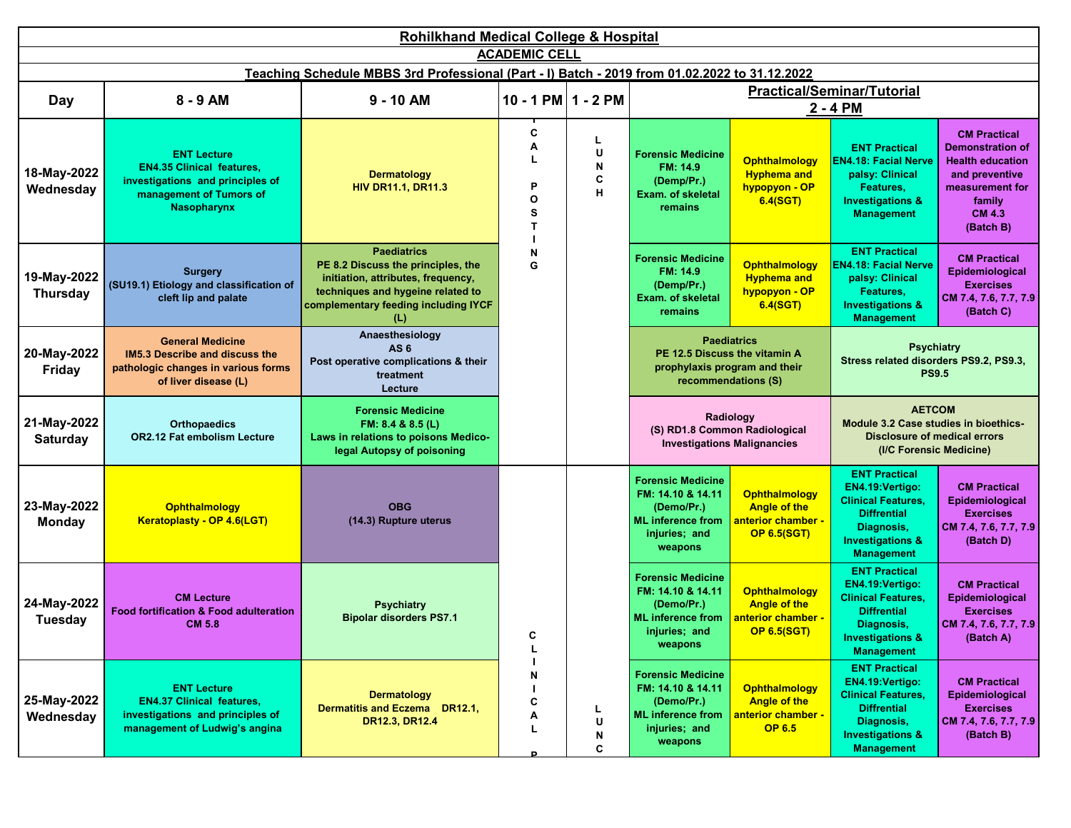# Rohilkhand Medical College & Hospital

## ACADEMIC CELL

### Teaching Schedule MBBS 3rd Professional (Part - I) Batch - 2019 from 01.02.2022 to 31.12.2022

| Day | 8 - 9 AM | 9 - 10 AM | 10 - 1 PM | 1 - 2 PM | Practical/Seminar/Tutorial 2 - 4 PM | | | |
|---|---|---|---|---|---|---|---|---|
| 18-May-2022 Wednesday | ENT Lecture EN4.35 Clinical features, investigations and principles of management of Tumors of Nasopharynx | Dermatology HIV DR11.1, DR11.3 | CLINICAL POSTING | LUNCH | Forensic Medicine FM: 14.9 (Demp/Pr.) Exam. of skeletal remains | Ophthalmology Hyphema and hypopyon - OP 6.4(SGT) | ENT Practical EN4.18: Facial Nerve palsy: Clinical Features, Investigations & Management | CM Practical Demonstration of Health education and preventive measurement for family CM 4.3 (Batch B) |
| 19-May-2022 Thursday | Surgery (SU19.1) Etiology and classification of cleft lip and palate | Paediatrics PE 8.2 Discuss the principles, the initiation, attributes, frequency, techniques and hygeine related to complementary feeding including IYCF (L) | | | Forensic Medicine FM: 14.9 (Demp/Pr.) Exam. of skeletal remains | Ophthalmology Hyphema and hypopyon - OP 6.4(SGT) | ENT Practical EN4.18: Facial Nerve palsy: Clinical Features, Investigations & Management | CM Practical Epidemiological Exercises CM 7.4, 7.6, 7.7, 7.9 (Batch C) |
| 20-May-2022 Friday | General Medicine IM5.3 Describe and discuss the pathologic changes in various forms of liver disease (L) | Anaesthesiology AS 6 Post operative complications & their treatment Lecture | | | Paediatrics PE 12.5 Discuss the vitamin A prophylaxis program and their recommendations (S) | | Psychiatry Stress related disorders PS9.2, PS9.3, PS9.5 | |
| 21-May-2022 Saturday | Orthopaedics OR2.12 Fat embolism Lecture | Forensic Medicine FM: 8.4 & 8.5 (L) Laws in relations to poisons Medico-legal Autopsy of poisoning | | | Radiology (S) RD1.8 Common Radiological Investigations Malignancies | | AETCOM Module 3.2 Case studies in bioethics-Disclosure of medical errors (I/C Forensic Medicine) | |
| 23-May-2022 Monday | Ophthalmology Keratoplasty - OP 4.6(LGT) | OBG (14.3) Rupture uterus | CLINICAL P | LUNC | Forensic Medicine FM: 14.10 & 14.11 (Demo/Pr.) ML inference from injuries; and weapons | Ophthalmology Angle of the anterior chamber - OP 6.5(SGT) | ENT Practical EN4.19:Vertigo: Clinical Features, Diffrential Diagnosis, Investigations & Management | CM Practical Epidemiological Exercises CM 7.4, 7.6, 7.7, 7.9 (Batch D) |
| 24-May-2022 Tuesday | CM Lecture Food fortification & Food adulteration CM 5.8 | Psychiatry Bipolar disorders PS7.1 | | | Forensic Medicine FM: 14.10 & 14.11 (Demo/Pr.) ML inference from injuries; and weapons | Ophthalmology Angle of the anterior chamber - OP 6.5(SGT) | ENT Practical EN4.19:Vertigo: Clinical Features, Diffrential Diagnosis, Investigations & Management | CM Practical Epidemiological Exercises CM 7.4, 7.6, 7.7, 7.9 (Batch A) |
| 25-May-2022 Wednesday | ENT Lecture EN4.37 Clinical features, investigations and principles of management of Ludwig's angina | Dermatology Dermatitis and Eczema DR12.1, DR12.3, DR12.4 | | | Forensic Medicine FM: 14.10 & 14.11 (Demo/Pr.) ML inference from injuries; and weapons | Ophthalmology Angle of the anterior chamber - OP 6.5 | ENT Practical EN4.19:Vertigo: Clinical Features, Diffrential Diagnosis, Investigations & Management | CM Practical Epidemiological Exercises CM 7.4, 7.6, 7.7, 7.9 (Batch B) |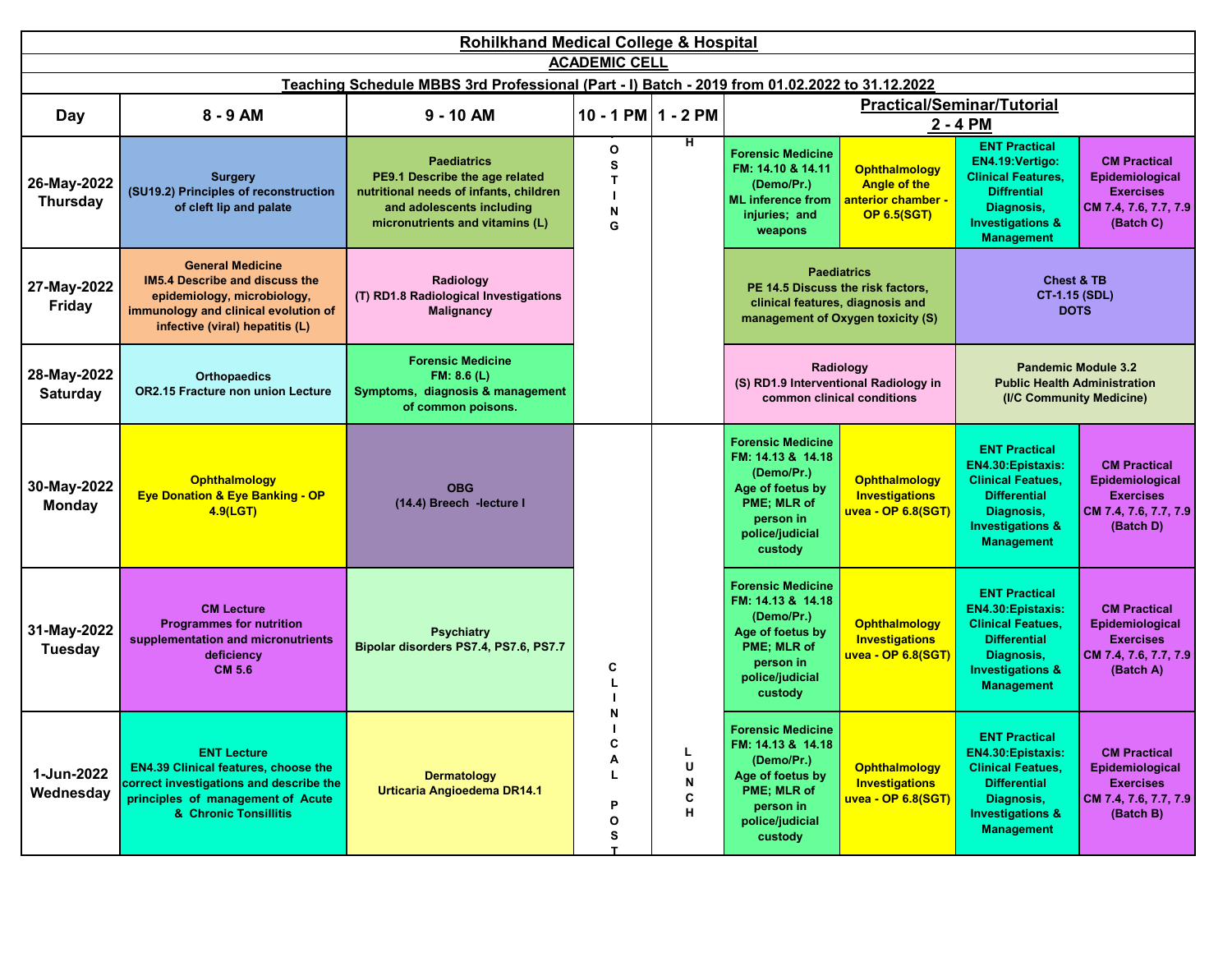# Rohilkhand Medical College & Hospital

## ACADEMIC CELL

### Teaching Schedule MBBS 3rd Professional (Part - I) Batch - 2019 from 01.02.2022 to 31.12.2022

| Day | 8 - 9 AM | 9 - 10 AM | 10 - 1 PM | 1 - 2 PM | Practical/Seminar/Tutorial 2 - 4 PM | | | |
|---|---|---|---|---|---|---|---|---|
| 26-May-2022 Thursday | Surgery (SU19.2) Principles of reconstruction of cleft lip and palate | Paediatrics PE9.1 Describe the age related nutritional needs of infants, children and adolescents including micronutrients and vitamins (L) | CLINICAL POSTING | LUNCH | Forensic Medicine FM: 14.10 & 14.11 (Demo/Pr.) ML inference from injuries; and weapons | Ophthalmology Angle of the anterior chamber - OP 6.5(SGT) | ENT Practical EN4.19:Vertigo: Clinical Features, Diffrential Diagnosis, Investigations & Management | CM Practical Epidemiological Exercises CM 7.4, 7.6, 7.7, 7.9 (Batch C) |
| 27-May-2022 Friday | General Medicine IM5.4 Describe and discuss the epidemiology, microbiology, immunology and clinical evolution of infective (viral) hepatitis (L) | Radiology (T) RD1.8 Radiological Investigations Malignancy | | | Paediatrics PE 14.5 Discuss the risk factors, clinical features, diagnosis and management of Oxygen toxicity (S) | | Chest & TB CT-1.15 (SDL) DOTS | |
| 28-May-2022 Saturday | Orthopaedics OR2.15 Fracture non union Lecture | Forensic Medicine FM: 8.6 (L) Symptoms, diagnosis & management of common poisons. | | | Radiology (S) RD1.9 Interventional Radiology in common clinical conditions | | Pandemic Module 3.2 Public Health Administration (I/C Community Medicine) | |
| 30-May-2022 Monday | Ophthalmology Eye Donation & Eye Banking - OP 4.9(LGT) | OBG (14.4) Breech -lecture I | CLINICAL POST | LUNCH | Forensic Medicine FM: 14.13 & 14.18 (Demo/Pr.) Age of foetus by PME; MLR of person in police/judicial custody | Ophthalmology Investigations uvea - OP 6.8(SGT) | ENT Practical EN4.30:Epistaxis: Clinical Featues, Differential Diagnosis, Investigations & Management | CM Practical Epidemiological Exercises CM 7.4, 7.6, 7.7, 7.9 (Batch D) |
| 31-May-2022 Tuesday | CM Lecture Programmes for nutrition supplementation and micronutrients deficiency CM 5.6 | Psychiatry Bipolar disorders PS7.4, PS7.6, PS7.7 | | | Forensic Medicine FM: 14.13 & 14.18 (Demo/Pr.) Age of foetus by PME; MLR of person in police/judicial custody | Ophthalmology Investigations uvea - OP 6.8(SGT) | ENT Practical EN4.30:Epistaxis: Clinical Featues, Differential Diagnosis, Investigations & Management | CM Practical Epidemiological Exercises CM 7.4, 7.6, 7.7, 7.9 (Batch A) |
| 1-Jun-2022 Wednesday | ENT Lecture EN4.39 Clinical features, choose the correct investigations and describe the principles of management of Acute & Chronic Tonsillitis | Dermatology Urticaria Angioedema DR14.1 | | | Forensic Medicine FM: 14.13 & 14.18 (Demo/Pr.) Age of foetus by PME; MLR of person in police/judicial custody | Ophthalmology Investigations uvea - OP 6.8(SGT) | ENT Practical EN4.30:Epistaxis: Clinical Featues, Differential Diagnosis, Investigations & Management | CM Practical Epidemiological Exercises CM 7.4, 7.6, 7.7, 7.9 (Batch B) |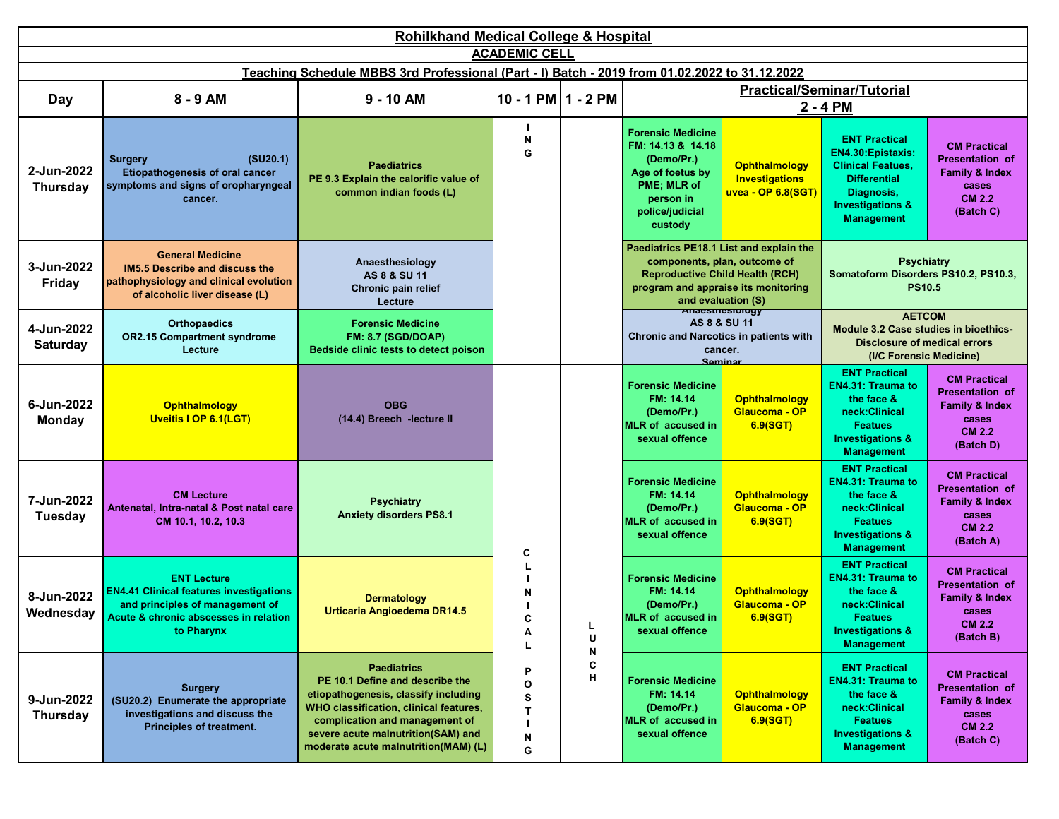**Rohilkhand Medical College & Hospital**

**ACADEMIC CELL**

**Teaching Schedule MBBS 3rd Professional (Part - I) Batch - 2019 from 01.02.2022 to 31.12.2022**

| Day | 8 - 9 AM | 9 - 10 AM | 10 - 1 PM | 1 - 2 PM | Practical/Seminar/Tutorial 2 - 4 PM | | | |
|---|---|---|---|---|---|---|---|---|
| 2-Jun-2022 Thursday | Surgery (SU20.1) Etiopathogenesis of oral cancer symptoms and signs of oropharyngeal cancer. | Paediatrics PE 9.3 Explain the calorific value of common indian foods (L) | ING | | Forensic Medicine FM: 14.13 & 14.18 (Demo/Pr.) Age of foetus by PME; MLR of person in police/judicial custody | Ophthalmology Investigations uvea - OP 6.8(SGT) | ENT Practical EN4.30:Epistaxis: Clinical Featues, Differential Diagnosis, Investigations & Management | CM Practical Presentation of Family & Index cases CM 2.2 (Batch C) |
| 3-Jun-2022 Friday | General Medicine IM5.5 Describe and discuss the pathophysiology and clinical evolution of alcoholic liver disease (L) | Anaesthesiology AS 8 & SU 11 Chronic pain relief Lecture | | | Paediatrics PE18.1 List and explain the components, plan, outcome of Reproductive Child Health (RCH) program and appraise its monitoring and evaluation (S) | | Psychiatry Somatoform Disorders PS10.2, PS10.3, PS10.5 | |
| 4-Jun-2022 Saturday | Orthopaedics OR2.15 Compartment syndrome Lecture | Forensic Medicine FM: 8.7 (SGD/DOAP) Bedside clinic tests to detect poison | | | Anaesthesiology AS 8 & SU 11 Chronic and Narcotics in patients with cancer. Seminar | | AETCOM Module 3.2 Case studies in bioethics-Disclosure of medical errors (I/C Forensic Medicine) | |
| 6-Jun-2022 Monday | Ophthalmology Uveitis I OP 6.1(LGT) | OBG (14.4) Breech -lecture II | CLINICAL POSTING | LUNCH | Forensic Medicine FM: 14.14 (Demo/Pr.) MLR of accused in sexual offence | Ophthalmology Glaucoma - OP 6.9(SGT) | ENT Practical EN4.31: Trauma to the face & neck:Clinical Featues Investigations & Management | CM Practical Presentation of Family & Index cases CM 2.2 (Batch D) |
| 7-Jun-2022 Tuesday | CM Lecture Antenatal, Intra-natal & Post natal care CM 10.1, 10.2, 10.3 | Psychiatry Anxiety disorders PS8.1 | | | Forensic Medicine FM: 14.14 (Demo/Pr.) MLR of accused in sexual offence | Ophthalmology Glaucoma - OP 6.9(SGT) | ENT Practical EN4.31: Trauma to the face & neck:Clinical Featues Investigations & Management | CM Practical Presentation of Family & Index cases CM 2.2 (Batch A) |
| 8-Jun-2022 Wednesday | ENT Lecture EN4.41 Clinical features investigations and principles of management of Acute & chronic abscesses in relation to Pharynx | Dermatology Urticaria Angioedema DR14.5 | | | Forensic Medicine FM: 14.14 (Demo/Pr.) MLR of accused in sexual offence | Ophthalmology Glaucoma - OP 6.9(SGT) | ENT Practical EN4.31: Trauma to the face & neck:Clinical Featues Investigations & Management | CM Practical Presentation of Family & Index cases CM 2.2 (Batch B) |
| 9-Jun-2022 Thursday | Surgery (SU20.2) Enumerate the appropriate investigations and discuss the Principles of treatment. | Paediatrics PE 10.1 Define and describe the etiopathogenesis, classify including WHO classification, clinical features, complication and management of severe acute malnutrition(SAM) and moderate acute malnutrition(MAM) (L) | | | Forensic Medicine FM: 14.14 (Demo/Pr.) MLR of accused in sexual offence | Ophthalmology Glaucoma - OP 6.9(SGT) | ENT Practical EN4.31: Trauma to the face & neck:Clinical Featues Investigations & Management | CM Practical Presentation of Family & Index cases CM 2.2 (Batch C) |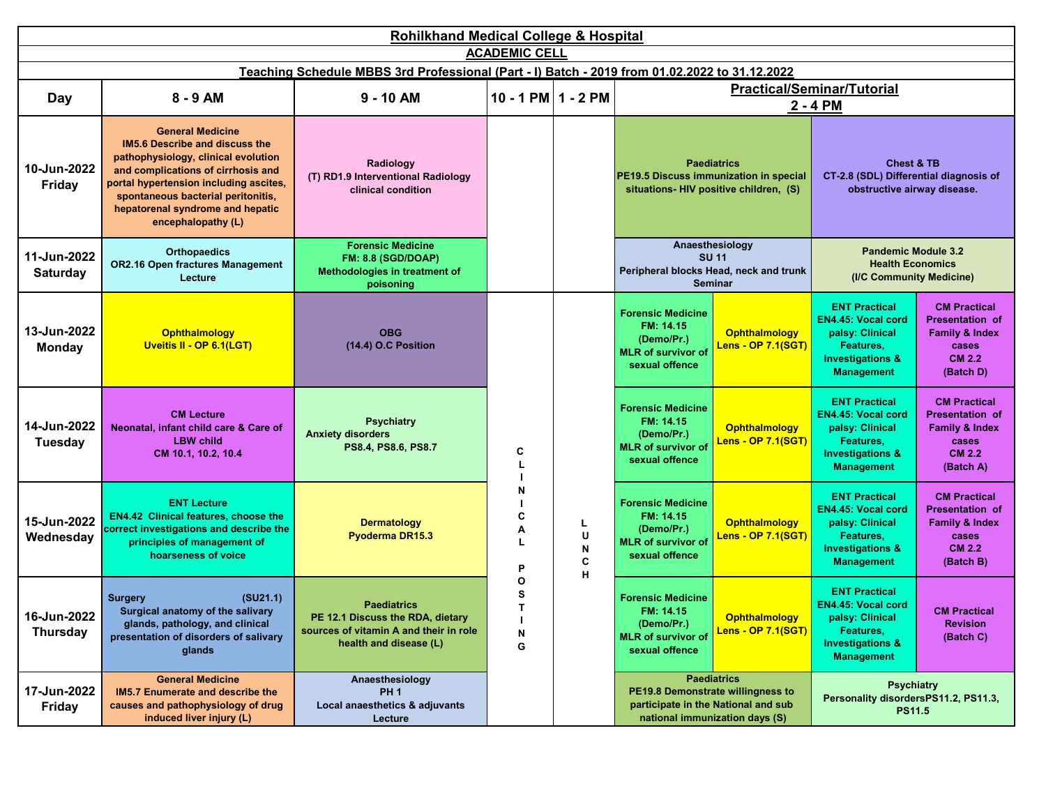# Rohilkhand Medical College & Hospital

## ACADEMIC CELL

### Teaching Schedule MBBS 3rd Professional (Part - I) Batch - 2019 from 01.02.2022 to 31.12.2022

| Day | 8 - 9 AM | 9 - 10 AM | 10 - 1 PM | 1 - 2 PM | Practical/Seminar/Tutorial 2 - 4 PM | | | |
|---|---|---|---|---|---|---|---|---|
| 10-Jun-2022 Friday | **General Medicine** IM5.6 Describe and discuss the pathophysiology, clinical evolution and complications of cirrhosis and portal hypertension including ascites, spontaneous bacterial peritonitis, hepatorenal syndrome and hepatic encephalopathy (L) | **Radiology** (T) RD1.9 Interventional Radiology clinical condition | | | **Paediatrics** PE19.5 Discuss immunization in special situations- HIV positive children, (S) | | **Chest & TB** CT-2.8 (SDL) Differential diagnosis of obstructive airway disease. | |
| 11-Jun-2022 Saturday | **Orthopaedics** OR2.16 Open fractures Management Lecture | **Forensic Medicine** FM: 8.8 (SGD/DOAP) Methodologies in treatment of poisoning | | | **Anaesthesiology** SU 11 Peripheral blocks Head, neck and trunk Seminar | | **Pandemic Module 3.2** Health Economics (I/C Community Medicine) | |
| 13-Jun-2022 Monday | **Ophthalmology** Uveitis II - OP 6.1(LGT) | **OBG** (14.4) O.C Position | CLINICAL POSTING | LUNCH | **Forensic Medicine** FM: 14.15 (Demo/Pr.) MLR of survivor of sexual offence | **Ophthalmology** Lens - OP 7.1(SGT) | **ENT Practical** EN4.45: Vocal cord palsy: Clinical Features, Investigations & Management | **CM Practical** Presentation of Family & Index cases CM 2.2 (Batch D) |
| 14-Jun-2022 Tuesday | **CM Lecture** Neonatal, infant child care & Care of LBW child CM 10.1, 10.2, 10.4 | **Psychiatry** Anxiety disorders PS8.4, PS8.6, PS8.7 | CLINICAL POSTING | LUNCH | **Forensic Medicine** FM: 14.15 (Demo/Pr.) MLR of survivor of sexual offence | **Ophthalmology** Lens - OP 7.1(SGT) | **ENT Practical** EN4.45: Vocal cord palsy: Clinical Features, Investigations & Management | **CM Practical** Presentation of Family & Index cases CM 2.2 (Batch A) |
| 15-Jun-2022 Wednesday | **ENT Lecture** EN4.42 Clinical features, choose the correct investigations and describe the principles of management of hoarseness of voice | **Dermatology** Pyoderma DR15.3 | CLINICAL POSTING | LUNCH | **Forensic Medicine** FM: 14.15 (Demo/Pr.) MLR of survivor of sexual offence | **Ophthalmology** Lens - OP 7.1(SGT) | **ENT Practical** EN4.45: Vocal cord palsy: Clinical Features, Investigations & Management | **CM Practical** Presentation of Family & Index cases CM 2.2 (Batch B) |
| 16-Jun-2022 Thursday | **Surgery** (SU21.1) Surgical anatomy of the salivary glands, pathology, and clinical presentation of disorders of salivary glands | **Paediatrics** PE 12.1 Discuss the RDA, dietary sources of vitamin A and their in role health and disease (L) | CLINICAL POSTING | LUNCH | **Forensic Medicine** FM: 14.15 (Demo/Pr.) MLR of survivor of sexual offence | **Ophthalmology** Lens - OP 7.1(SGT) | **ENT Practical** EN4.45: Vocal cord palsy: Clinical Features, Investigations & Management | **CM Practical** Revision (Batch C) |
| 17-Jun-2022 Friday | **General Medicine** IM5.7 Enumerate and describe the causes and pathophysiology of drug induced liver injury (L) | **Anaesthesiology** PH 1 Local anaesthetics & adjuvants Lecture | CLINICAL POSTING | LUNCH | **Paediatrics** PE19.8 Demonstrate willingness to participate in the National and sub national immunization days (S) | | **Psychiatry** Personality disordersPS11.2, PS11.3, PS11.5 | |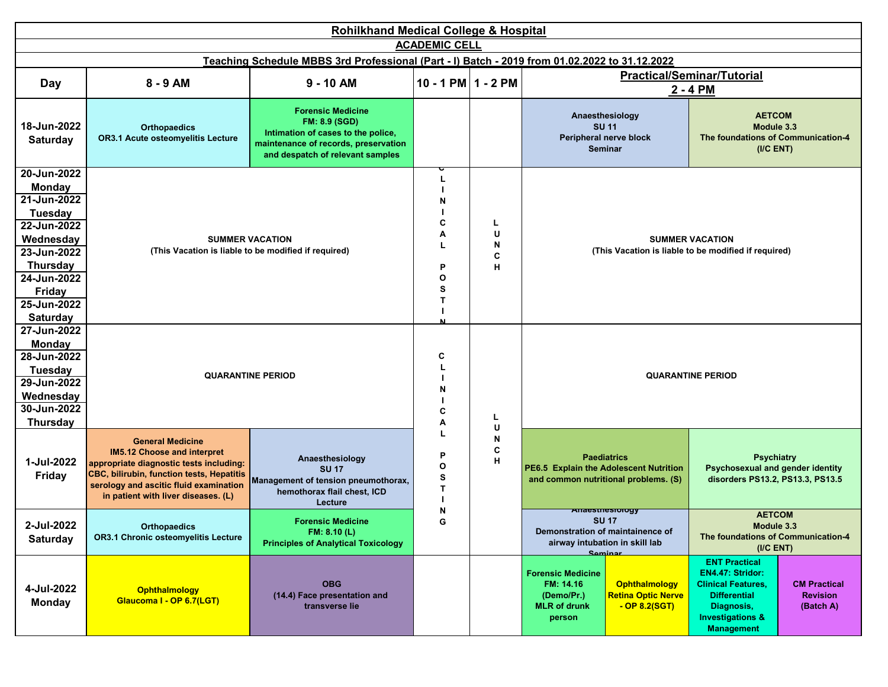**Rohilkhand Medical College & Hospital**

**ACADEMIC CELL**

**Teaching Schedule MBBS 3rd Professional (Part - I) Batch - 2019 from 01.02.2022 to 31.12.2022**

| Day | 8 - 9 AM | 9 - 10 AM | 10 - 1 PM | 1 - 2 PM | Practical/Seminar/Tutorial 2 - 4 PM | | | |
|---|---|---|---|---|---|---|---|---|
| 18-Jun-2022 Saturday | Orthopaedics OR3.1 Acute osteomyelitis Lecture | Forensic Medicine FM: 8.9 (SGD) Intimation of cases to the police, maintenance of records, preservation and despatch of relevant samples | | | Anaesthesiology SU 11 Peripheral nerve block Seminar | | AETCOM Module 3.3 The foundations of Communication-4 (I/C ENT) | |
| 20-Jun-2022 Monday | SUMMER VACATION (This Vacation is liable to be modified if required) | | CLINICAL POSTING | LUNCH | SUMMER VACATION (This Vacation is liable to be modified if required) | | | |
| 21-Jun-2022 Tuesday | | | | | | | | |
| 22-Jun-2022 Wednesday | | | | | | | | |
| 23-Jun-2022 Thursday | | | | | | | | |
| 24-Jun-2022 Friday | | | | | | | | |
| 25-Jun-2022 Saturday | | | | | | | | |
| 27-Jun-2022 Monday | QUARANTINE PERIOD | | CLINICAL POSTING | LUNCH | QUARANTINE PERIOD | | | |
| 28-Jun-2022 Tuesday | | | | | | | | |
| 29-Jun-2022 Wednesday | | | | | | | | |
| 30-Jun-2022 Thursday | | | | | | | | |
| 1-Jul-2022 Friday | General Medicine IM5.12 Choose and interpret appropriate diagnostic tests including: CBC, bilirubin, function tests, Hepatitis serology and ascitic fluid examination in patient with liver diseases. (L) | Anaesthesiology SU 17 Management of tension pneumothorax, hemothorax flail chest, ICD Lecture | | | Paediatrics PE6.5 Explain the Adolescent Nutrition and common nutritional problems. (S) | | Psychiatry Psychosexual and gender identity disorders PS13.2, PS13.3, PS13.5 | |
| 2-Jul-2022 Saturday | Orthopaedics OR3.1 Chronic osteomyelitis Lecture | Forensic Medicine FM: 8.10 (L) Principles of Analytical Toxicology | | | Anaesthesiology SU 17 Demonstration of maintainence of airway intubation in skill lab Seminar | | AETCOM Module 3.3 The foundations of Communication-4 (I/C ENT) | |
| 4-Jul-2022 Monday | Ophthalmology Glaucoma I - OP 6.7(LGT) | OBG (14.4) Face presentation and transverse lie | | | Forensic Medicine FM: 14.16 (Demo/Pr.) MLR of drunk person | Ophthalmology Retina Optic Nerve - OP 8.2(SGT) | ENT Practical EN4.47: Stridor: Clinical Features, Differential Diagnosis, Investigations & Management | CM Practical Revision (Batch A) |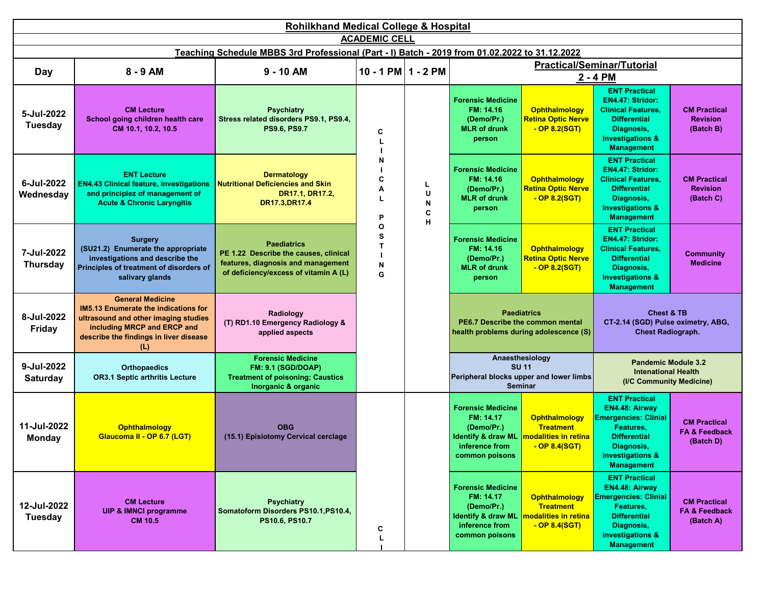**Rohilkhand Medical College & Hospital**

**ACADEMIC CELL**

**Teaching Schedule MBBS 3rd Professional (Part - I) Batch - 2019 from 01.02.2022 to 31.12.2022**

| Day | 8 - 9 AM | 9 - 10 AM | 10 - 1 PM | 1 - 2 PM | Practical/Seminar/Tutorial 2 - 4 PM | | | |
|---|---|---|---|---|---|---|---|---|
| 5-Jul-2022 Tuesday | CM Lecture School going children health care CM 10.1, 10.2, 10.5 | Psychiatry Stress related disorders PS9.1, PS9.4, PS9.6, PS9.7 | CLINICAL POSTING | LUNCH | Forensic Medicine FM: 14.16 (Demo/Pr.) MLR of drunk person | Ophthalmology Retina Optic Nerve - OP 8.2(SGT) | ENT Practical EN4.47: Stridor: Clinical Features, Differential Diagnosis, Investigations & Management | CM Practical Revision (Batch B) |
| 6-Jul-2022 Wednesday | ENT Lecture EN4.43 Clinical feature, investigations and principlez of management of Acute & Chronic Laryngitis | Dermatology Nutritional Deficiencies and Skin DR17.1, DR17.2, DR17.3,DR17.4 | CLINICAL POSTING | LUNCH | Forensic Medicine FM: 14.16 (Demo/Pr.) MLR of drunk person | Ophthalmology Retina Optic Nerve - OP 8.2(SGT) | ENT Practical EN4.47: Stridor: Clinical Features, Differential Diagnosis, Investigations & Management | CM Practical Revision (Batch C) |
| 7-Jul-2022 Thursday | Surgery (SU21.2) Enumerate the appropriate investigations and describe the Principles of treatment of disorders of salivary glands | Paediatrics PE 1.22 Describe the causes, clinical features, diagnosis and management of deficiency/excess of vitamin A (L) | CLINICAL POSTING | LUNCH | Forensic Medicine FM: 14.16 (Demo/Pr.) MLR of drunk person | Ophthalmology Retina Optic Nerve - OP 8.2(SGT) | ENT Practical EN4.47: Stridor: Clinical Features, Differential Diagnosis, Investigations & Management | Community Medicine |
| 8-Jul-2022 Friday | General Medicine IM5.13 Enumerate the indications for ultrasound and other imaging studies including MRCP and ERCP and describe the findings in liver disease (L) | Radiology (T) RD1.10 Emergency Radiology & applied aspects | CLINICAL POSTING | LUNCH | Paediatrics PE6.7 Describe the common mental health problems during adolescence (S) | | Chest & TB CT-2.14 (SGD) Pulse oximetry, ABG, Chest Radiograph. | |
| 9-Jul-2022 Saturday | Orthopaedics OR3.1 Septic arthritis Lecture | Forensic Medicine FM: 9.1 (SGD/DOAP) Treatment of poisoning; Caustics Inorganic & organic | CLINICAL POSTING | LUNCH | Anaesthesiology SU 11 Peripheral blocks upper and lower limbs Seminar | | Pandemic Module 3.2 Intenational Health (I/C Community Medicine) | |
| 11-Jul-2022 Monday | Ophthalmology Glaucoma II - OP 6.7 (LGT) | OBG (15.1) Episiotomy Cervical cerclage | CLINICAL POSTING | LUNCH | Forensic Medicine FM: 14.17 (Demo/Pr.) Identify & draw ML inference from common poisons | Ophthalmology Treatment modalities in retina - OP 8.4(SGT) | ENT Practical EN4.48: Airway Emergencies: Clinial Features, Differential Diagnosis, investigations & Management | CM Practical FA & Feedback (Batch D) |
| 12-Jul-2022 Tuesday | CM Lecture UIP & IMNCI programme CM 10.5 | Psychiatry Somatoform Disorders PS10.1,PS10.4, PS10.6, PS10.7 | CLINICAL POSTING | LUNCH | Forensic Medicine FM: 14.17 (Demo/Pr.) Identify & draw ML inference from common poisons | Ophthalmology Treatment modalities in retina - OP 8.4(SGT) | ENT Practical EN4.48: Airway Emergencies: Clinial Features, Differential Diagnosis, investigations & Management | CM Practical FA & Feedback (Batch A) |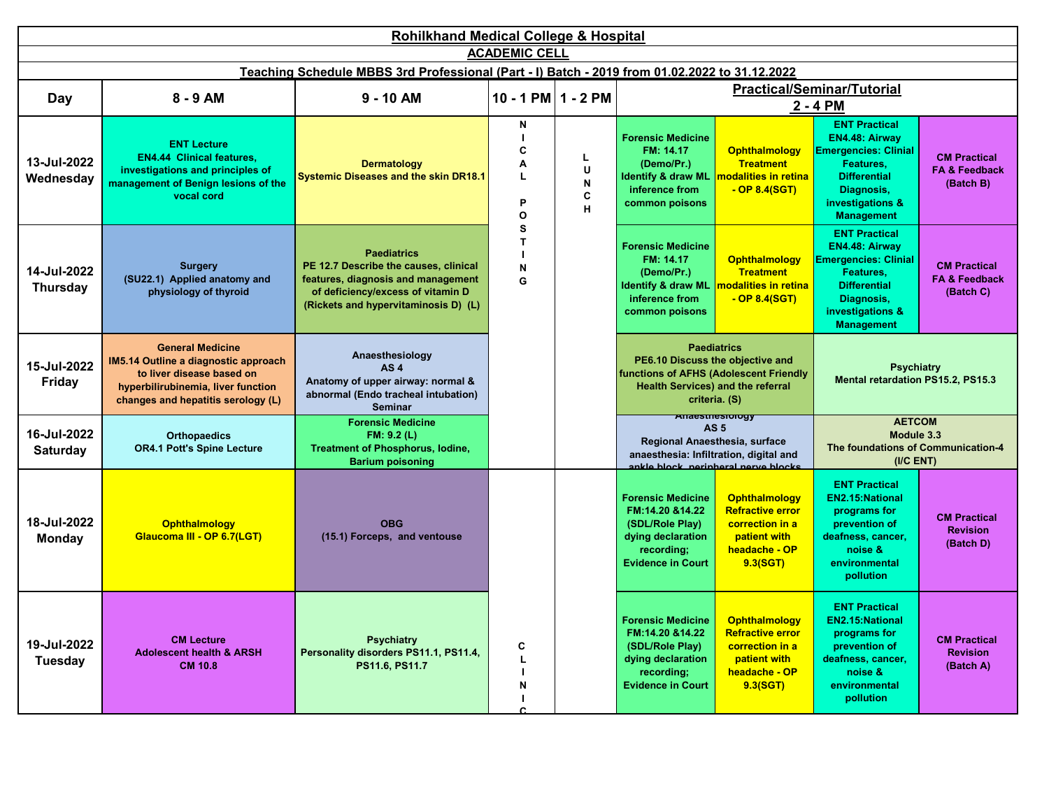**Rohilkhand Medical College & Hospital**

**ACADEMIC CELL**

**Teaching Schedule MBBS 3rd Professional (Part - I) Batch - 2019 from 01.02.2022 to 31.12.2022**

| Day | 8 - 9 AM | 9 - 10 AM | 10 - 1 PM | 1 - 2 PM | Practical/Seminar/Tutorial 2 - 4 PM | | | |
|---|---|---|---|---|---|---|---|---|
| 13-Jul-2022 Wednesday | ENT Lecture EN4.44 Clinical features, investigations and principles of management of Benign lesions of the vocal cord | Dermatology Systemic Diseases and the skin DR18.1 | NICAL POSTING | LUNCH | Forensic Medicine FM: 14.17 (Demo/Pr.) Identify & draw ML inference from common poisons | Ophthalmology Treatment modalities in retina - OP 8.4(SGT) | ENT Practical EN4.48: Airway Emergencies: Clinial Features, Differential Diagnosis, investigations & Management | CM Practical FA & Feedback (Batch B) |
| 14-Jul-2022 Thursday | Surgery (SU22.1) Applied anatomy and physiology of thyroid | Paediatrics PE 12.7 Describe the causes, clinical features, diagnosis and management of deficiency/excess of vitamin D (Rickets and hypervitaminosis D) (L) | | | Forensic Medicine FM: 14.17 (Demo/Pr.) Identify & draw ML inference from common poisons | Ophthalmology Treatment modalities in retina - OP 8.4(SGT) | ENT Practical EN4.48: Airway Emergencies: Clinial Features, Differential Diagnosis, investigations & Management | CM Practical FA & Feedback (Batch C) |
| 15-Jul-2022 Friday | General Medicine IM5.14 Outline a diagnostic approach to liver disease based on hyperbilirubinemia, liver function changes and hepatitis serology (L) | Anaesthesiology AS 4 Anatomy of upper airway: normal & abnormal (Endo tracheal intubation) Seminar | | | Paediatrics PE6.10 Discuss the objective and functions of AFHS (Adolescent Friendly Health Services) and the referral criteria. (S) | | Psychiatry Mental retardation PS15.2, PS15.3 | |
| 16-Jul-2022 Saturday | Orthopaedics OR4.1 Pott's Spine Lecture | Forensic Medicine FM: 9.2 (L) Treatment of Phosphorus, Iodine, Barium poisoning | | | Anaesthesiology AS 5 Regional Anaesthesia, surface anaesthesia: Infiltration, digital and ankle block, peripheral nerve blocks | | AETCOM Module 3.3 The foundations of Communication-4 (I/C ENT) | |
| 18-Jul-2022 Monday | Ophthalmology Glaucoma III - OP 6.7(LGT) | OBG (15.1) Forceps, and ventouse | | | Forensic Medicine FM:14.20 &14.22 (SDL/Role Play) dying declaration recording; Evidence in Court | Ophthalmology Refractive error correction in a patient with headache - OP 9.3(SGT) | ENT Practical EN2.15:National programs for prevention of deafness, cancer, noise & environmental pollution | CM Practical Revision (Batch D) |
| 19-Jul-2022 Tuesday | CM Lecture Adolescent health & ARSH CM 10.8 | Psychiatry Personality disorders PS11.1, PS11.4, PS11.6, PS11.7 | CLINIC | | Forensic Medicine FM:14.20 &14.22 (SDL/Role Play) dying declaration recording; Evidence in Court | Ophthalmology Refractive error correction in a patient with headache - OP 9.3(SGT) | ENT Practical EN2.15:National programs for prevention of deafness, cancer, noise & environmental pollution | CM Practical Revision (Batch A) |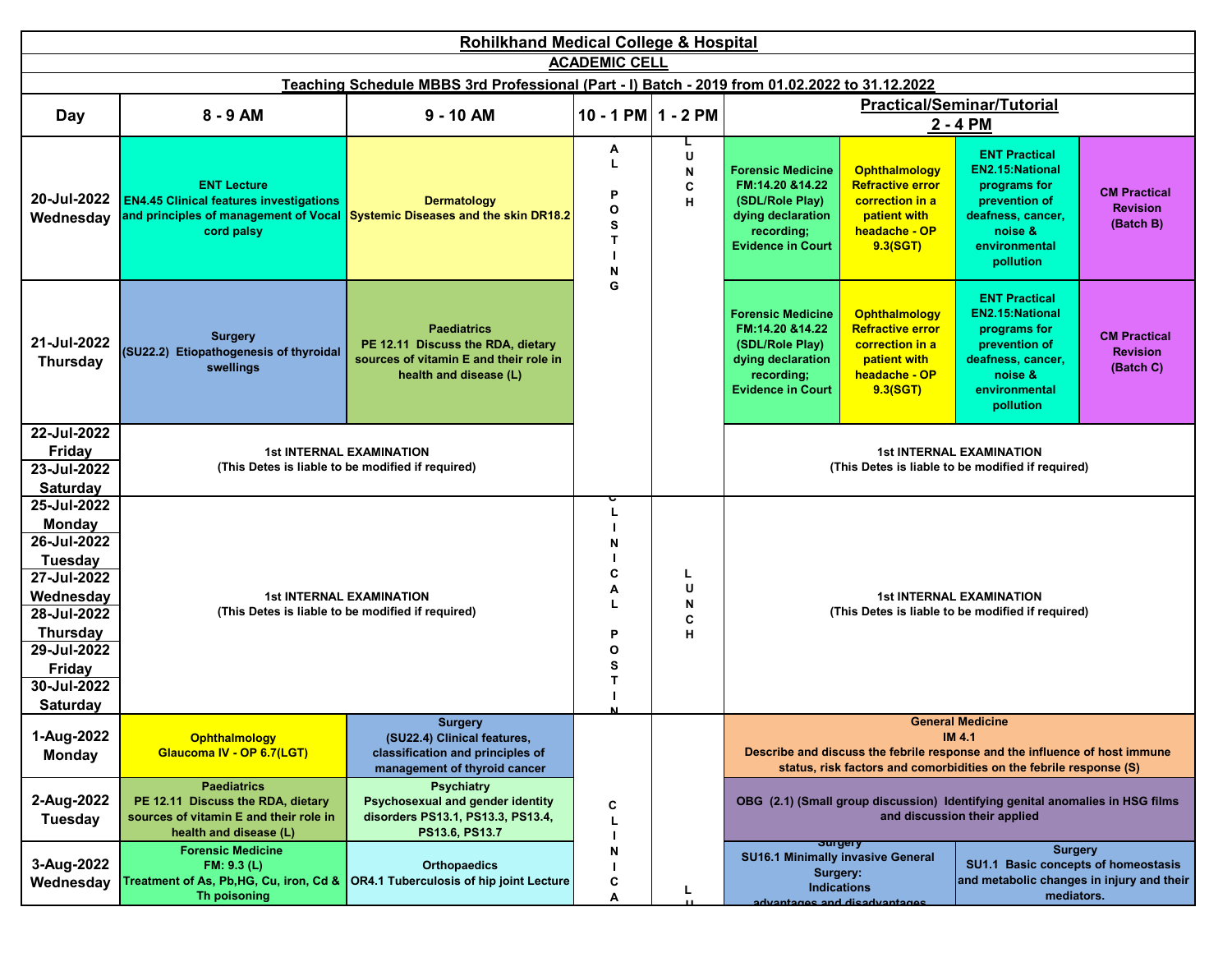**Rohilkhand Medical College & Hospital**

**ACADEMIC CELL**

**Teaching Schedule MBBS 3rd Professional (Part - I) Batch - 2019 from 01.02.2022 to 31.12.2022**

| Day | 8 - 9 AM | 9 - 10 AM | 10 - 1 PM | 1 - 2 PM | Practical/Seminar/Tutorial 2 - 4 PM | | | |
|---|---|---|---|---|---|---|---|---|
| 20-Jul-2022 Wednesday | ENT Lecture EN4.45 Clinical features investigations and principles of management of Vocal cord palsy | Dermatology Systemic Diseases and the skin DR18.2 | AL POSTING | LUNCH | Forensic Medicine FM:14.20 &14.22 (SDL/Role Play) dying declaration recording; Evidence in Court | Ophthalmology Refractive error correction in a patient with headache - OP 9.3(SGT) | ENT Practical EN2.15:National programs for prevention of deafness, cancer, noise & environmental pollution | CM Practical Revision (Batch B) |
| 21-Jul-2022 Thursday | Surgery (SU22.2) Etiopathogenesis of thyroidal swellings | Paediatrics PE 12.11 Discuss the RDA, dietary sources of vitamin E and their role in health and disease (L) | | | Forensic Medicine FM:14.20 &14.22 (SDL/Role Play) dying declaration recording; Evidence in Court | Ophthalmology Refractive error correction in a patient with headache - OP 9.3(SGT) | ENT Practical EN2.15:National programs for prevention of deafness, cancer, noise & environmental pollution | CM Practical Revision (Batch C) |
| 22-Jul-2022 Friday | 1st INTERNAL EXAMINATION (This Detes is liable to be modified if required) | | | | 1st INTERNAL EXAMINATION (This Detes is liable to be modified if required) | | | |
| 23-Jul-2022 Saturday | | | | | | | | |
| 25-Jul-2022 Monday | 1st INTERNAL EXAMINATION (This Detes is liable to be modified if required) | | CLINICAL POSTIN | LUNCH | 1st INTERNAL EXAMINATION (This Detes is liable to be modified if required) | | | |
| 26-Jul-2022 Tuesday | | | | | | | | |
| 27-Jul-2022 Wednesday | | | | | | | | |
| 28-Jul-2022 Thursday | | | | | | | | |
| 29-Jul-2022 Friday | | | | | | | | |
| 30-Jul-2022 Saturday | | | | | | | | |
| 1-Aug-2022 Monday | Ophthalmology Glaucoma IV - OP 6.7(LGT) | Surgery (SU22.4) Clinical features, classification and principles of management of thyroid cancer | CLINICA | | General Medicine IM 4.1 Describe and discuss the febrile response and the influence of host immune status, risk factors and comorbidities on the febrile response (S) | | | |
| 2-Aug-2022 Tuesday | Paediatrics PE 12.11 Discuss the RDA, dietary sources of vitamin E and their role in health and disease (L) | Psychiatry Psychosexual and gender identity disorders PS13.1, PS13.3, PS13.4, PS13.6, PS13.7 | | | OBG (2.1) (Small group discussion) Identifying genital anomalies in HSG films and discussion their applied | | | |
| 3-Aug-2022 Wednesday | Forensic Medicine FM: 9.3 (L) Treatment of As, Pb,HG, Cu, iron, Cd & Th poisoning | Orthopaedics OR4.1 Tuberculosis of hip joint Lecture | | LU | Surgery SU16.1 Minimally invasive General Surgery: Indications advantages and disadvantages | | Surgery SU1.1 Basic concepts of homeostasis and metabolic changes in injury and their mediators. | |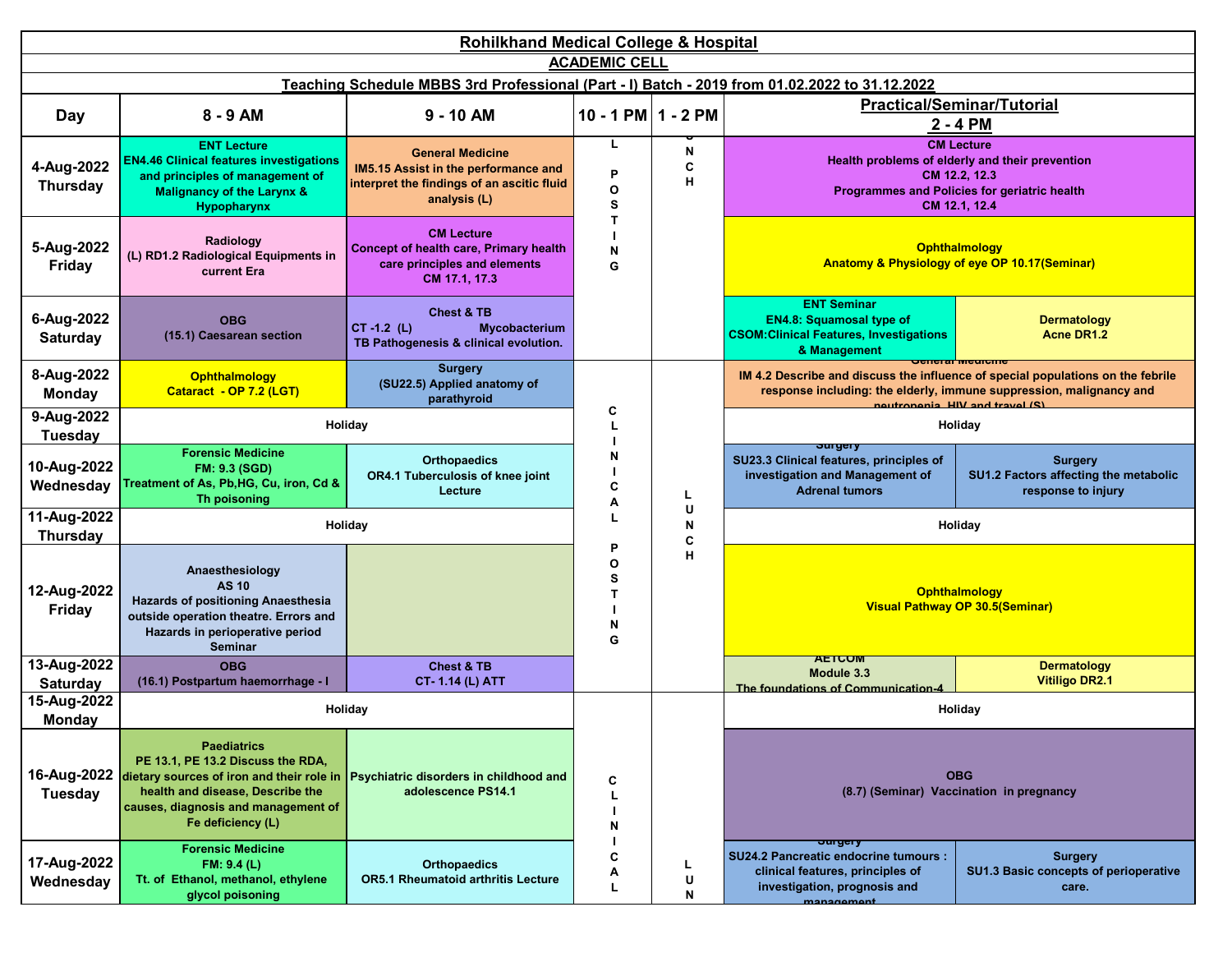# Rohilkhand Medical College & Hospital

## ACADEMIC CELL

### Teaching Schedule MBBS 3rd Professional (Part - I) Batch - 2019 from 01.02.2022 to 31.12.2022

| Day | 8 - 9 AM | 9 - 10 AM | 10 - 1 PM | 1 - 2 PM | Practical/Seminar/Tutorial 2 - 4 PM | |
|---|---|---|---|---|---|---|
| 4-Aug-2022 Thursday | ENT Lecture EN4.46 Clinical features investigations and principles of management of Malignancy of the Larynx & Hypopharynx | General Medicine IM5.15 Assist in the performance and interpret the findings of an ascitic fluid analysis (L) | POSTING | LUNCH | CM Lecture Health problems of elderly and their prevention CM 12.2, 12.3 Programmes and Policies for geriatric health CM 12.1, 12.4 | |
| 5-Aug-2022 Friday | Radiology (L) RD1.2 Radiological Equipments in current Era | CM Lecture Concept of health care, Primary health care principles and elements CM 17.1, 17.3 | | | Ophthalmology Anatomy & Physiology of eye OP 10.17(Seminar) | |
| 6-Aug-2022 Saturday | OBG (15.1) Caesarean section | Chest & TB CT -1.2 (L) Mycobacterium TB Pathogenesis & clinical evolution. | | | ENT Seminar EN4.8: Squamosal type of CSOM:Clinical Features, Investigations & Management | Dermatology Acne DR1.2 |
| 8-Aug-2022 Monday | Ophthalmology Cataract - OP 7.2 (LGT) | Surgery (SU22.5) Applied anatomy of parathyroid | CLINICAL POSTING | LUNCH | General Medicine IM 4.2 Describe and discuss the influence of special populations on the febrile response including: the elderly, immune suppression, malignancy and neutropenia, HIV and travel (S) | |
| 9-Aug-2022 Tuesday | Holiday | | | | Holiday | |
| 10-Aug-2022 Wednesday | Forensic Medicine FM: 9.3 (SGD) Treatment of As, Pb,HG, Cu, iron, Cd & Th poisoning | Orthopaedics OR4.1 Tuberculosis of knee joint Lecture | | | Surgery SU23.3 Clinical features, principles of investigation and Management of Adrenal tumors | Surgery SU1.2 Factors affecting the metabolic response to injury |
| 11-Aug-2022 Thursday | Holiday | | | | Holiday | |
| 12-Aug-2022 Friday | Anaesthesiology AS 10 Hazards of positioning Anaesthesia outside operation theatre. Errors and Hazards in perioperative period Seminar | | | | Ophthalmology Visual Pathway OP 30.5(Seminar) | |
| 13-Aug-2022 Saturday | OBG (16.1) Postpartum haemorrhage - I | Chest & TB CT- 1.14 (L) ATT | | | AETCOM Module 3.3 The foundations of Communication-4 | Dermatology Vitiligo DR2.1 |
| 15-Aug-2022 Monday | Holiday | | CLINICAL | LUN | Holiday | |
| 16-Aug-2022 Tuesday | Paediatrics PE 13.1, PE 13.2 Discuss the RDA, dietary sources of iron and their role in health and disease, Describe the causes, diagnosis and management of Fe deficiency (L) | Psychiatric disorders in childhood and adolescence PS14.1 | | | OBG (8.7) (Seminar) Vaccination in pregnancy | |
| 17-Aug-2022 Wednesday | Forensic Medicine FM: 9.4 (L) Tt. of Ethanol, methanol, ethylene glycol poisoning | Orthopaedics OR5.1 Rheumatoid arthritis Lecture | | | Surgery SU24.2 Pancreatic endocrine tumours : clinical features, principles of investigation, prognosis and management | Surgery SU1.3 Basic concepts of perioperative care. |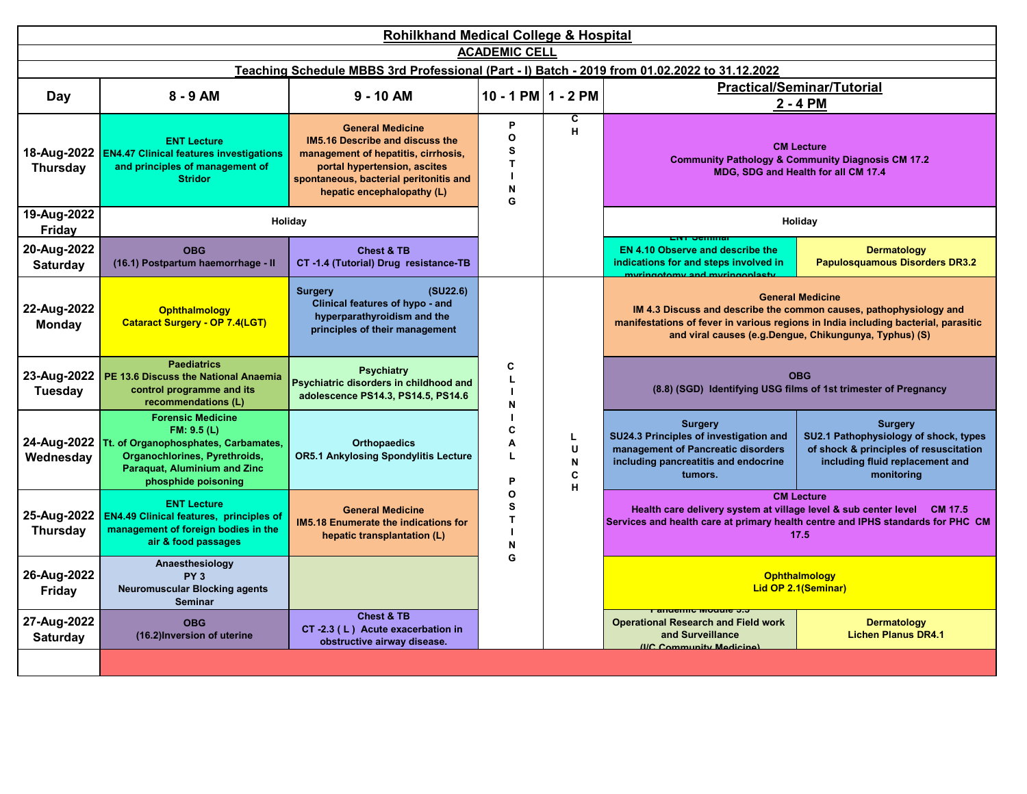# Rohilkhand Medical College & Hospital

## ACADEMIC CELL

### Teaching Schedule MBBS 3rd Professional (Part - I) Batch - 2019 from 01.02.2022 to 31.12.2022

| Day | 8 - 9 AM | 9 - 10 AM | 10 - 1 PM | 1 - 2 PM | Practical/Seminar/Tutorial 2 - 4 PM | |
|---|---|---|---|---|---|---|
| 18-Aug-2022 Thursday | ENT Lecture EN4.47 Clinical features investigations and principles of management of Stridor | General Medicine IM5.16 Describe and discuss the management of hepatitis, cirrhosis, portal hypertension, ascites spontaneous, bacterial peritonitis and hepatic encephalopathy (L) | POSTING | CH | CM Lecture Community Pathology & Community Diagnosis CM 17.2 MDG, SDG and Health for all CM 17.4 | |
| 19-Aug-2022 Friday | Holiday | | | | Holiday | |
| 20-Aug-2022 Saturday | OBG (16.1) Postpartum haemorrhage - II | Chest & TB CT -1.4 (Tutorial) Drug resistance-TB | | | ENT Seminar EN 4.10 Observe and describe the indications for and steps involved in myringotomy and myringoplasty | Dermatology Papulosquamous Disorders DR3.2 |
| 22-Aug-2022 Monday | Ophthalmology Cataract Surgery - OP 7.4(LGT) | Surgery (SU22.6) Clinical features of hypo - and hyperparathyroidism and the principles of their management | CLINICAL POSTING | LUNCH | General Medicine IM 4.3 Discuss and describe the common causes, pathophysiology and manifestations of fever in various regions in India including bacterial, parasitic and viral causes (e.g.Dengue, Chikungunya, Typhus) (S) | |
| 23-Aug-2022 Tuesday | Paediatrics PE 13.6 Discuss the National Anaemia control programme and its recommendations (L) | Psychiatry Psychiatric disorders in childhood and adolescence PS14.3, PS14.5, PS14.6 | | | OBG (8.8) (SGD) Identifying USG films of 1st trimester of Pregnancy | |
| 24-Aug-2022 Wednesday | Forensic Medicine FM: 9.5 (L) Tt. of Organophosphates, Carbamates, Organochlorines, Pyrethroids, Paraquat, Aluminium and Zinc phosphide poisoning | Orthopaedics OR5.1 Ankylosing Spondylitis Lecture | | | Surgery SU24.3 Principles of investigation and management of Pancreatic disorders including pancreatitis and endocrine tumors. | Surgery SU2.1 Pathophysiology of shock, types of shock & principles of resuscitation including fluid replacement and monitoring |
| 25-Aug-2022 Thursday | ENT Lecture EN4.49 Clinical features, principles of management of foreign bodies in the air & food passages | General Medicine IM5.18 Enumerate the indications for hepatic transplantation (L) | | | CM Lecture Health care delivery system at village level & sub center level CM 17.5 Services and health care at primary health centre and IPHS standards for PHC CM 17.5 | |
| 26-Aug-2022 Friday | Anaesthesiology PY 3 Neuromuscular Blocking agents Seminar | | | | Ophthalmology Lid OP 2.1(Seminar) | |
| 27-Aug-2022 Saturday | OBG (16.2)Inversion of uterine | Chest & TB CT -2.3 ( L ) Acute exacerbation in obstructive airway disease. | | | Pandemic Module 3.3 Operational Research and Field work and Surveillance (I/C Community Medicine) | Dermatology Lichen Planus DR4.1 |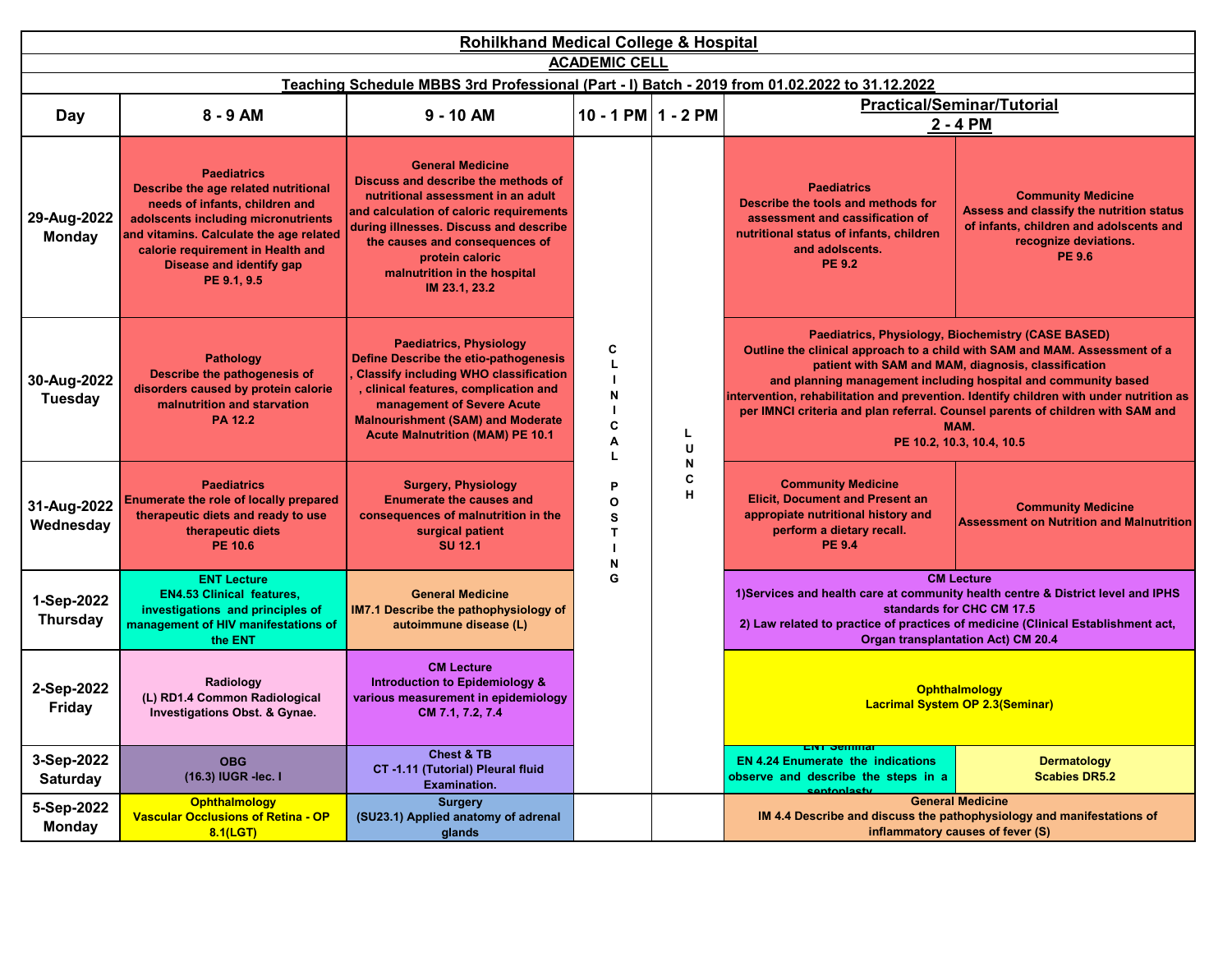**Rohilkhand Medical College & Hospital**

**ACADEMIC CELL**

**Teaching Schedule MBBS 3rd Professional (Part - I) Batch - 2019 from 01.02.2022 to 31.12.2022**

| Day | 8 - 9 AM | 9 - 10 AM | 10 - 1 PM | 1 - 2 PM | Practical/Seminar/Tutorial 2 - 4 PM | |
|---|---|---|---|---|---|---|
| 29-Aug-2022 Monday | Paediatrics Describe the age related nutritional needs of infants, children and adolscents including micronutrients and vitamins. Calculate the age related calorie requirement in Health and Disease and identify gap PE 9.1, 9.5 | General Medicine Discuss and describe the methods of nutritional assessment in an adult and calculation of caloric requirements during illnesses. Discuss and describe the causes and consequences of protein caloric malnutrition in the hospital IM 23.1, 23.2 | CLINICAL POSTING | LUNCH | Paediatrics Describe the tools and methods for assessment and cassification of nutritional status of infants, children and adolscents. PE 9.2 | Community Medicine Assess and classify the nutrition status of infants, children and adolscents and recognize deviations. PE 9.6 |
| 30-Aug-2022 Tuesday | Pathology Describe the pathogenesis of disorders caused by protein calorie malnutrition and starvation PA 12.2 | Paediatrics, Physiology Define Describe the etio-pathogenesis , Classify including WHO classification , clinical features, complication and management of Severe Acute Malnourishment (SAM) and Moderate Acute Malnutrition (MAM) PE 10.1 | | | Paediatrics, Physiology, Biochemistry (CASE BASED) Outline the clinical approach to a child with SAM and MAM. Assessment of a patient with SAM and MAM, diagnosis, classification and planning management including hospital and community based intervention, rehabilitation and prevention. Identify children with under nutrition as per IMNCI criteria and plan referral. Counsel parents of children with SAM and MAM. PE 10.2, 10.3, 10.4, 10.5 | |
| 31-Aug-2022 Wednesday | Paediatrics Enumerate the role of locally prepared therapeutic diets and ready to use therapeutic diets PE 10.6 | Surgery, Physiology Enumerate the causes and consequences of malnutrition in the surgical patient SU 12.1 | | | Community Medicine Elicit, Document and Present an appropiate nutritional history and perform a dietary recall. PE 9.4 | Community Medicine Assessment on Nutrition and Malnutrition |
| 1-Sep-2022 Thursday | ENT Lecture EN4.53 Clinical features, investigations and principles of management of HIV manifestations of the ENT | General Medicine IM7.1 Describe the pathophysiology of autoimmune disease (L) | | | CM Lecture 1)Services and health care at community health centre & District level and IPHS standards for CHC CM 17.5 2) Law related to practice of practices of medicine (Clinical Establishment act, Organ transplantation Act) CM 20.4 | |
| 2-Sep-2022 Friday | Radiology (L) RD1.4 Common Radiological Investigations Obst. & Gynae. | CM Lecture Introduction to Epidemiology & various measurement in epidemiology CM 7.1, 7.2, 7.4 | | | Ophthalmology Lacrimal System OP 2.3(Seminar) | |
| 3-Sep-2022 Saturday | OBG (16.3) IUGR -lec. I | Chest & TB CT -1.11 (Tutorial) Pleural fluid Examination. | | | ENT Seminar EN 4.24 Enumerate the indications observe and describe the steps in a septoplasty | Dermatology Scabies DR5.2 |
| 5-Sep-2022 Monday | Ophthalmology Vascular Occlusions of Retina - OP 8.1(LGT) | Surgery (SU23.1) Applied anatomy of adrenal glands | | | General Medicine IM 4.4 Describe and discuss the pathophysiology and manifestations of inflammatory causes of fever (S) | |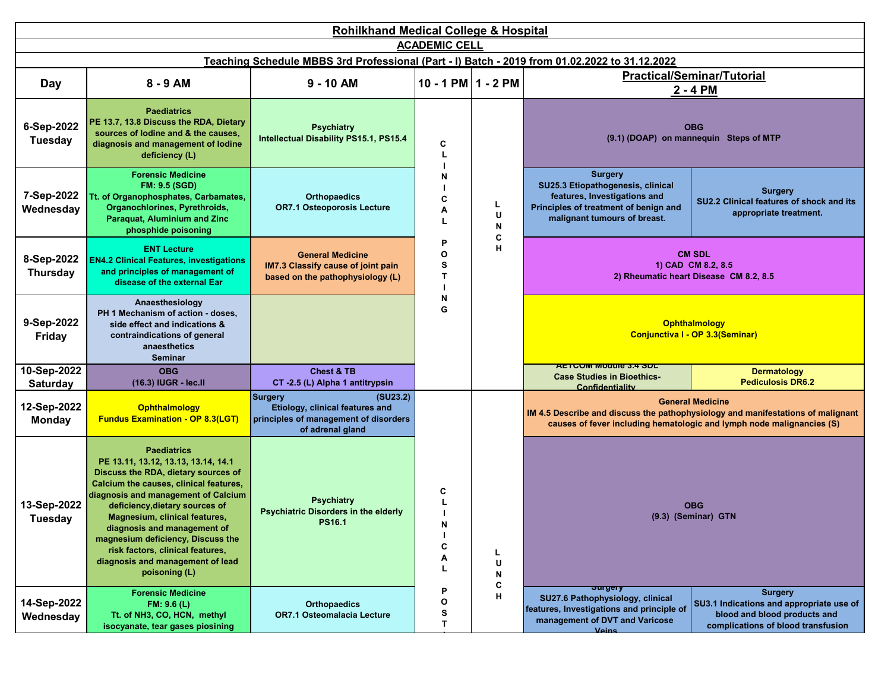**Rohilkhand Medical College & Hospital**

**ACADEMIC CELL**

**Teaching Schedule MBBS 3rd Professional (Part - I) Batch - 2019 from 01.02.2022 to 31.12.2022**

| Day | 8 - 9 AM | 9 - 10 AM | 10 - 1 PM | 1 - 2 PM | Practical/Seminar/Tutorial 2 - 4 PM | |
|---|---|---|---|---|---|---|
| 6-Sep-2022 Tuesday | Paediatrics PE 13.7, 13.8 Discuss the RDA, Dietary sources of Iodine and & the causes, diagnosis and management of Iodine deficiency (L) | Psychiatry Intellectual Disability PS15.1, PS15.4 | CLINICAL POSTING | LUNCH | OBG (9.1) (DOAP) on mannequin Steps of MTP | |
| 7-Sep-2022 Wednesday | Forensic Medicine FM: 9.5 (SGD) Tt. of Organophosphates, Carbamates, Organochlorines, Pyrethroids, Paraquat, Aluminium and Zinc phosphide poisoning | Orthopaedics OR7.1 Osteoporosis Lecture | | | Surgery SU25.3 Etiopathogenesis, clinical features, Investigations and Principles of treatment of benign and malignant tumours of breast. | Surgery SU2.2 Clinical features of shock and its appropriate treatment. |
| 8-Sep-2022 Thursday | ENT Lecture EN4.2 Clinical Features, investigations and principles of management of disease of the external Ear | General Medicine IM7.3 Classify cause of joint pain based on the pathophysiology (L) | | | CM SDL 1) CAD CM 8.2, 8.5 2) Rheumatic heart Disease CM 8.2, 8.5 | |
| 9-Sep-2022 Friday | Anaesthesiology PH 1 Mechanism of action - doses, side effect and indications & contraindications of general anaesthetics Seminar | | | | Ophthalmology Conjunctiva I - OP 3.3(Seminar) | |
| 10-Sep-2022 Saturday | OBG (16.3) IUGR - lec.II | Chest & TB CT -2.5 (L) Alpha 1 antitrypsin | | | AETCOM Module 3.4 SDL Case Studies in Bioethics-Confidentiality | Dermatology Pediculosis DR6.2 |
| 12-Sep-2022 Monday | Ophthalmology Fundus Examination - OP 8.3(LGT) | Surgery (SU23.2) Etiology, clinical features and principles of management of disorders of adrenal gland | CLINICAL POST... | LUNCH | General Medicine IM 4.5 Describe and discuss the pathophysiology and manifestations of malignant causes of fever including hematologic and lymph node malignancies (S) | |
| 13-Sep-2022 Tuesday | Paediatrics PE 13.11, 13.12, 13.13, 13.14, 14.1 Discuss the RDA, dietary sources of Calcium the causes, clinical features, diagnosis and management of Calcium deficiency,dietary sources of Magnesium, clinical features, diagnosis and management of magnesium deficiency, Discuss the risk factors, clinical features, diagnosis and management of lead poisoning (L) | Psychiatry Psychiatric Disorders in the elderly PS16.1 | | | OBG (9.3) (Seminar) GTN | |
| 14-Sep-2022 Wednesday | Forensic Medicine FM: 9.6 (L) Tt. of NH3, CO, HCN, methyl isocyanate, tear gases piosining | Orthopaedics OR7.1 Osteomalacia Lecture | | | Surgery SU27.6 Pathophysiology, clinical features, Investigations and principle of management of DVT and Varicose Veins | Surgery SU3.1 Indications and appropriate use of blood and blood products and complications of blood transfusion |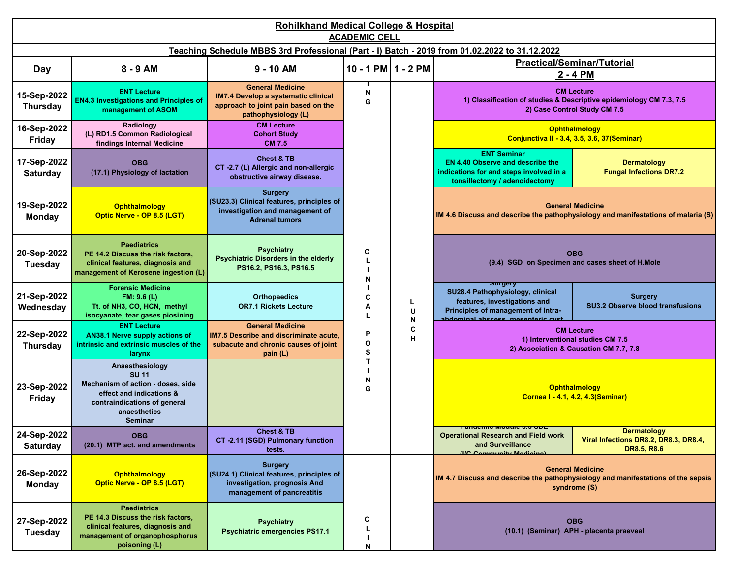# Rohilkhand Medical College & Hospital

## ACADEMIC CELL

### Teaching Schedule MBBS 3rd Professional (Part - I) Batch - 2019 from 01.02.2022 to 31.12.2022

| Day | 8 - 9 AM | 9 - 10 AM | 10 - 1 PM | 1 - 2 PM | Practical/Seminar/Tutorial 2 - 4 PM | |
|---|---|---|---|---|---|---|
| 15-Sep-2022 Thursday | ENT Lecture EN4.3 Investigations and Principles of management of ASOM | General Medicine IM7.4 Develop a systematic clinical approach to joint pain based on the pathophysiology (L) | ING | | CM Lecture 1) Classification of studies & Descriptive epidemiology CM 7.3, 7.5 2) Case Control Study CM 7.5 | |
| 16-Sep-2022 Friday | Radiology (L) RD1.5 Common Radiological findings Internal Medicine | CM Lecture Cohort Study CM 7.5 | | | Ophthalmology Conjunctiva II - 3.4, 3.5, 3.6, 37(Seminar) | |
| 17-Sep-2022 Saturday | OBG (17.1) Physiology of lactation | Chest & TB CT -2.7 (L) Allergic and non-allergic obstructive airway disease. | | | ENT Seminar EN 4.40 Observe and describe the indications for and steps involved in a tonsillectomy / adenoidectomy | Dermatology Fungal Infections DR7.2 |
| 19-Sep-2022 Monday | Ophthalmology Optic Nerve - OP 8.5 (LGT) | Surgery (SU23.3) Clinical features, principles of investigation and management of Adrenal tumors | CLINICAL POSTING | LUNCH | General Medicine IM 4.6 Discuss and describe the pathophysiology and manifestations of malaria (S) | |
| 20-Sep-2022 Tuesday | Paediatrics PE 14.2 Discuss the risk factors, clinical features, diagnosis and management of Kerosene ingestion (L) | Psychiatry Psychiatric Disorders in the elderly PS16.2, PS16.3, PS16.5 | | | OBG (9.4) SGD on Specimen and cases sheet of H.Mole | |
| 21-Sep-2022 Wednesday | Forensic Medicine FM: 9.6 (L) Tt. of NH3, CO, HCN, methyl isocyanate, tear gases piosining | Orthopaedics OR7.1 Rickets Lecture | | | Surgery SU28.4 Pathophysiology, clinical features, investigations and Principles of management of Intra-abdominal abscess, mesenteric cyst | Surgery SU3.2 Observe blood transfusions |
| 22-Sep-2022 Thursday | ENT Lecture AN38.1 Nerve supply actions of intrinsic and extrinsic muscles of the larynx | General Medicine IM7.5 Describe and discriminate acute, subacute and chronic causes of joint pain (L) | | | CM Lecture 1) Interventional studies CM 7.5 2) Association & Causation CM 7.7, 7.8 | |
| 23-Sep-2022 Friday | Anaesthesiology SU 11 Mechanism of action - doses, side effect and indications & contraindications of general anaesthetics Seminar | | | | Ophthalmology Cornea I - 4.1, 4.2, 4.3(Seminar) | |
| 24-Sep-2022 Saturday | OBG (20.1) MTP act. and amendments | Chest & TB CT -2.11 (SGD) Pulmonary function tests. | | | Pandemic Module 3.3 SDL Operational Research and Field work and Surveillance (I/C Community Medicine) | Dermatology Viral Infections DR8.2, DR8.3, DR8.4, DR8.5, R8.6 |
| 26-Sep-2022 Monday | Ophthalmology Optic Nerve - OP 8.5 (LGT) | Surgery (SU24.1) Clinical features, principles of investigation, prognosis And management of pancreatitis | CLIN | | General Medicine IM 4.7 Discuss and describe the pathophysiology and manifestations of the sepsis syndrome (S) | |
| 27-Sep-2022 Tuesday | Paediatrics PE 14.3 Discuss the risk factors, clinical features, diagnosis and management of organophosphorus poisoning (L) | Psychiatry Psychiatric emergencies PS17.1 | | | OBG (10.1) (Seminar) APH - placenta praeveal | |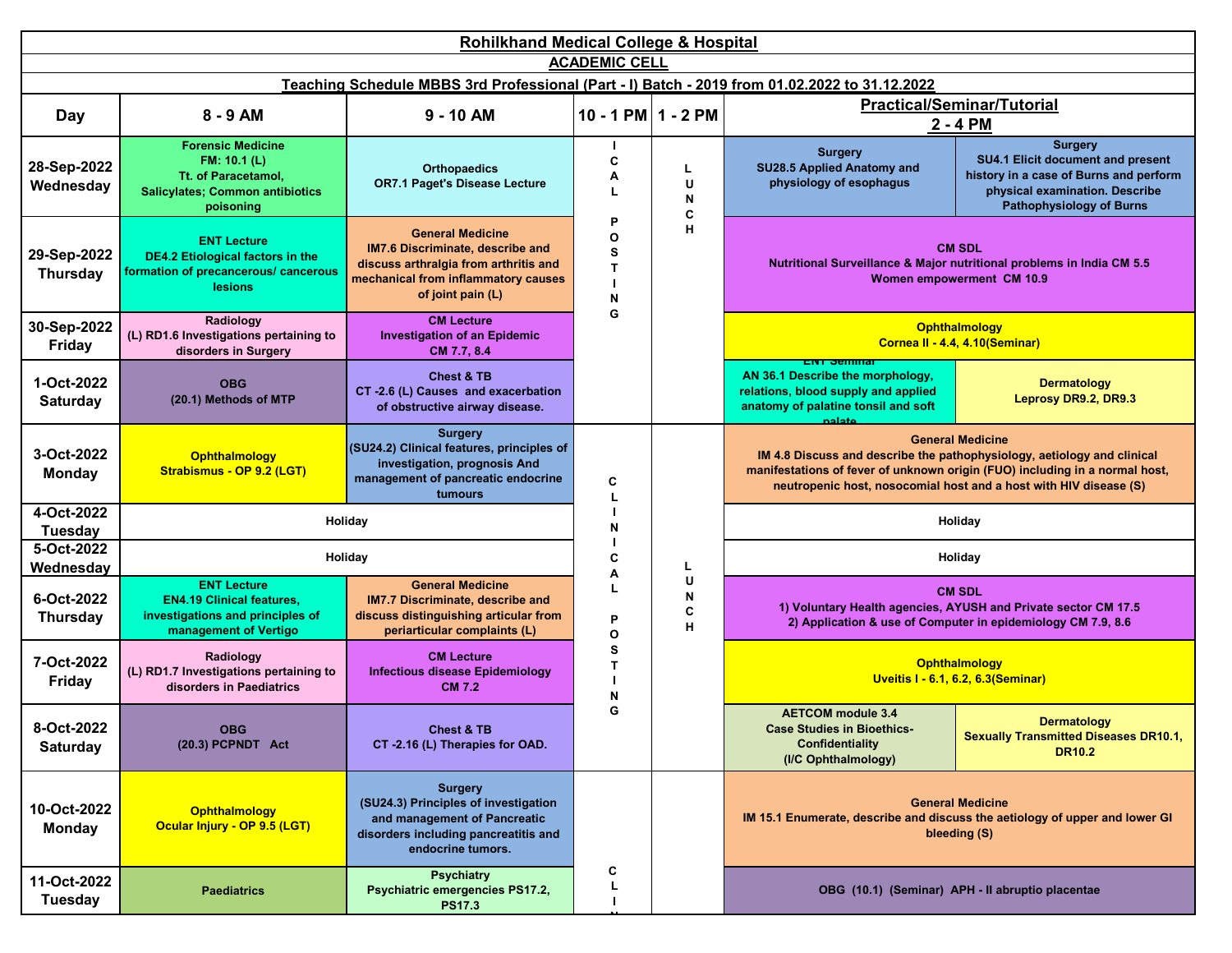# Rohilkhand Medical College & Hospital

## ACADEMIC CELL

### Teaching Schedule MBBS 3rd Professional (Part - I) Batch - 2019 from 01.02.2022 to 31.12.2022

| Day | 8 - 9 AM | 9 - 10 AM | 10 - 1 PM | 1 - 2 PM | Practical/Seminar/Tutorial 2 - 4 PM | |
|---|---|---|---|---|---|---|
| 28-Sep-2022 Wednesday | Forensic Medicine FM: 10.1 (L) Tt. of Paracetamol, Salicylates; Common antibiotics poisoning | Orthopaedics OR7.1 Paget's Disease Lecture | CLINICAL POSTING | LUNCH | Surgery SU28.5 Applied Anatomy and physiology of esophagus | Surgery SU4.1 Elicit document and present history in a case of Burns and perform physical examination. Describe Pathophysiology of Burns |
| 29-Sep-2022 Thursday | ENT Lecture DE4.2 Etiological factors in the formation of precancerous/ cancerous lesions | General Medicine IM7.6 Discriminate, describe and discuss arthralgia from arthritis and mechanical from inflammatory causes of joint pain (L) | | | CM SDL Nutritional Surveillance & Major nutritional problems in India CM 5.5 Women empowerment CM 10.9 | |
| 30-Sep-2022 Friday | Radiology (L) RD1.6 Investigations pertaining to disorders in Surgery | CM Lecture Investigation of an Epidemic CM 7.7, 8.4 | | | Ophthalmology Cornea II - 4.4, 4.10(Seminar) | |
| 1-Oct-2022 Saturday | OBG (20.1) Methods of MTP | Chest & TB CT -2.6 (L) Causes and exacerbation of obstructive airway disease. | | | ENT Seminar AN 36.1 Describe the morphology, relations, blood supply and applied anatomy of palatine tonsil and soft palate | Dermatology Leprosy DR9.2, DR9.3 |
| 3-Oct-2022 Monday | Ophthalmology Strabismus - OP 9.2 (LGT) | Surgery (SU24.2) Clinical features, principles of investigation, prognosis And management of pancreatic endocrine tumours | CLINICAL POSTING | LUNCH | General Medicine IM 4.8 Discuss and describe the pathophysiology, aetiology and clinical manifestations of fever of unknown origin (FUO) including in a normal host, neutropenic host, nosocomial host and a host with HIV disease (S) | |
| 4-Oct-2022 Tuesday | Holiday | | | | Holiday | |
| 5-Oct-2022 Wednesday | Holiday | | | | Holiday | |
| 6-Oct-2022 Thursday | ENT Lecture EN4.19 Clinical features, investigations and principles of management of Vertigo | General Medicine IM7.7 Discriminate, describe and discuss distinguishing articular from periarticular complaints (L) | | | CM SDL 1) Voluntary Health agencies, AYUSH and Private sector CM 17.5 2) Application & use of Computer in epidemiology CM 7.9, 8.6 | |
| 7-Oct-2022 Friday | Radiology (L) RD1.7 Investigations pertaining to disorders in Paediatrics | CM Lecture Infectious disease Epidemiology CM 7.2 | | | Ophthalmology Uveitis I - 6.1, 6.2, 6.3(Seminar) | |
| 8-Oct-2022 Saturday | OBG (20.3) PCPNDT Act | Chest & TB CT -2.16 (L) Therapies for OAD. | | | AETCOM module 3.4 Case Studies in Bioethics- Confidentiality (I/C Ophthalmology) | Dermatology Sexually Transmitted Diseases DR10.1, DR10.2 |
| 10-Oct-2022 Monday | Ophthalmology Ocular Injury - OP 9.5 (LGT) | Surgery (SU24.3) Principles of investigation and management of Pancreatic disorders including pancreatitis and endocrine tumors. | CLIN... | | General Medicine IM 15.1 Enumerate, describe and discuss the aetiology of upper and lower GI bleeding (S) | |
| 11-Oct-2022 Tuesday | Paediatrics | Psychiatry Psychiatric emergencies PS17.2, PS17.3 | | | OBG (10.1) (Seminar) APH - II abruptio placentae | |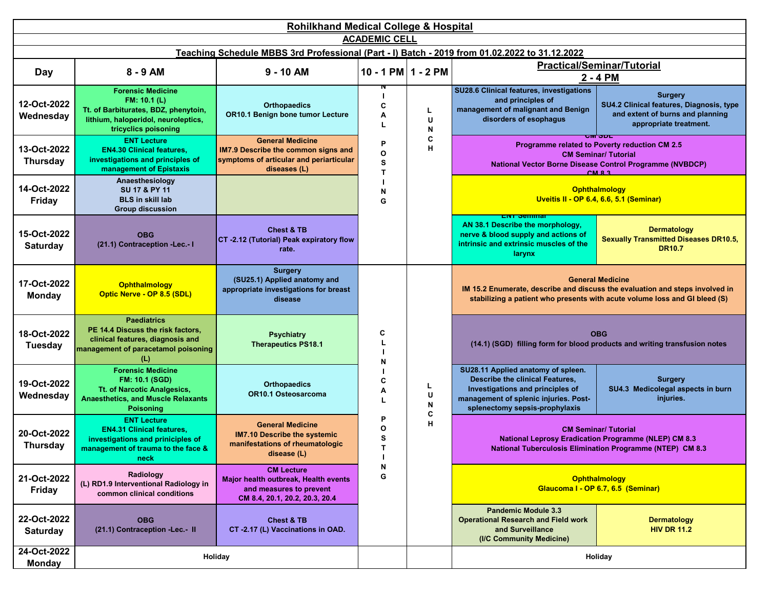# Rohilkhand Medical College & Hospital

## ACADEMIC CELL

### Teaching Schedule MBBS 3rd Professional (Part - I) Batch - 2019 from 01.02.2022 to 31.12.2022

| Day | 8 - 9 AM | 9 - 10 AM | 10 - 1 PM | 1 - 2 PM | Practical/Seminar/Tutorial 2 - 4 PM | |
|---|---|---|---|---|---|---|
| 12-Oct-2022 Wednesday | Forensic Medicine FM: 10.1 (L) Tt. of Barbiturates, BDZ, phenytoin, lithium, haloperidol, neuroleptics, tricyclics poisoning | Orthopaedics OR10.1 Benign bone tumor Lecture | CLINICAL POSTING | LUNCH | SU28.6 Clinical features, investigations and principles of management of malignant and Benign disorders of esophagus | Surgery SU4.2 Clinical features, Diagnosis, type and extent of burns and planning appropriate treatment. |
| 13-Oct-2022 Thursday | ENT Lecture EN4.30 Clinical features, investigations and principles of management of Epistaxis | General Medicine IM7.9 Describe the common signs and symptoms of articular and periarticular diseases (L) | | | CM SDL Programme related to Poverty reduction CM 2.5 CM Seminar/ Tutorial National Vector Borne Disease Control Programme (NVBDCP) CM 8.3 | |
| 14-Oct-2022 Friday | Anaesthesiology SU 17 & PY 11 BLS in skill lab Group discussion | | | | Ophthalmology Uveitis II - OP 6.4, 6.6, 5.1 (Seminar) | |
| 15-Oct-2022 Saturday | OBG (21.1) Contraception -Lec.- I | Chest & TB CT -2.12 (Tutorial) Peak expiratory flow rate. | | | ENT Seminar AN 38.1 Describe the morphology, nerve & blood supply and actions of intrinsic and extrinsic muscles of the larynx | Dermatology Sexually Transmitted Diseases DR10.5, DR10.7 |
| 17-Oct-2022 Monday | Ophthalmology Optic Nerve - OP 8.5 (SDL) | Surgery (SU25.1) Applied anatomy and appropriate investigations for breast disease | CLINICAL POSTING | LUNCH | General Medicine IM 15.2 Enumerate, describe and discuss the evaluation and steps involved in stabilizing a patient who presents with acute volume loss and GI bleed (S) | |
| 18-Oct-2022 Tuesday | Paediatrics PE 14.4 Discuss the risk factors, clinical features, diagnosis and management of paracetamol poisoning (L) | Psychiatry Therapeutics PS18.1 | | | OBG (14.1) (SGD) filling form for blood products and writing transfusion notes | |
| 19-Oct-2022 Wednesday | Forensic Medicine FM: 10.1 (SGD) Tt. of Narcotic Analgesics, Anaesthetics, and Muscle Relaxants Poisoning | Orthopaedics OR10.1 Osteosarcoma | | | SU28.11 Applied anatomy of spleen. Describe the clinical Features, Investigations and principles of management of splenic injuries. Post-splenectomy sepsis-prophylaxis | Surgery SU4.3 Medicolegal aspects in burn injuries. |
| 20-Oct-2022 Thursday | ENT Lecture EN4.31 Clinical features, investigations and priniciples of management of trauma to the face & neck | General Medicine IM7.10 Describe the systemic manifestations of rheumatologic disease (L) | | | CM Seminar/ Tutorial National Leprosy Eradication Programme (NLEP) CM 8.3 National Tuberculosis Elimination Programme (NTEP) CM 8.3 | |
| 21-Oct-2022 Friday | Radiology (L) RD1.9 Interventional Radiology in common clinical conditions | CM Lecture Major health outbreak, Health events and measures to prevent CM 8.4, 20.1, 20.2, 20.3, 20.4 | | | Ophthalmology Glaucoma I - OP 6.7, 6.5 (Seminar) | |
| 22-Oct-2022 Saturday | OBG (21.1) Contraception -Lec.- II | Chest & TB CT -2.17 (L) Vaccinations in OAD. | | | Pandemic Module 3.3 Operational Research and Field work and Surveillance (I/C Community Medicine) | Dermatology HIV DR 11.2 |
| 24-Oct-2022 Monday | Holiday | | | | Holiday | |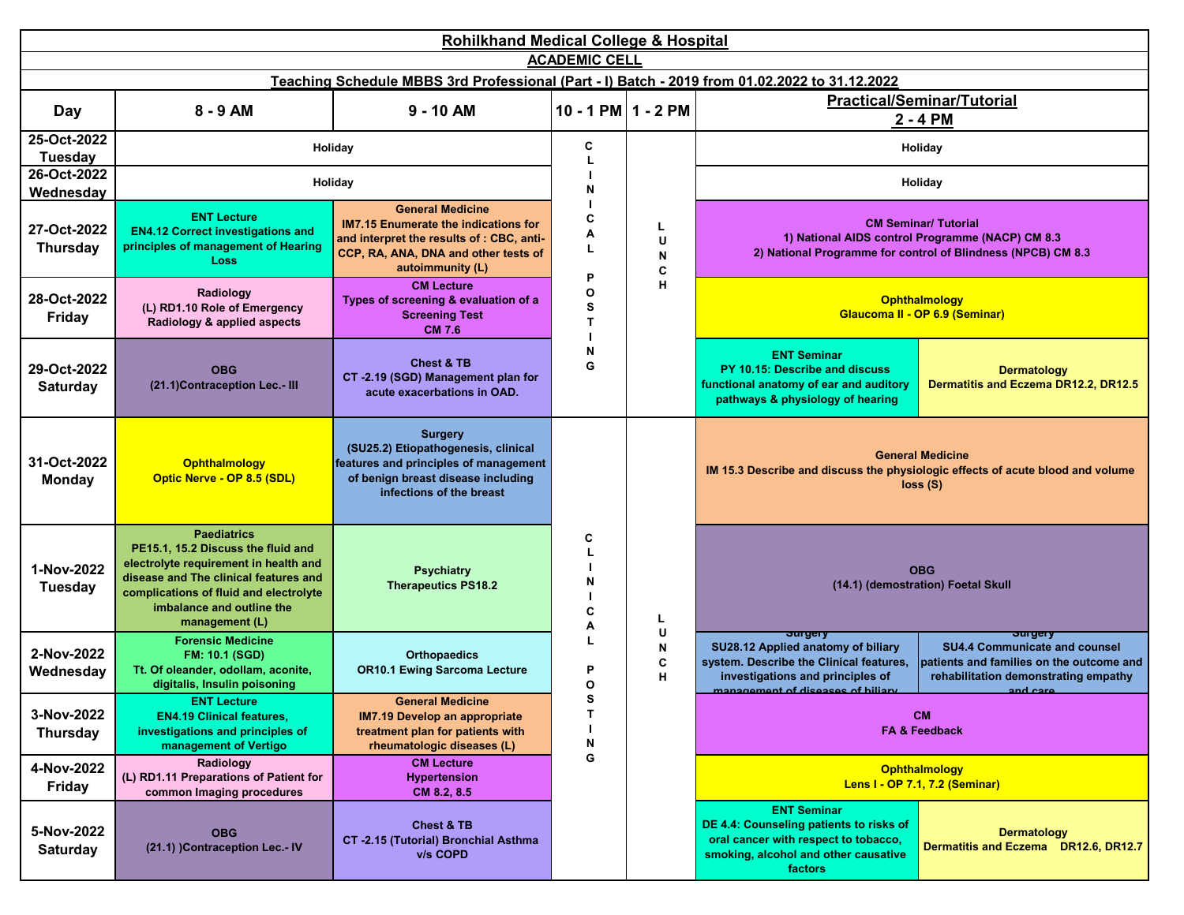# Rohilkhand Medical College & Hospital

## ACADEMIC CELL

### Teaching Schedule MBBS 3rd Professional (Part - I) Batch - 2019 from 01.02.2022 to 31.12.2022

| Day | 8 - 9 AM | 9 - 10 AM | 10 - 1 PM | 1 - 2 PM | Practical/Seminar/Tutorial 2 - 4 PM | |
|---|---|---|---|---|---|---|
| 25-Oct-2022 Tuesday | Holiday | | CLINICAL POSTING | LUNCH | Holiday | |
| 26-Oct-2022 Wednesday | Holiday | | CLINICAL POSTING | LUNCH | Holiday | |
| 27-Oct-2022 Thursday | ENT Lecture EN4.12 Correct investigations and principles of management of Hearing Loss | General Medicine IM7.15 Enumerate the indications for and interpret the results of : CBC, anti-CCP, RA, ANA, DNA and other tests of autoimmunity (L) | CLINICAL POSTING | LUNCH | CM Seminar/ Tutorial 1) National AIDS control Programme (NACP) CM 8.3 2) National Programme for control of Blindness (NPCB) CM 8.3 | |
| 28-Oct-2022 Friday | Radiology (L) RD1.10 Role of Emergency Radiology & applied aspects | CM Lecture Types of screening & evaluation of a Screening Test CM 7.6 | CLINICAL POSTING | LUNCH | Ophthalmology Glaucoma II - OP 6.9 (Seminar) | |
| 29-Oct-2022 Saturday | OBG (21.1)Contraception Lec.- III | Chest & TB CT -2.19 (SGD) Management plan for acute exacerbations in OAD. | CLINICAL POSTING | LUNCH | ENT Seminar PY 10.15: Describe and discuss functional anatomy of ear and auditory pathways & physiology of hearing | Dermatology Dermatitis and Eczema DR12.2, DR12.5 |
| 31-Oct-2022 Monday | Ophthalmology Optic Nerve - OP 8.5 (SDL) | Surgery (SU25.2) Etiopathogenesis, clinical features and principles of management of benign breast disease including infections of the breast | CLINICAL POSTING | LUNCH | General Medicine IM 15.3 Describe and discuss the physiologic effects of acute blood and volume loss (S) | |
| 1-Nov-2022 Tuesday | Paediatrics PE15.1, 15.2 Discuss the fluid and electrolyte requirement in health and disease and The clinical features and complications of fluid and electrolyte imbalance and outline the management (L) | Psychiatry Therapeutics PS18.2 | CLINICAL POSTING | LUNCH | OBG (14.1) (demostration) Foetal Skull | |
| 2-Nov-2022 Wednesday | Forensic Medicine FM: 10.1 (SGD) Tt. Of oleander, odollam, aconite, digitalis, Insulin poisoning | Orthopaedics OR10.1 Ewing Sarcoma Lecture | CLINICAL POSTING | LUNCH | Surgery SU28.12 Applied anatomy of biliary system. Describe the Clinical features, investigations and principles of management of diseases of biliary | Surgery SU4.4 Communicate and counsel patients and families on the outcome and rehabilitation demonstrating empathy and care |
| 3-Nov-2022 Thursday | ENT Lecture EN4.19 Clinical features, investigations and principles of management of Vertigo | General Medicine IM7.19 Develop an appropriate treatment plan for patients with rheumatologic diseases (L) | CLINICAL POSTING | LUNCH | CM FA & Feedback | |
| 4-Nov-2022 Friday | Radiology (L) RD1.11 Preparations of Patient for common Imaging procedures | CM Lecture Hypertension CM 8.2, 8.5 | CLINICAL POSTING | LUNCH | Ophthalmology Lens I - OP 7.1, 7.2 (Seminar) | |
| 5-Nov-2022 Saturday | OBG (21.1) )Contraception Lec.- IV | Chest & TB CT -2.15 (Tutorial) Bronchial Asthma v/s COPD | CLINICAL POSTING | LUNCH | ENT Seminar DE 4.4: Counseling patients to risks of oral cancer with respect to tobacco, smoking, alcohol and other causative factors | Dermatology Dermatitis and Eczema DR12.6, DR12.7 |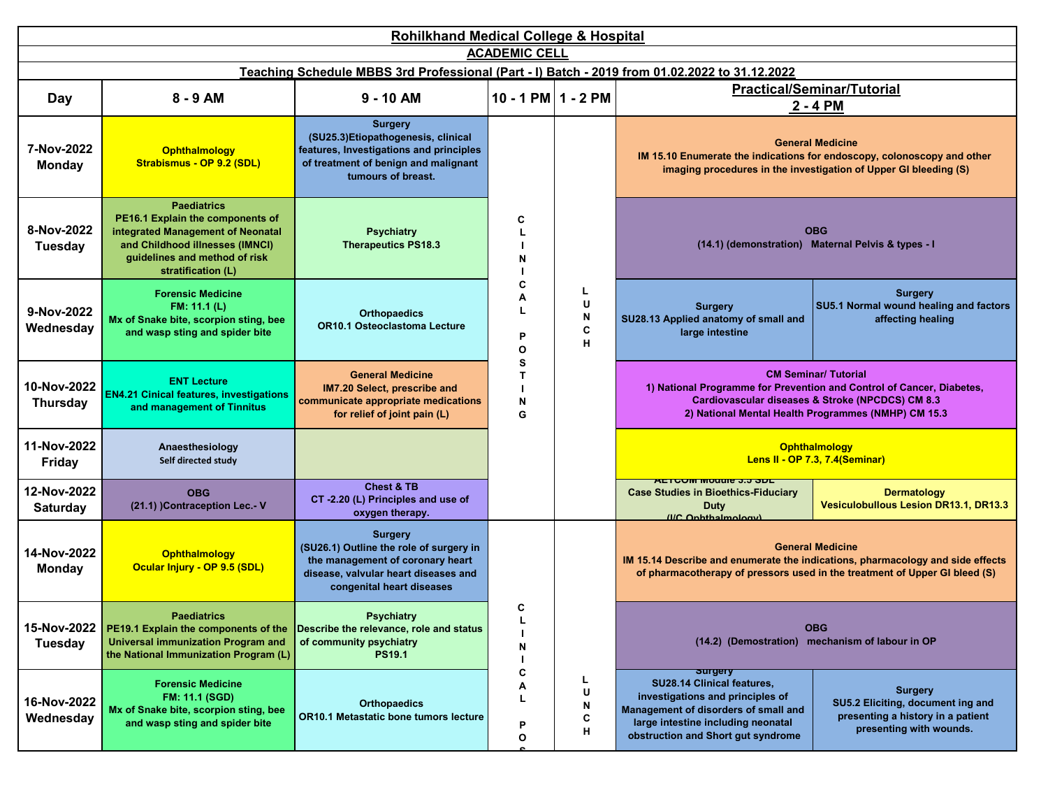**Rohilkhand Medical College & Hospital**

**ACADEMIC CELL**

**Teaching Schedule MBBS 3rd Professional (Part - I) Batch - 2019 from 01.02.2022 to 31.12.2022**

| Day | 8 - 9 AM | 9 - 10 AM | 10 - 1 PM | 1 - 2 PM | Practical/Seminar/Tutorial 2 - 4 PM | |
|---|---|---|---|---|---|---|
| 7-Nov-2022 Monday | Ophthalmology Strabismus - OP 9.2 (SDL) | Surgery (SU25.3)Etiopathogenesis, clinical features, Investigations and principles of treatment of benign and malignant tumours of breast. | CLINICAL POSTING | LUNCH | General Medicine IM 15.10 Enumerate the indications for endoscopy, colonoscopy and other imaging procedures in the investigation of Upper GI bleeding (S) | |
| 8-Nov-2022 Tuesday | Paediatrics PE16.1 Explain the components of integrated Management of Neonatal and Childhood illnesses (IMNCI) guidelines and method of risk stratification (L) | Psychiatry Therapeutics PS18.3 | | | OBG (14.1) (demonstration) Maternal Pelvis & types - I | |
| 9-Nov-2022 Wednesday | Forensic Medicine FM: 11.1 (L) Mx of Snake bite, scorpion sting, bee and wasp sting and spider bite | Orthopaedics OR10.1 Osteoclastoma Lecture | | | Surgery SU28.13 Applied anatomy of small and large intestine | Surgery SU5.1 Normal wound healing and factors affecting healing |
| 10-Nov-2022 Thursday | ENT Lecture EN4.21 Cinical features, investigations and management of Tinnitus | General Medicine IM7.20 Select, prescribe and communicate appropriate medications for relief of joint pain (L) | | | CM Seminar/ Tutorial 1) National Programme for Prevention and Control of Cancer, Diabetes, Cardiovascular diseases & Stroke (NPCDCS) CM 8.3 2) National Mental Health Programmes (NMHP) CM 15.3 | |
| 11-Nov-2022 Friday | Anaesthesiology Self directed study | | | | Ophthalmology Lens II - OP 7.3, 7.4(Seminar) | |
| 12-Nov-2022 Saturday | OBG (21.1) )Contraception Lec.- V | Chest & TB CT -2.20 (L) Principles and use of oxygen therapy. | | | AETCOM Module 3.5 SDL Case Studies in Bioethics-Fiduciary Duty (I/C Ophthalmology) | Dermatology Vesiculobullous Lesion DR13.1, DR13.3 |
| 14-Nov-2022 Monday | Ophthalmology Ocular Injury - OP 9.5 (SDL) | Surgery (SU26.1) Outline the role of surgery in the management of coronary heart disease, valvular heart diseases and congenital heart diseases | CLINICAL POS... | LUNCH | General Medicine IM 15.14 Describe and enumerate the indications, pharmacology and side effects of pharmacotherapy of pressors used in the treatment of Upper GI bleed (S) | |
| 15-Nov-2022 Tuesday | Paediatrics PE19.1 Explain the components of the Universal immunization Program and the National Immunization Program (L) | Psychiatry Describe the relevance, role and status of community psychiatry PS19.1 | | | OBG (14.2) (Demostration) mechanism of labour in OP | |
| 16-Nov-2022 Wednesday | Forensic Medicine FM: 11.1 (SGD) Mx of Snake bite, scorpion sting, bee and wasp sting and spider bite | Orthopaedics OR10.1 Metastatic bone tumors lecture | | | Surgery SU28.14 Clinical features, investigations and principles of Management of disorders of small and large intestine including neonatal obstruction and Short gut syndrome | Surgery SU5.2 Eliciting, document ing and presenting a history in a patient presenting with wounds. |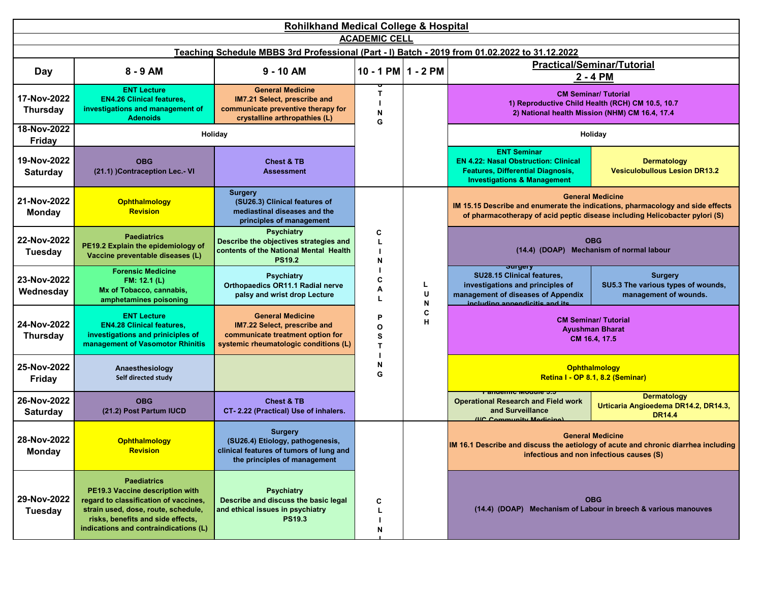**Rohilkhand Medical College & Hospital**

**ACADEMIC CELL**

**Teaching Schedule MBBS 3rd Professional (Part - I) Batch - 2019 from 01.02.2022 to 31.12.2022**

| Day | 8 - 9 AM | 9 - 10 AM | 10 - 1 PM | 1 - 2 PM | Practical/Seminar/Tutorial 2 - 4 PM | |
|---|---|---|---|---|---|---|
| 17-Nov-2022 Thursday | ENT Lecture EN4.26 Clinical features, investigations and management of Adenoids | General Medicine IM7.21 Select, prescribe and communicate preventive therapy for crystalline arthropathies (L) | STING | | CM Seminar/ Tutorial 1) Reproductive Child Health (RCH) CM 10.5, 10.7 2) National health Mission (NHM) CM 16.4, 17.4 | |
| 18-Nov-2022 Friday | Holiday | | | | Holiday | |
| 19-Nov-2022 Saturday | OBG (21.1) )Contraception Lec.- VI | Chest & TB Assessment | | | ENT Seminar EN 4.22: Nasal Obstruction: Clinical Features, Differential Diagnosis, Investigations & Management | Dermatology Vesiculobullous Lesion DR13.2 |
| 21-Nov-2022 Monday | Ophthalmology Revision | Surgery (SU26.3) Clinical features of mediastinal diseases and the principles of management | CLINICAL POSTING | LUNCH | General Medicine IM 15.15 Describe and enumerate the indications, pharmacology and side effects of pharmacotherapy of acid peptic disease including Helicobacter pylori (S) | |
| 22-Nov-2022 Tuesday | Paediatrics PE19.2 Explain the epidemiology of Vaccine preventable diseases (L) | Psychiatry Describe the objectives strategies and contents of the National Mental Health PS19.2 | | | OBG (14.4) (DOAP) Mechanism of normal labour | |
| 23-Nov-2022 Wednesday | Forensic Medicine FM: 12.1 (L) Mx of Tobacco, cannabis, amphetamines poisoning | Psychiatry Orthopaedics OR11.1 Radial nerve palsy and wrist drop Lecture | | | Surgery SU28.15 Clinical features, investigations and principles of management of diseases of Appendix including appendicitis and its | Surgery SU5.3 The various types of wounds, management of wounds. |
| 24-Nov-2022 Thursday | ENT Lecture EN4.28 Clinical features, investigations and priniciples of management of Vasomotor Rhinitis | General Medicine IM7.22 Select, prescribe and communicate treatment option for systemic rheumatologic conditions (L) | | | CM Seminar/ Tutorial Ayushman Bharat CM 16.4, 17.5 | |
| 25-Nov-2022 Friday | Anaesthesiology Self directed study | | | | Ophthalmology Retina I - OP 8.1, 8.2 (Seminar) | |
| 26-Nov-2022 Saturday | OBG (21.2) Post Partum IUCD | Chest & TB CT- 2.22 (Practical) Use of inhalers. | | | Pandemic Module 3.3 Operational Research and Field work and Surveillance (I/C Community Medicine) | Dermatology Urticaria Angioedema DR14.2, DR14.3, DR14.4 |
| 28-Nov-2022 Monday | Ophthalmology Revision | Surgery (SU26.4) Etiology, pathogenesis, clinical features of tumors of lung and the principles of management | CLIN... | | General Medicine IM 16.1 Describe and discuss the aetiology of acute and chronic diarrhea including infectious and non infectious causes (S) | |
| 29-Nov-2022 Tuesday | Paediatrics PE19.3 Vaccine description with regard to classification of vaccines, strain used, dose, route, schedule, risks, benefits and side effects, indications and contraindications (L) | Psychiatry Describe and discuss the basic legal and ethical issues in psychiatry PS19.3 | | | OBG (14.4) (DOAP) Mechanism of Labour in breech & various manouves | |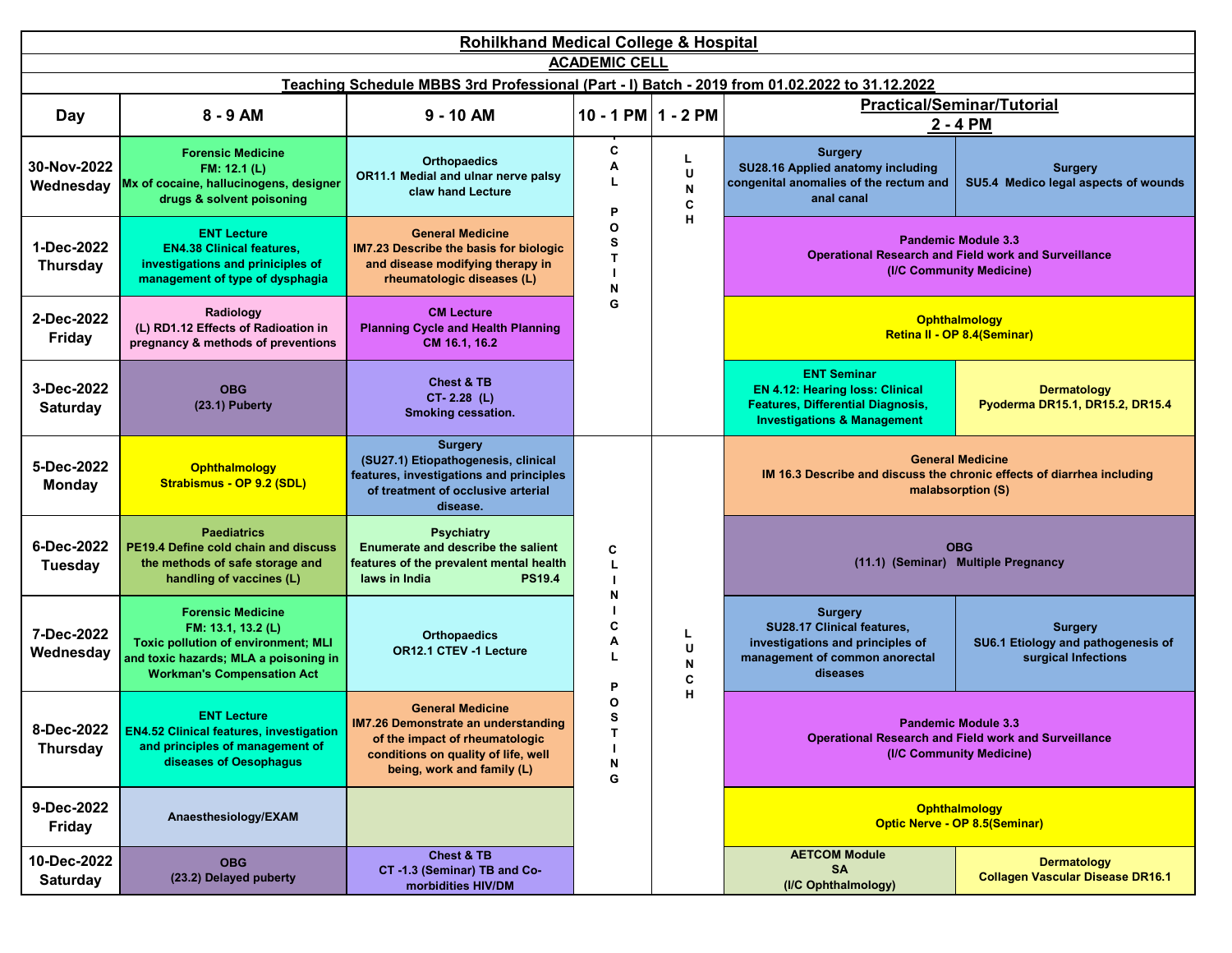**Rohilkhand Medical College & Hospital**

**ACADEMIC CELL**

**Teaching Schedule MBBS 3rd Professional (Part - I) Batch - 2019 from 01.02.2022 to 31.12.2022**

| Day | 8 - 9 AM | 9 - 10 AM | 10 - 1 PM | 1 - 2 PM | Practical/Seminar/Tutorial 2 - 4 PM | |
|---|---|---|---|---|---|---|
| 30-Nov-2022 Wednesday | Forensic Medicine FM: 12.1 (L) Mx of cocaine, hallucinogens, designer drugs & solvent poisoning | Orthopaedics OR11.1 Medial and ulnar nerve palsy claw hand Lecture | CLINICAL POSTING | LUNCH | Surgery SU28.16 Applied anatomy including congenital anomalies of the rectum and anal canal | Surgery SU5.4 Medico legal aspects of wounds |
| 1-Dec-2022 Thursday | ENT Lecture EN4.38 Clinical features, investigations and priniciples of management of type of dysphagia | General Medicine IM7.23 Describe the basis for biologic and disease modifying therapy in rheumatologic diseases (L) | | | Pandemic Module 3.3 Operational Research and Field work and Surveillance (I/C Community Medicine) | |
| 2-Dec-2022 Friday | Radiology (L) RD1.12 Effects of Radioation in pregnancy & methods of preventions | CM Lecture Planning Cycle and Health Planning CM 16.1, 16.2 | | | Ophthalmology Retina II - OP 8.4(Seminar) | |
| 3-Dec-2022 Saturday | OBG (23.1) Puberty | Chest & TB CT- 2.28 (L) Smoking cessation. | | | ENT Seminar EN 4.12: Hearing loss: Clinical Features, Differential Diagnosis, Investigations & Management | Dermatology Pyoderma DR15.1, DR15.2, DR15.4 |
| 5-Dec-2022 Monday | Ophthalmology Strabismus - OP 9.2 (SDL) | Surgery (SU27.1) Etiopathogenesis, clinical features, investigations and principles of treatment of occlusive arterial disease. | CLINICAL POSTING | LUNCH | General Medicine IM 16.3 Describe and discuss the chronic effects of diarrhea including malabsorption (S) | |
| 6-Dec-2022 Tuesday | Paediatrics PE19.4 Define cold chain and discuss the methods of safe storage and handling of vaccines (L) | Psychiatry Enumerate and describe the salient features of the prevalent mental health laws in India PS19.4 | | | OBG (11.1) (Seminar) Multiple Pregnancy | |
| 7-Dec-2022 Wednesday | Forensic Medicine FM: 13.1, 13.2 (L) Toxic pollution of environment; MLI and toxic hazards; MLA a poisoning in Workman's Compensation Act | Orthopaedics OR12.1 CTEV -1 Lecture | | | Surgery SU28.17 Clinical features, investigations and principles of management of common anorectal diseases | Surgery SU6.1 Etiology and pathogenesis of surgical Infections |
| 8-Dec-2022 Thursday | ENT Lecture EN4.52 Clinical features, investigation and principles of management of diseases of Oesophagus | General Medicine IM7.26 Demonstrate an understanding of the impact of rheumatologic conditions on quality of life, well being, work and family (L) | | | Pandemic Module 3.3 Operational Research and Field work and Surveillance (I/C Community Medicine) | |
| 9-Dec-2022 Friday | Anaesthesiology/EXAM | | | | Ophthalmology Optic Nerve - OP 8.5(Seminar) | |
| 10-Dec-2022 Saturday | OBG (23.2) Delayed puberty | Chest & TB CT -1.3 (Seminar) TB and Co-morbidities HIV/DM | | | AETCOM Module SA (I/C Ophthalmology) | Dermatology Collagen Vascular Disease DR16.1 |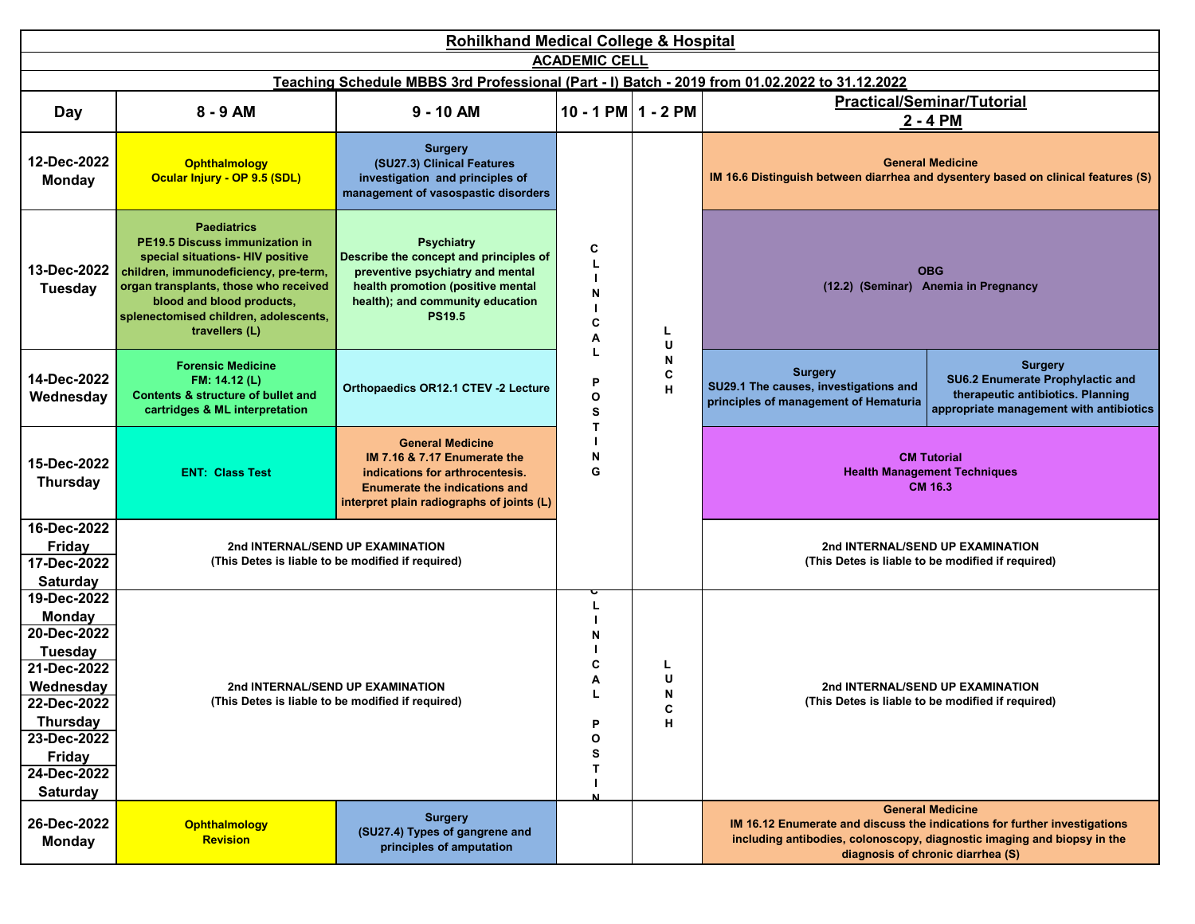# Rohilkhand Medical College & Hospital

## ACADEMIC CELL

### Teaching Schedule MBBS 3rd Professional (Part - I) Batch - 2019 from 01.02.2022 to 31.12.2022

| Day | 8 - 9 AM | 9 - 10 AM | 10 - 1 PM | 1 - 2 PM | Practical/Seminar/Tutorial 2 - 4 PM | |
|---|---|---|---|---|---|---|
| 12-Dec-2022 Monday | **Ophthalmology** Ocular Injury - OP 9.5 (SDL) | **Surgery** (SU27.3) Clinical Features investigation and principles of management of vasospastic disorders | CLINICAL POSTING | LUNCH | **General Medicine** IM 16.6 Distinguish between diarrhea and dysentery based on clinical features (S) | |
| 13-Dec-2022 Tuesday | **Paediatrics** PE19.5 Discuss immunization in special situations- HIV positive children, immunodeficiency, pre-term, organ transplants, those who received blood and blood products, splenectomised children, adolescents, travellers (L) | **Psychiatry** Describe the concept and principles of preventive psychiatry and mental health promotion (positive mental health); and community education PS19.5 | CLINICAL POSTING | LUNCH | **OBG** (12.2) (Seminar) Anemia in Pregnancy | |
| 14-Dec-2022 Wednesday | **Forensic Medicine** FM: 14.12 (L) Contents & structure of bullet and cartridges & ML interpretation | Orthopaedics OR12.1 CTEV -2 Lecture | CLINICAL POSTING | LUNCH | **Surgery** SU29.1 The causes, investigations and principles of management of Hematuria | **Surgery** SU6.2 Enumerate Prophylactic and therapeutic antibiotics. Planning appropriate management with antibiotics |
| 15-Dec-2022 Thursday | ENT: Class Test | **General Medicine** IM 7.16 & 7.17 Enumerate the indications for arthrocentesis. Enumerate the indications and interpret plain radiographs of joints (L) | CLINICAL POSTING | LUNCH | **CM Tutorial** Health Management Techniques CM 16.3 | |
| 16-Dec-2022 Friday | 2nd INTERNAL/SEND UP EXAMINATION (This Detes is liable to be modified if required) | | CLINICAL POSTING | LUNCH | 2nd INTERNAL/SEND UP EXAMINATION (This Detes is liable to be modified if required) | |
| 17-Dec-2022 Saturday | | | | | | |
| 19-Dec-2022 Monday | 2nd INTERNAL/SEND UP EXAMINATION (This Detes is liable to be modified if required) | | CLINICAL POSTIN | LUNCH | 2nd INTERNAL/SEND UP EXAMINATION (This Detes is liable to be modified if required) | |
| 20-Dec-2022 Tuesday | | | | | | |
| 21-Dec-2022 Wednesday | | | | | | |
| 22-Dec-2022 Thursday | | | | | | |
| 23-Dec-2022 Friday | | | | | | |
| 24-Dec-2022 Saturday | | | | | | |
| 26-Dec-2022 Monday | **Ophthalmology** Revision | **Surgery** (SU27.4) Types of gangrene and principles of amputation | | | **General Medicine** IM 16.12 Enumerate and discuss the indications for further investigations including antibodies, colonoscopy, diagnostic imaging and biopsy in the diagnosis of chronic diarrhea (S) | |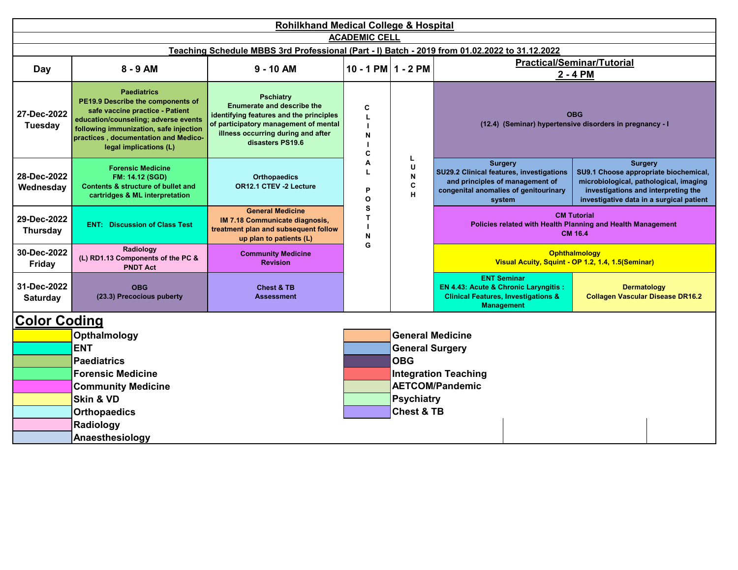# Rohilkhand Medical College & Hospital

## ACADEMIC CELL

### Teaching Schedule MBBS 3rd Professional (Part - I) Batch - 2019 from 01.02.2022 to 31.12.2022

| Day | 8 - 9 AM | 9 - 10 AM | 10 - 1 PM | 1 - 2 PM | Practical/Seminar/Tutorial 2 - 4 PM | |
|---|---|---|---|---|---|---|
| 27-Dec-2022 Tuesday | **Paediatrics** PE19.9 Describe the components of safe vaccine practice - Patient education/counseling; adverse events following immunization, safe injection practices , documentation and Medico-legal implications (L) | **Pschiatry** Enumerate and describe the identifying features and the principles of participatory management of mental illness occurring during and after disasters PS19.6 | CLINICAL POSTING | LUNCH | **OBG** (12.4) (Seminar) hypertensive disorders in pregnancy - I | |
| 28-Dec-2022 Wednesday | **Forensic Medicine** FM: 14.12 (SGD) Contents & structure of bullet and cartridges & ML interpretation | **Orthopaedics** OR12.1 CTEV -2 Lecture | | | **Surgery** SU29.2 Clinical features, investigations and principles of management of congenital anomalies of genitourinary system | **Surgery** SU9.1 Choose appropriate biochemical, microbiological, pathological, imaging investigations and interpreting the investigative data in a surgical patient |
| 29-Dec-2022 Thursday | **ENT: Discussion of Class Test** | **General Medicine** IM 7.18 Communicate diagnosis, treatment plan and subsequent follow up plan to patients (L) | | | **CM Tutorial** Policies related with Health Planning and Health Management CM 16.4 | |
| 30-Dec-2022 Friday | **Radiology** (L) RD1.13 Components of the PC & PNDT Act | **Community Medicine** Revision | | | **Ophthalmology** Visual Acuity, Squint - OP 1.2, 1.4, 1.5(Seminar) | |
| 31-Dec-2022 Saturday | **OBG** (23.3) Precocious puberty | **Chest & TB** Assessment | | | **ENT Seminar** EN 4.43: Acute & Chronic Laryngitis : Clinical Features, Investigations & Management | **Dermatology** Collagen Vascular Disease DR16.2 |

## Color Coding

| Subject | Subject |
|---|---|
| Opthalmology | General Medicine |
| ENT | General Surgery |
| Paediatrics | OBG |
| Forensic Medicine | Integration Teaching |
| Community Medicine | AETCOM/Pandemic |
| Skin & VD | Psychiatry |
| Orthopaedics | Chest & TB |
| Radiology | |
| Anaesthesiology | |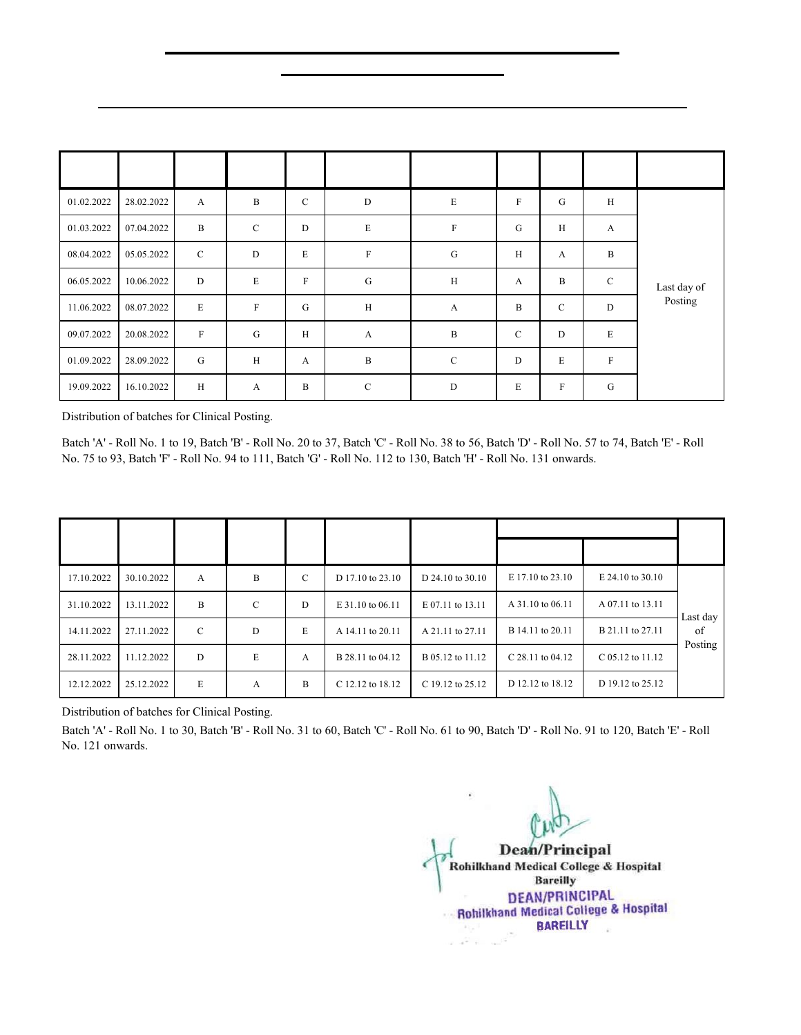| | | | | | | | | | | |
|---|---|---|---|---|---|---|---|---|---|---|
| 01.02.2022 | 28.02.2022 | A | B | C | D | E | F | G | H | Last day of Posting |
| 01.03.2022 | 07.04.2022 | B | C | D | E | F | G | H | A | |
| 08.04.2022 | 05.05.2022 | C | D | E | F | G | H | A | B | |
| 06.05.2022 | 10.06.2022 | D | E | F | G | H | A | B | C | |
| 11.06.2022 | 08.07.2022 | E | F | G | H | A | B | C | D | |
| 09.07.2022 | 20.08.2022 | F | G | H | A | B | C | D | E | |
| 01.09.2022 | 28.09.2022 | G | H | A | B | C | D | E | F | |
| 19.09.2022 | 16.10.2022 | H | A | B | C | D | E | F | G | |

Distribution of batches for Clinical Posting.

Batch 'A' - Roll No. 1 to 19, Batch 'B' - Roll No. 20 to 37, Batch 'C' - Roll No. 38 to 56, Batch 'D' - Roll No. 57 to 74, Batch 'E' - Roll No. 75 to 93, Batch 'F' - Roll No. 94 to 111, Batch 'G' - Roll No. 112 to 130, Batch 'H' - Roll No. 131 onwards.

| | | | | | | | | | |
|---|---|---|---|---|---|---|---|---|---|
| 17.10.2022 | 30.10.2022 | A | B | C | D 17.10 to 23.10 | D 24.10 to 30.10 | E 17.10 to 23.10 | E 24.10 to 30.10 | Last day of Posting |
| 31.10.2022 | 13.11.2022 | B | C | D | E 31.10 to 06.11 | E 07.11 to 13.11 | A 31.10 to 06.11 | A 07.11 to 13.11 | |
| 14.11.2022 | 27.11.2022 | C | D | E | A 14.11 to 20.11 | A 21.11 to 27.11 | B 14.11 to 20.11 | B 21.11 to 27.11 | |
| 28.11.2022 | 11.12.2022 | D | E | A | B 28.11 to 04.12 | B 05.12 to 11.12 | C 28.11 to 04.12 | C 05.12 to 11.12 | |
| 12.12.2022 | 25.12.2022 | E | A | B | C 12.12 to 18.12 | C 19.12 to 25.12 | D 12.12 to 18.12 | D 19.12 to 25.12 | |

Distribution of batches for Clinical Posting.

Batch 'A' - Roll No. 1 to 30, Batch 'B' - Roll No. 31 to 60, Batch 'C' - Roll No. 61 to 90, Batch 'D' - Roll No. 91 to 120, Batch 'E' - Roll No. 121 onwards.

Dean/Principal
Rohilkhand Medical College & Hospital
Bareilly

DEAN/PRINCIPAL
Rohilkhand Medical College & Hospital
BAREILLY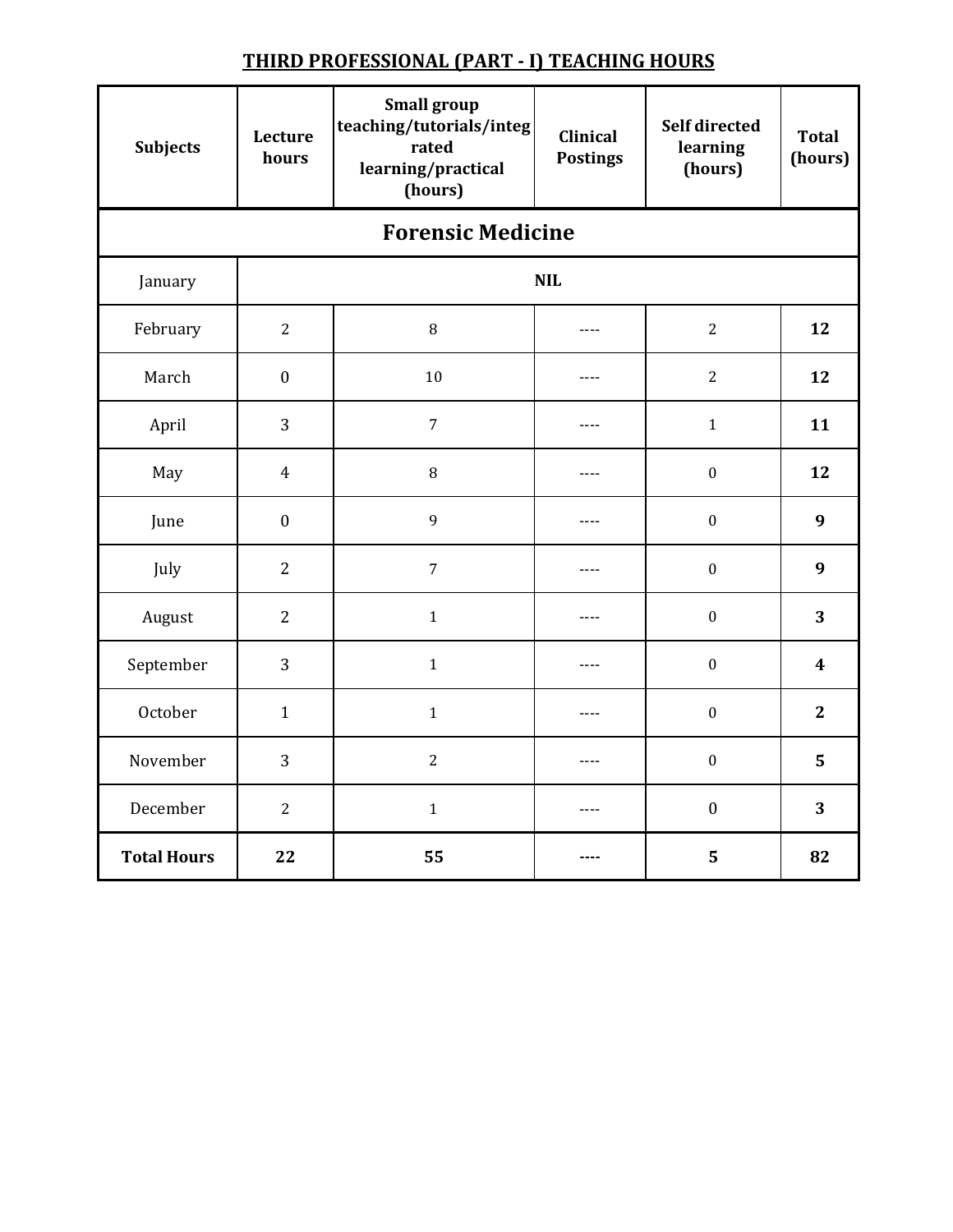## THIRD PROFESSIONAL (PART - I) TEACHING HOURS

| Subjects | Lecture hours | Small group teaching/tutorials/integrated learning/practical (hours) | Clinical Postings | Self directed learning (hours) | Total (hours) |
|---|---|---|---|---|---|
| **Forensic Medicine** | | | | | |
| January | NIL | | | | |
| February | 2 | 8 | ---- | 2 | **12** |
| March | 0 | 10 | ---- | 2 | **12** |
| April | 3 | 7 | ---- | 1 | **11** |
| May | 4 | 8 | ---- | 0 | **12** |
| June | 0 | 9 | ---- | 0 | **9** |
| July | 2 | 7 | ---- | 0 | **9** |
| August | 2 | 1 | ---- | 0 | **3** |
| September | 3 | 1 | ---- | 0 | **4** |
| October | 1 | 1 | ---- | 0 | **2** |
| November | 3 | 2 | ---- | 0 | **5** |
| December | 2 | 1 | ---- | 0 | **3** |
| **Total Hours** | **22** | **55** | **----** | **5** | **82** |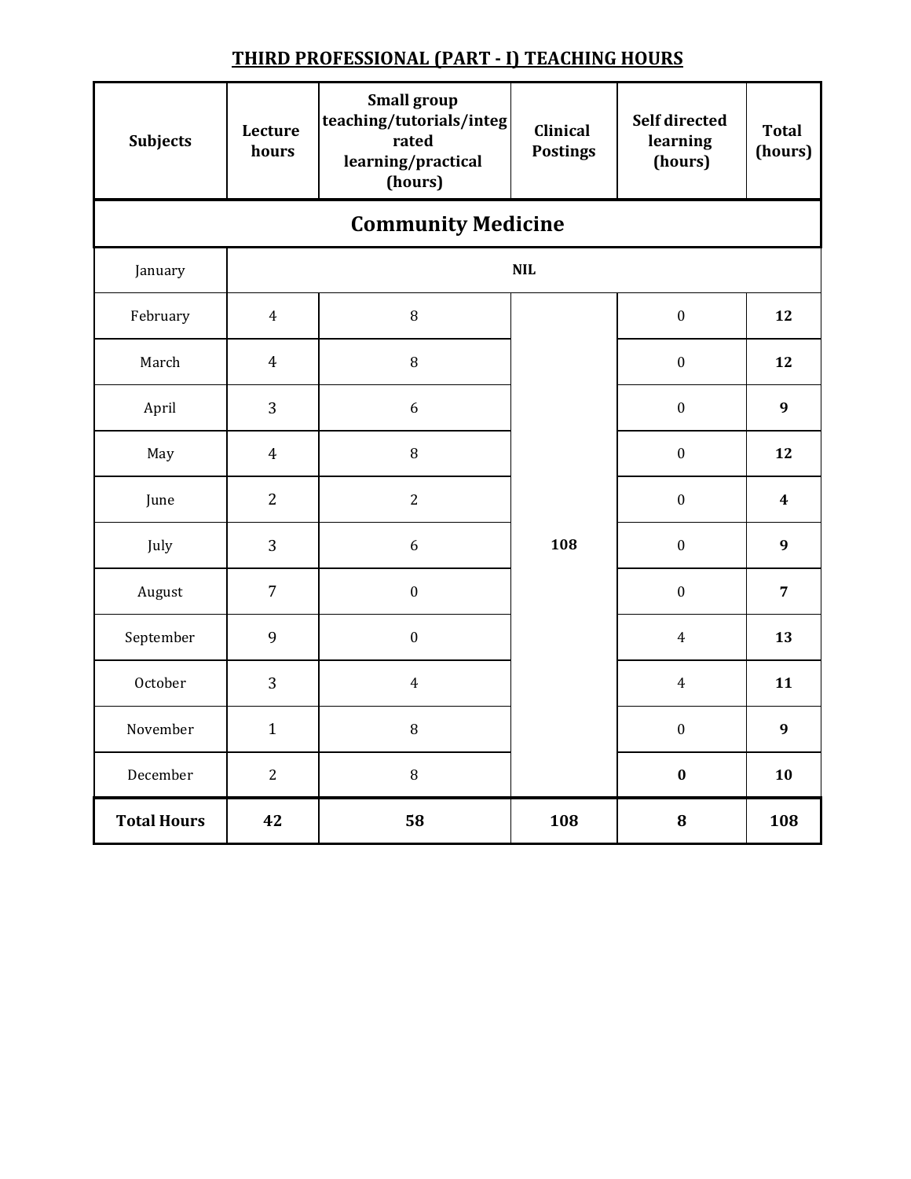## THIRD PROFESSIONAL (PART - I) TEACHING HOURS

| Subjects | Lecture hours | Small group teaching/tutorials/integrated learning/practical (hours) | Clinical Postings | Self directed learning (hours) | Total (hours) |
|---|---|---|---|---|---|
| **Community Medicine** | | | | | |
| January | NIL | | | | |
| February | 4 | 8 | 108 | 0 | **12** |
| March | 4 | 8 | | 0 | **12** |
| April | 3 | 6 | | 0 | **9** |
| May | 4 | 8 | | 0 | **12** |
| June | 2 | 2 | | 0 | **4** |
| July | 3 | 6 | | 0 | **9** |
| August | 7 | 0 | | 0 | **7** |
| September | 9 | 0 | | 4 | **13** |
| October | 3 | 4 | | 4 | **11** |
| November | 1 | 8 | | 0 | **9** |
| December | 2 | 8 | | **0** | **10** |
| **Total Hours** | **42** | **58** | **108** | **8** | **108** |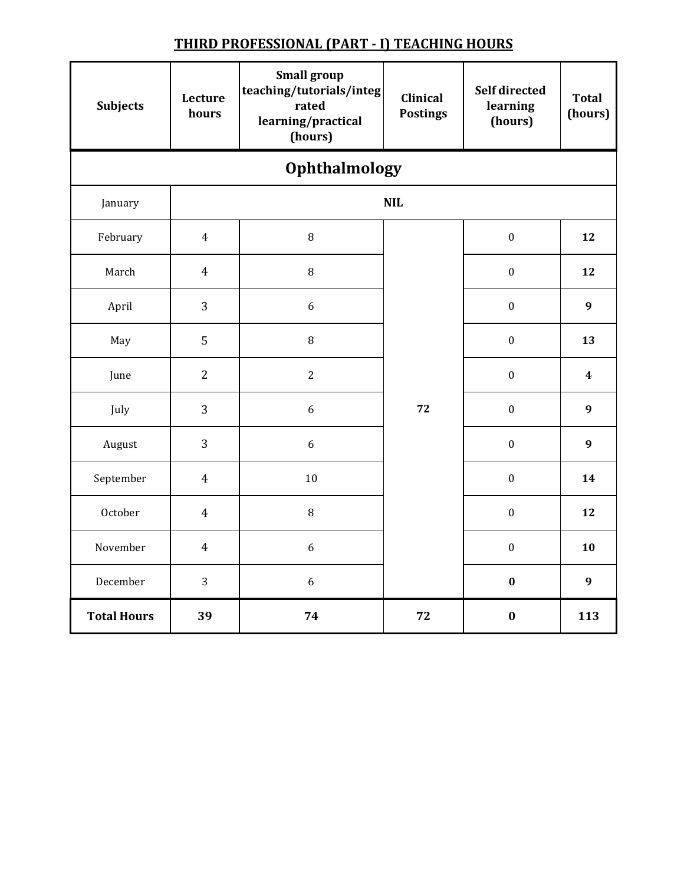## THIRD PROFESSIONAL (PART - I) TEACHING HOURS

| Subjects | Lecture hours | Small group teaching/tutorials/integrated learning/practical (hours) | Clinical Postings | Self directed learning (hours) | Total (hours) |
|---|---|---|---|---|---|
| **Ophthalmology** | | | | | |
| January | NIL | | | | |
| February | 4 | 8 | 72 | 0 | **12** |
| March | 4 | 8 | | 0 | **12** |
| April | 3 | 6 | | 0 | **9** |
| May | 5 | 8 | | 0 | **13** |
| June | 2 | 2 | | 0 | **4** |
| July | 3 | 6 | | 0 | **9** |
| August | 3 | 6 | | 0 | **9** |
| September | 4 | 10 | | 0 | **14** |
| October | 4 | 8 | | 0 | **12** |
| November | 4 | 6 | | 0 | **10** |
| December | 3 | 6 | | **0** | **9** |
| **Total Hours** | **39** | **74** | **72** | **0** | **113** |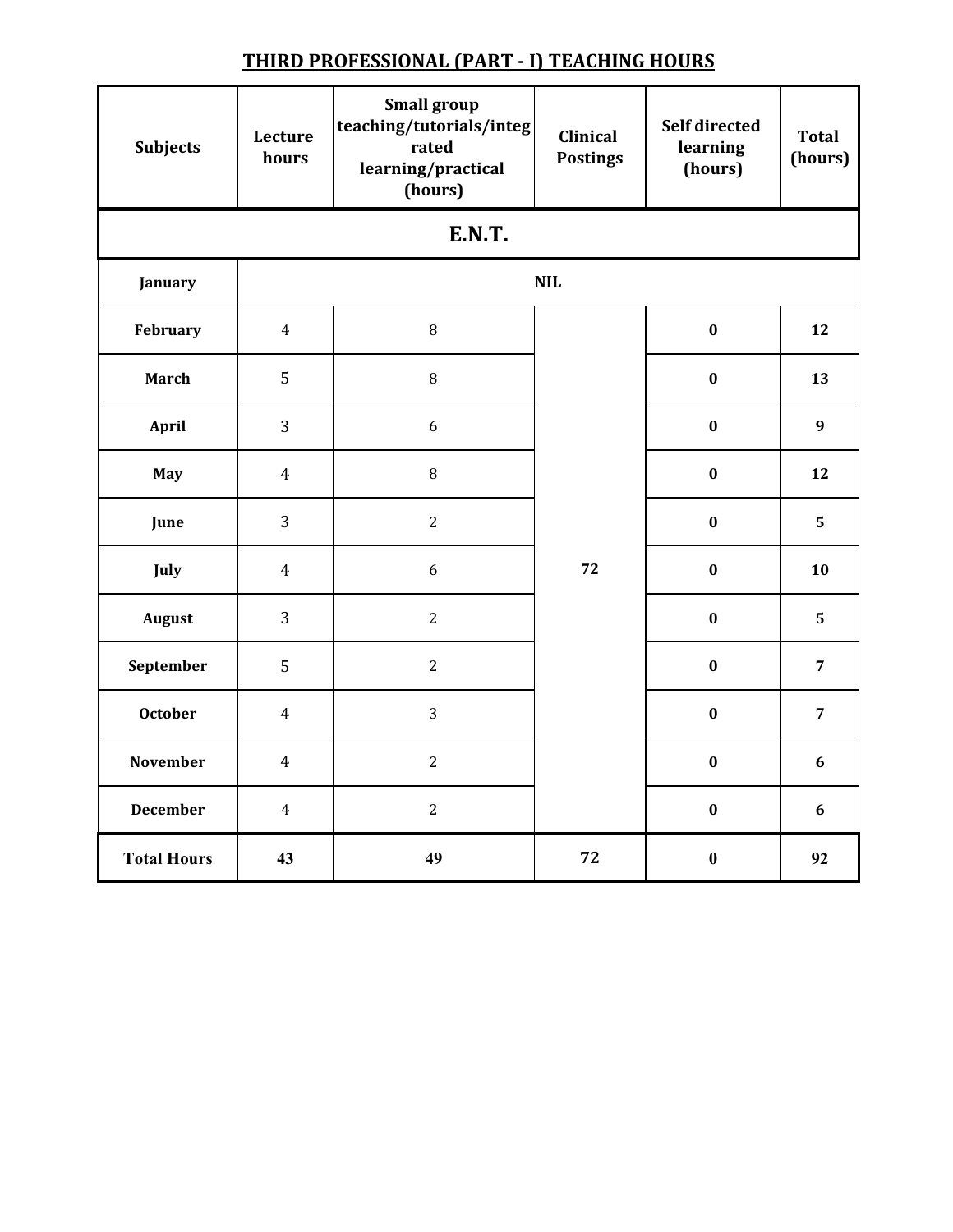## THIRD PROFESSIONAL (PART - I) TEACHING HOURS

| Subjects | Lecture hours | Small group teaching/tutorials/integrated learning/practical (hours) | Clinical Postings | Self directed learning (hours) | Total (hours) |
|---|---|---|---|---|---|
| **E.N.T.** | | | | | |
| January | NIL | | | | |
| February | 4 | 8 | 72 | 0 | 12 |
| March | 5 | 8 | | 0 | 13 |
| April | 3 | 6 | | 0 | 9 |
| May | 4 | 8 | | 0 | 12 |
| June | 3 | 2 | | 0 | 5 |
| July | 4 | 6 | | 0 | 10 |
| August | 3 | 2 | | 0 | 5 |
| September | 5 | 2 | | 0 | 7 |
| October | 4 | 3 | | 0 | 7 |
| November | 4 | 2 | | 0 | 6 |
| December | 4 | 2 | | 0 | 6 |
| **Total Hours** | **43** | **49** | **72** | **0** | **92** |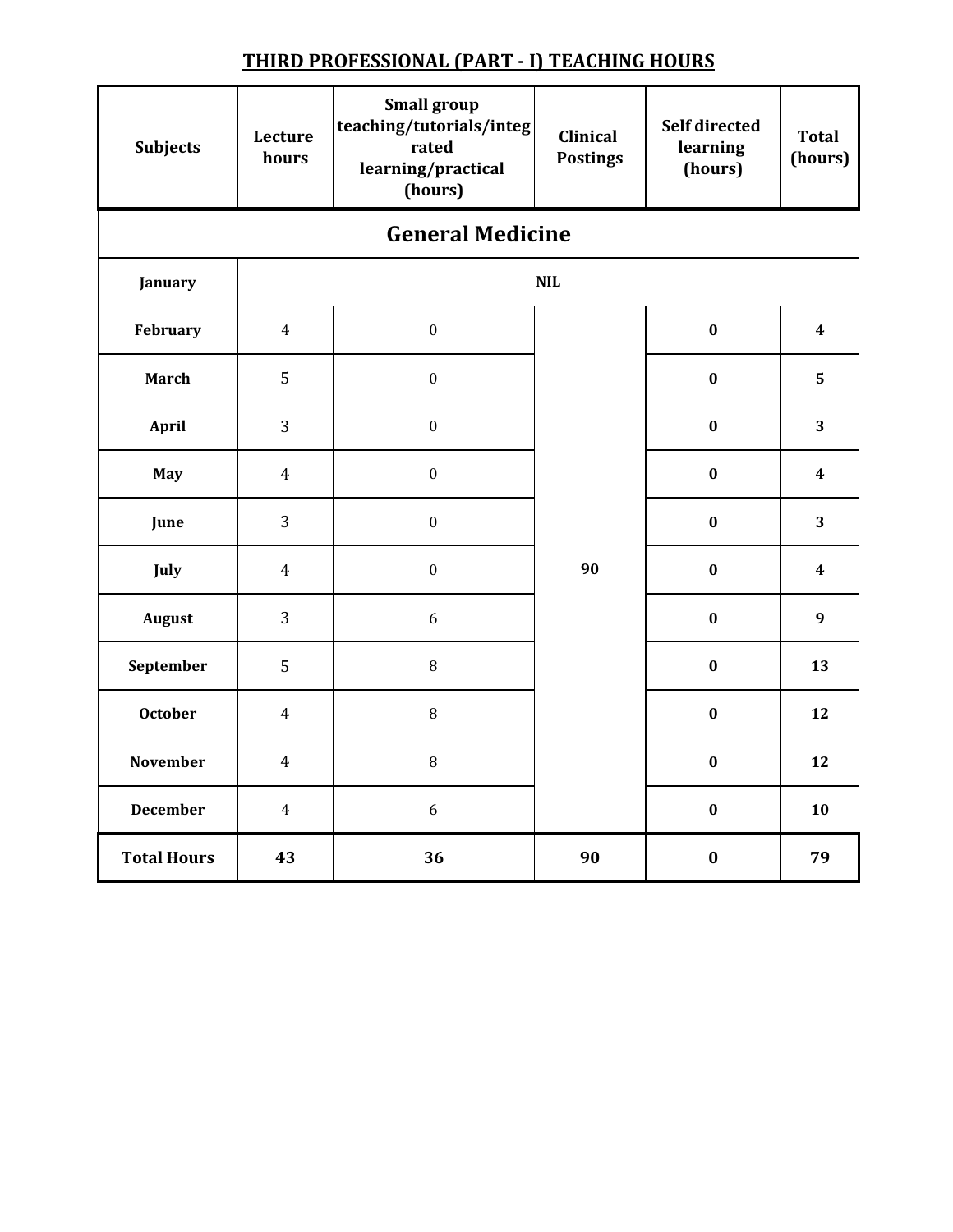## THIRD PROFESSIONAL (PART - I) TEACHING HOURS

| Subjects | Lecture hours | Small group teaching/tutorials/integrated learning/practical (hours) | Clinical Postings | Self directed learning (hours) | Total (hours) |
|---|---|---|---|---|---|
| **General Medicine** | | | | | |
| January | NIL | | | | |
| February | 4 | 0 | 90 | 0 | 4 |
| March | 5 | 0 | | 0 | 5 |
| April | 3 | 0 | | 0 | 3 |
| May | 4 | 0 | | 0 | 4 |
| June | 3 | 0 | | 0 | 3 |
| July | 4 | 0 | | 0 | 4 |
| August | 3 | 6 | | 0 | 9 |
| September | 5 | 8 | | 0 | 13 |
| October | 4 | 8 | | 0 | 12 |
| November | 4 | 8 | | 0 | 12 |
| December | 4 | 6 | | 0 | 10 |
| **Total Hours** | **43** | **36** | **90** | **0** | **79** |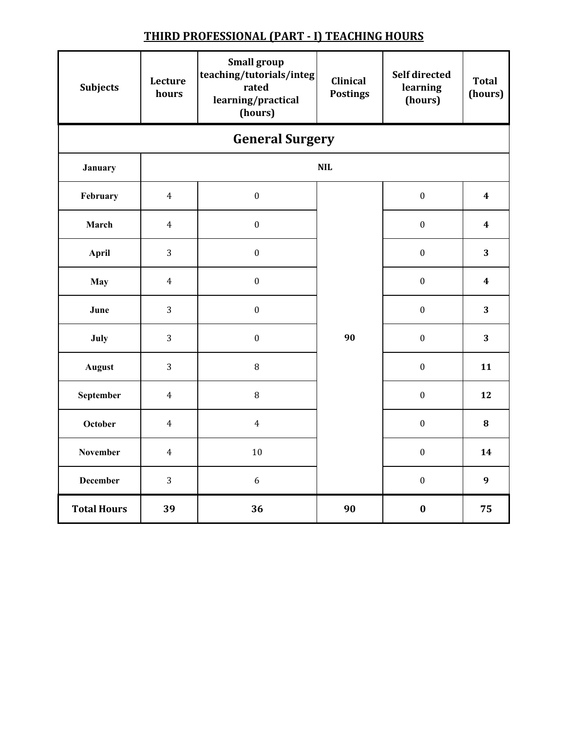## THIRD PROFESSIONAL (PART - I) TEACHING HOURS

| Subjects | Lecture hours | Small group teaching/tutorials/integrated learning/practical (hours) | Clinical Postings | Self directed learning (hours) | Total (hours) |
|---|---|---|---|---|---|
| **General Surgery** | | | | | |
| **January** | NIL | | | | |
| **February** | 4 | 0 | 90 | 0 | **4** |
| **March** | 4 | 0 | | 0 | **4** |
| **April** | 3 | 0 | | 0 | **3** |
| **May** | 4 | 0 | | 0 | **4** |
| **June** | 3 | 0 | | 0 | **3** |
| **July** | 3 | 0 | | 0 | **3** |
| **August** | 3 | 8 | | 0 | **11** |
| **September** | 4 | 8 | | 0 | **12** |
| **October** | 4 | 4 | | 0 | **8** |
| **November** | 4 | 10 | | 0 | **14** |
| **December** | 3 | 6 | | 0 | **9** |
| **Total Hours** | **39** | **36** | **90** | **0** | **75** |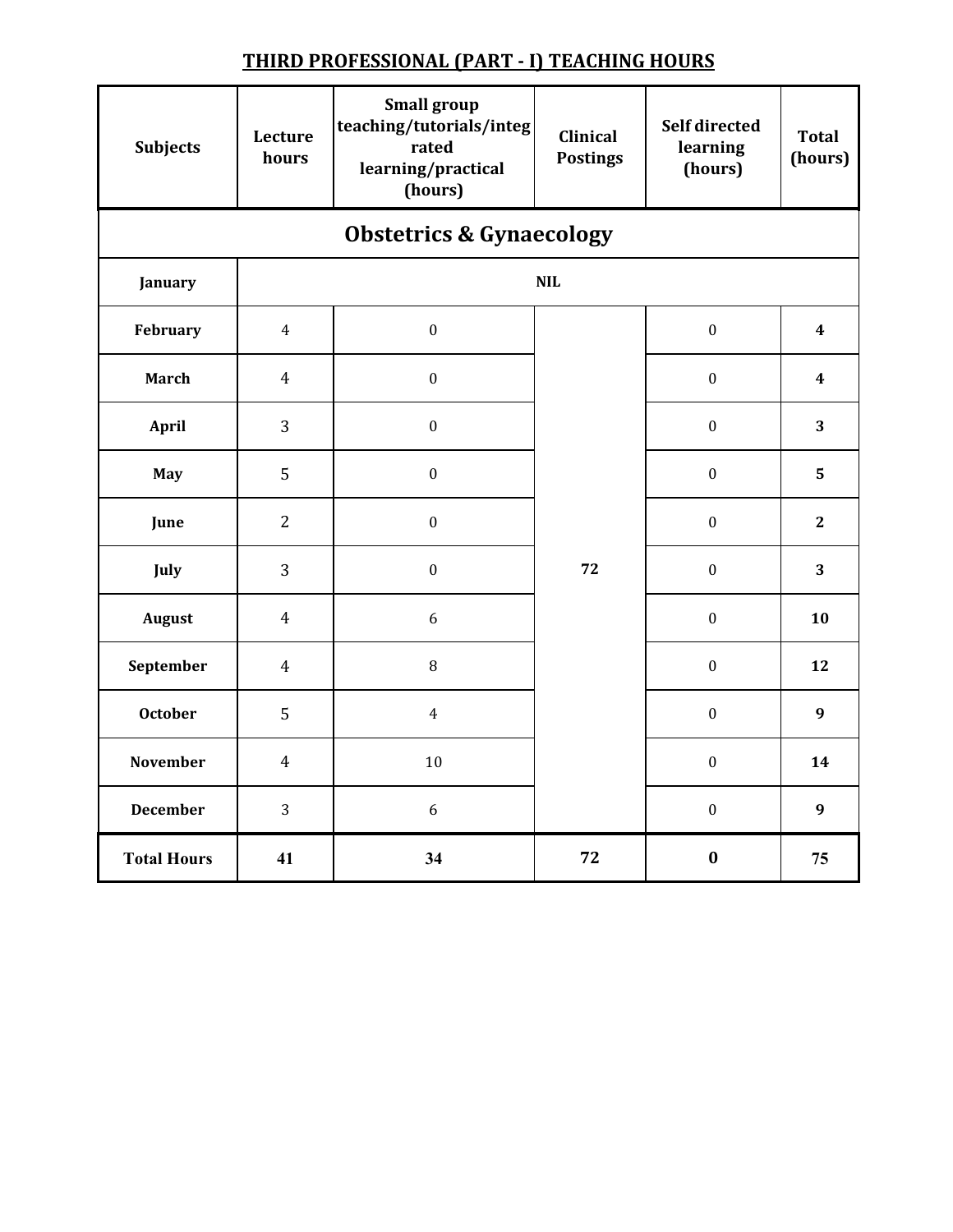## THIRD PROFESSIONAL (PART - I) TEACHING HOURS

| Subjects | Lecture hours | Small group teaching/tutorials/integrated learning/practical (hours) | Clinical Postings | Self directed learning (hours) | Total (hours) |
|---|---|---|---|---|---|
| **Obstetrics & Gynaecology** | | | | | |
| **January** | NIL | | | | |
| **February** | 4 | 0 | 72 | 0 | **4** |
| **March** | 4 | 0 | | 0 | **4** |
| **April** | 3 | 0 | | 0 | **3** |
| **May** | 5 | 0 | | 0 | **5** |
| **June** | 2 | 0 | | 0 | **2** |
| **July** | 3 | 0 | | 0 | **3** |
| **August** | 4 | 6 | | 0 | **10** |
| **September** | 4 | 8 | | 0 | **12** |
| **October** | 5 | 4 | | 0 | **9** |
| **November** | 4 | 10 | | 0 | **14** |
| **December** | 3 | 6 | | 0 | **9** |
| **Total Hours** | **41** | **34** | **72** | **0** | **75** |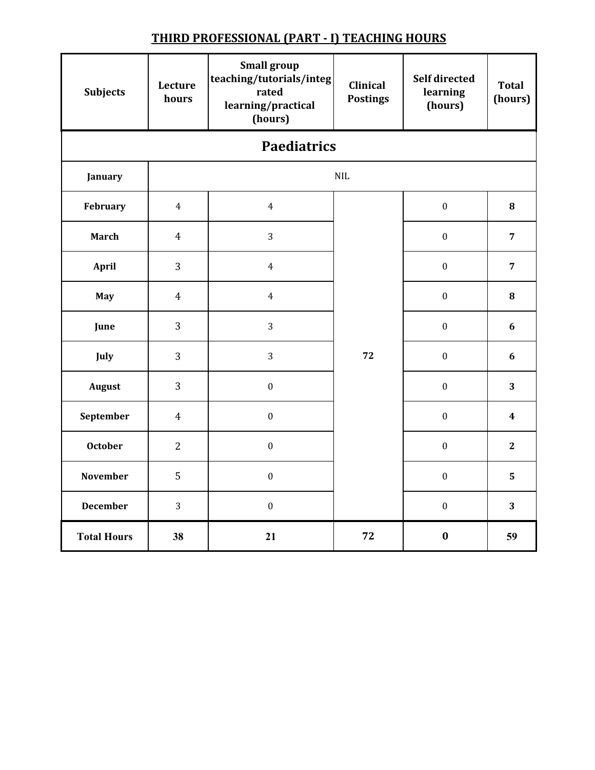## THIRD PROFESSIONAL (PART - I) TEACHING HOURS

| Subjects | Lecture hours | Small group teaching/tutorials/integrated learning/practical (hours) | Clinical Postings | Self directed learning (hours) | Total (hours) |
|---|---|---|---|---|---|
| **Paediatrics** | | | | | |
| January | NIL | | | | |
| February | 4 | 4 | 72 | 0 | **8** |
| March | 4 | 3 | | 0 | **7** |
| April | 3 | 4 | | 0 | **7** |
| May | 4 | 4 | | 0 | **8** |
| June | 3 | 3 | | 0 | **6** |
| July | 3 | 3 | | 0 | **6** |
| August | 3 | 0 | | 0 | **3** |
| September | 4 | 0 | | 0 | **4** |
| October | 2 | 0 | | 0 | **2** |
| November | 5 | 0 | | 0 | **5** |
| December | 3 | 0 | | 0 | **3** |
| **Total Hours** | **38** | **21** | **72** | **0** | **59** |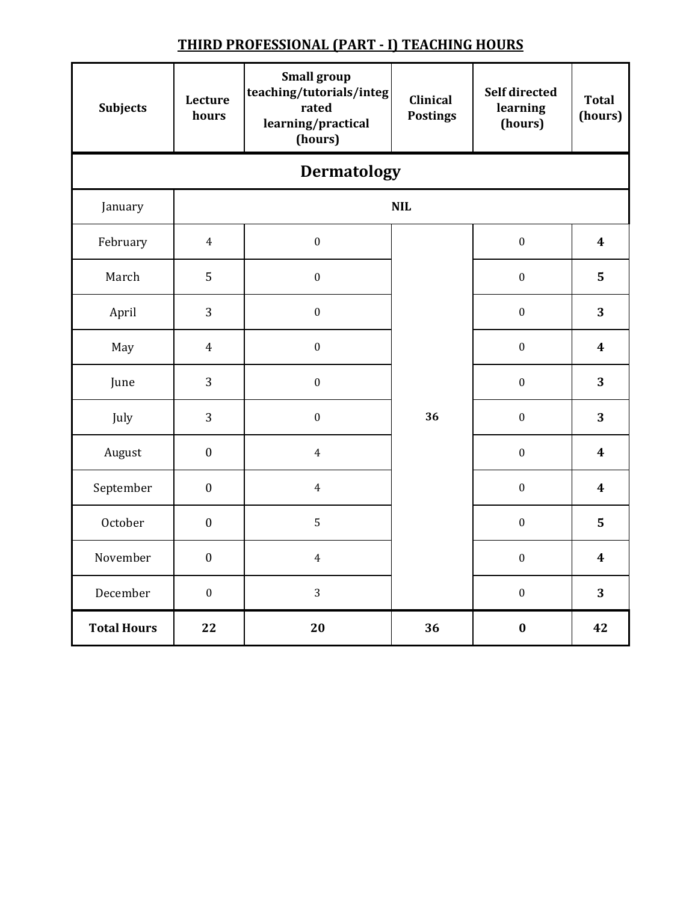## THIRD PROFESSIONAL (PART - I) TEACHING HOURS

| Subjects | Lecture hours | Small group teaching/tutorials/integrated learning/practical (hours) | Clinical Postings | Self directed learning (hours) | Total (hours) |
|---|---|---|---|---|---|
| **Dermatology** | | | | | |
| January | NIL | | | | |
| February | 4 | 0 | 36 | 0 | **4** |
| March | 5 | 0 | | 0 | **5** |
| April | 3 | 0 | | 0 | **3** |
| May | 4 | 0 | | 0 | **4** |
| June | 3 | 0 | | 0 | **3** |
| July | 3 | 0 | | 0 | **3** |
| August | 0 | 4 | | 0 | **4** |
| September | 0 | 4 | | 0 | **4** |
| October | 0 | 5 | | 0 | **5** |
| November | 0 | 4 | | 0 | **4** |
| December | 0 | 3 | | 0 | **3** |
| **Total Hours** | **22** | **20** | **36** | **0** | **42** |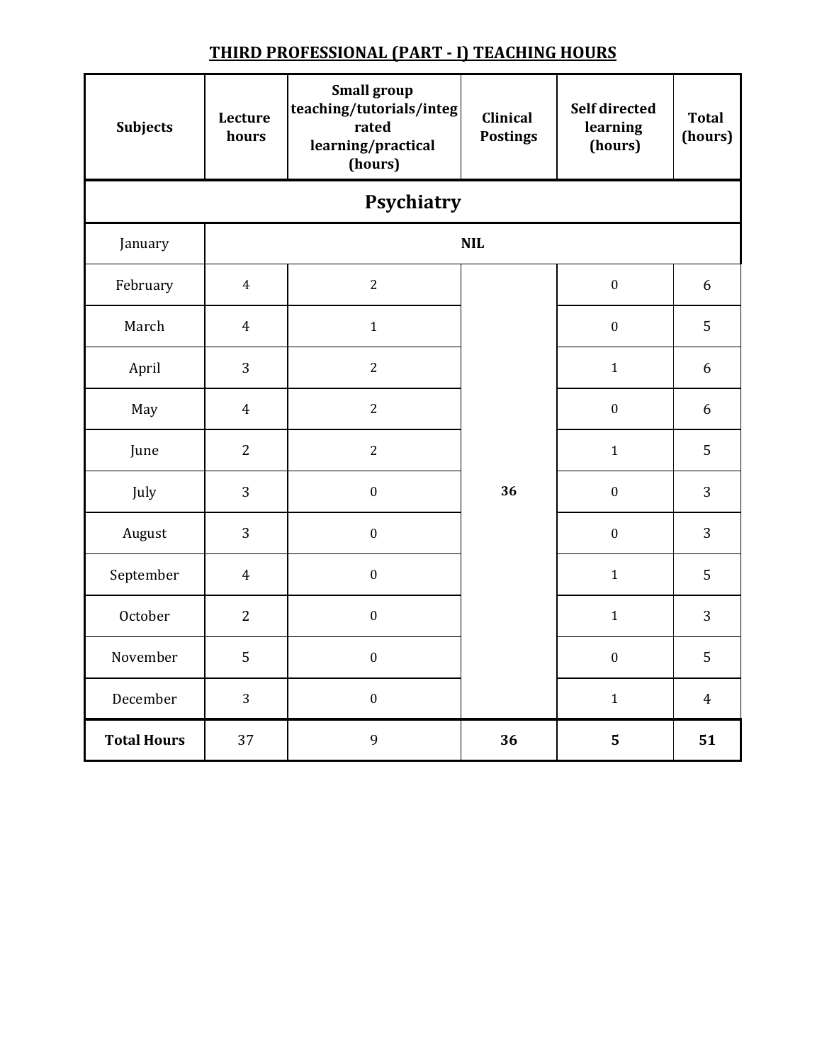## THIRD PROFESSIONAL (PART - I) TEACHING HOURS

| Subjects | Lecture hours | Small group teaching/tutorials/integrated learning/practical (hours) | Clinical Postings | Self directed learning (hours) | Total (hours) |
|---|---|---|---|---|---|
| **Psychiatry** | | | | | |
| January | NIL | | | | |
| February | 4 | 2 | 36 | 0 | 6 |
| March | 4 | 1 | | 0 | 5 |
| April | 3 | 2 | | 1 | 6 |
| May | 4 | 2 | | 0 | 6 |
| June | 2 | 2 | | 1 | 5 |
| July | 3 | 0 | | 0 | 3 |
| August | 3 | 0 | | 0 | 3 |
| September | 4 | 0 | | 1 | 5 |
| October | 2 | 0 | | 1 | 3 |
| November | 5 | 0 | | 0 | 5 |
| December | 3 | 0 | | 1 | 4 |
| **Total Hours** | 37 | 9 | **36** | **5** | **51** |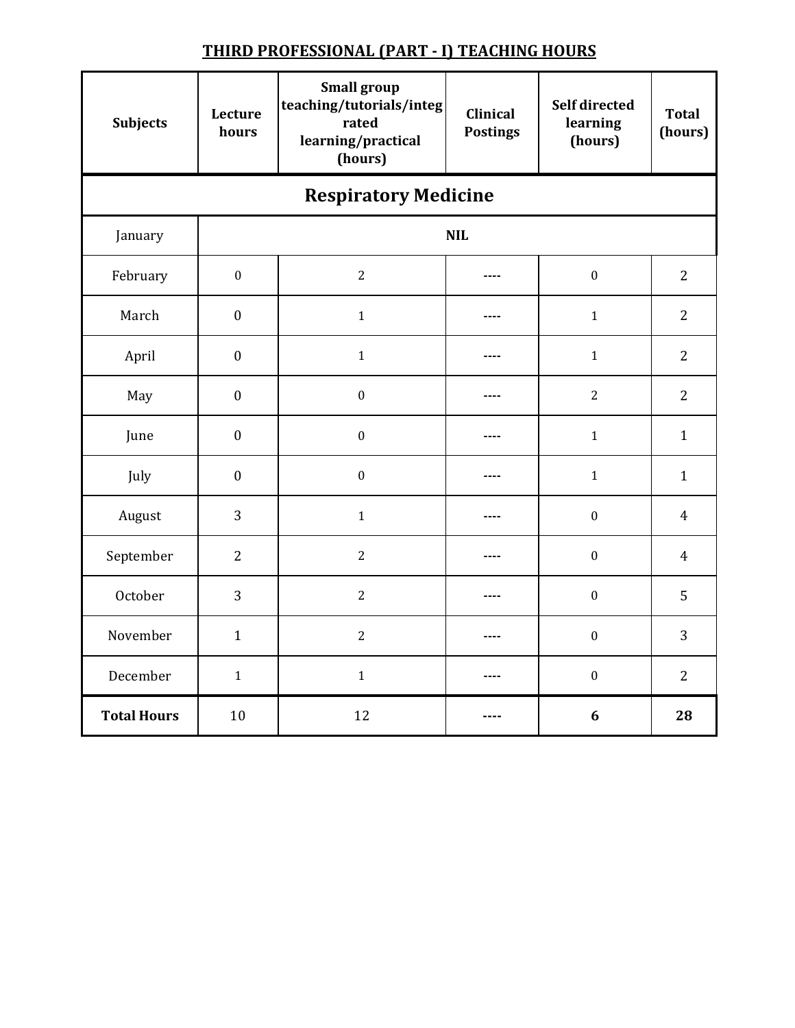## THIRD PROFESSIONAL (PART - I) TEACHING HOURS

| Subjects | Lecture hours | Small group teaching/tutorials/integrated learning/practical (hours) | Clinical Postings | Self directed learning (hours) | Total (hours) |
|---|---|---|---|---|---|
| **Respiratory Medicine** | | | | | |
| January | NIL | | | | |
| February | 0 | 2 | ---- | 0 | 2 |
| March | 0 | 1 | ---- | 1 | 2 |
| April | 0 | 1 | ---- | 1 | 2 |
| May | 0 | 0 | ---- | 2 | 2 |
| June | 0 | 0 | ---- | 1 | 1 |
| July | 0 | 0 | ---- | 1 | 1 |
| August | 3 | 1 | ---- | 0 | 4 |
| September | 2 | 2 | ---- | 0 | 4 |
| October | 3 | 2 | ---- | 0 | 5 |
| November | 1 | 2 | ---- | 0 | 3 |
| December | 1 | 1 | ---- | 0 | 2 |
| **Total Hours** | 10 | 12 | **----** | **6** | **28** |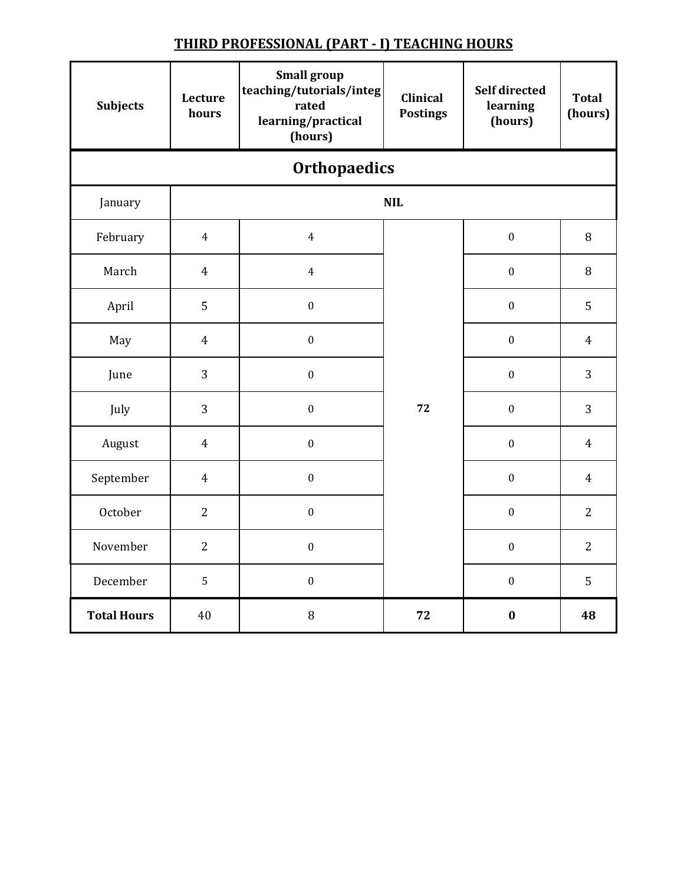## THIRD PROFESSIONAL (PART - I) TEACHING HOURS

| Subjects | Lecture hours | Small group teaching/tutorials/integrated learning/practical (hours) | Clinical Postings | Self directed learning (hours) | Total (hours) |
|---|---|---|---|---|---|
| **Orthopaedics** | | | | | |
| January | NIL | | | | |
| February | 4 | 4 | 72 | 0 | 8 |
| March | 4 | 4 | | 0 | 8 |
| April | 5 | 0 | | 0 | 5 |
| May | 4 | 0 | | 0 | 4 |
| June | 3 | 0 | | 0 | 3 |
| July | 3 | 0 | | 0 | 3 |
| August | 4 | 0 | | 0 | 4 |
| September | 4 | 0 | | 0 | 4 |
| October | 2 | 0 | | 0 | 2 |
| November | 2 | 0 | | 0 | 2 |
| December | 5 | 0 | | 0 | 5 |
| **Total Hours** | 40 | 8 | **72** | **0** | **48** |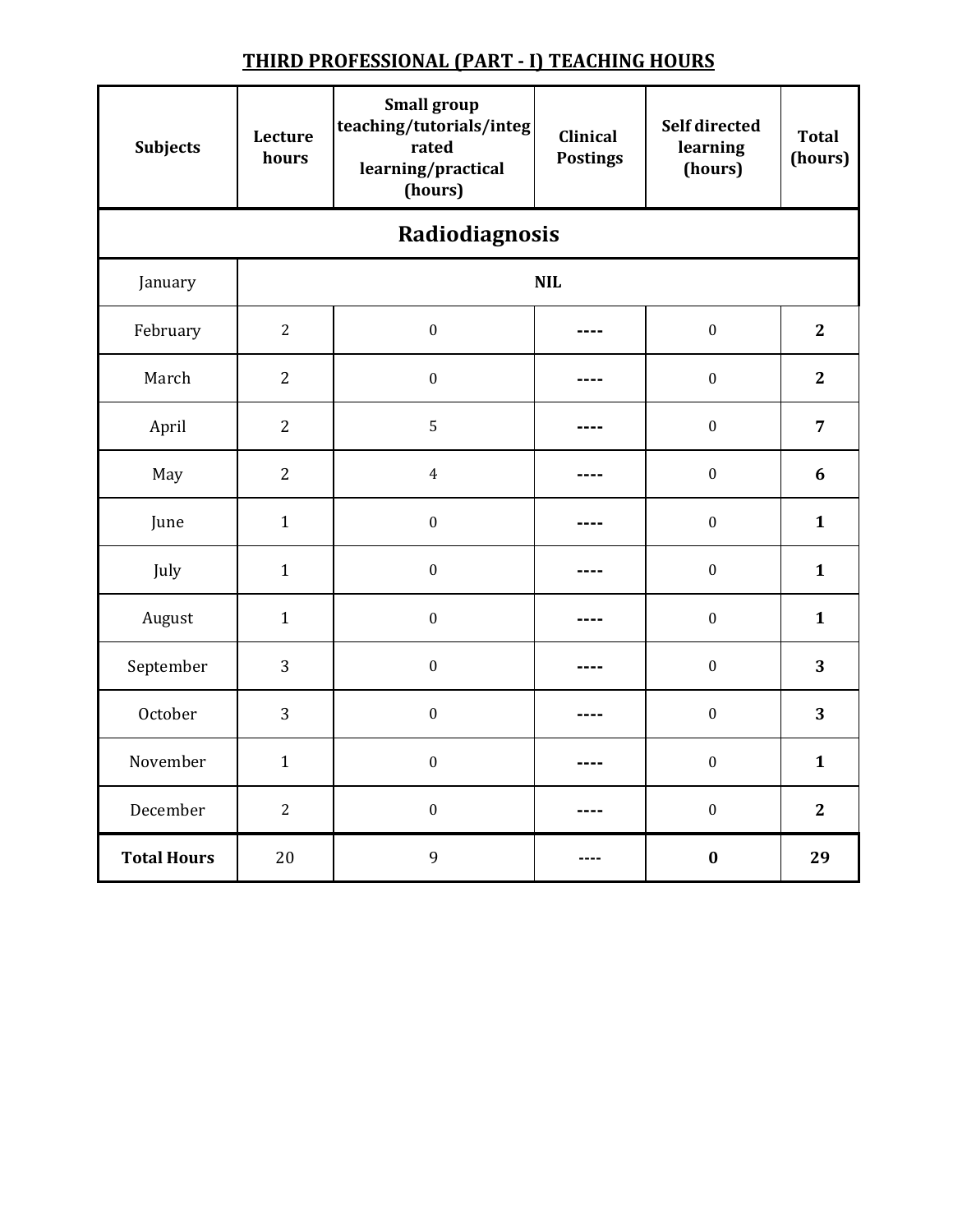## THIRD PROFESSIONAL (PART - I) TEACHING HOURS

| Subjects | Lecture hours | Small group teaching/tutorials/integrated learning/practical (hours) | Clinical Postings | Self directed learning (hours) | Total (hours) |
|---|---|---|---|---|---|
| **Radiodiagnosis** | | | | | |
| January | NIL | | | | |
| February | 2 | 0 | ---- | 0 | **2** |
| March | 2 | 0 | ---- | 0 | **2** |
| April | 2 | 5 | ---- | 0 | **7** |
| May | 2 | 4 | ---- | 0 | **6** |
| June | 1 | 0 | ---- | 0 | **1** |
| July | 1 | 0 | ---- | 0 | **1** |
| August | 1 | 0 | ---- | 0 | **1** |
| September | 3 | 0 | ---- | 0 | **3** |
| October | 3 | 0 | ---- | 0 | **3** |
| November | 1 | 0 | ---- | 0 | **1** |
| December | 2 | 0 | ---- | 0 | **2** |
| **Total Hours** | 20 | 9 | ---- | **0** | **29** |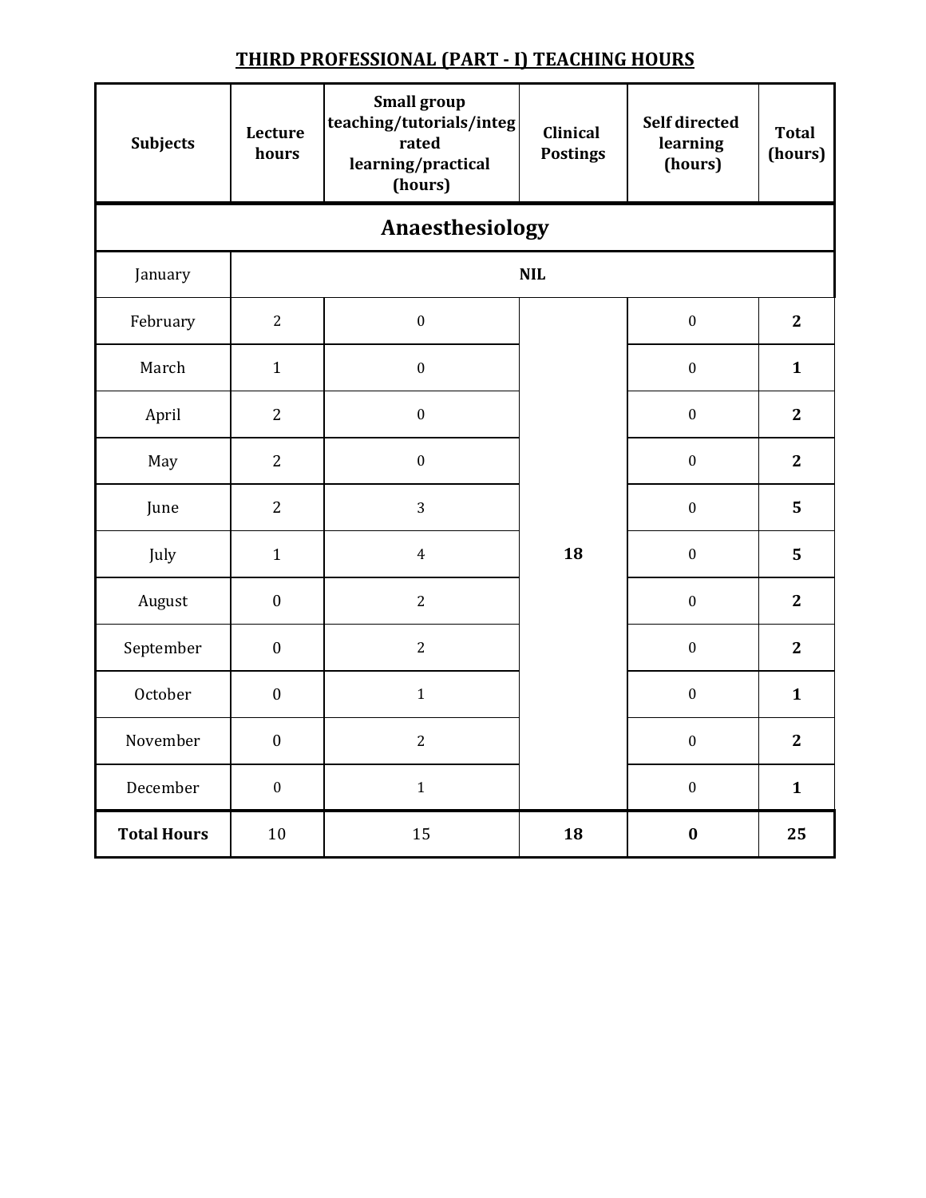## THIRD PROFESSIONAL (PART - I) TEACHING HOURS

| Subjects | Lecture hours | Small group teaching/tutorials/integrated learning/practical (hours) | Clinical Postings | Self directed learning (hours) | Total (hours) |
|---|---|---|---|---|---|
| **Anaesthesiology** | | | | | |
| January | **NIL** | | | | |
| February | 2 | 0 | **18** | 0 | **2** |
| March | 1 | 0 | | 0 | **1** |
| April | 2 | 0 | | 0 | **2** |
| May | 2 | 0 | | 0 | **2** |
| June | 2 | 3 | | 0 | **5** |
| July | 1 | 4 | | 0 | **5** |
| August | 0 | 2 | | 0 | **2** |
| September | 0 | 2 | | 0 | **2** |
| October | 0 | 1 | | 0 | **1** |
| November | 0 | 2 | | 0 | **2** |
| December | 0 | 1 | | 0 | **1** |
| **Total Hours** | 10 | 15 | **18** | **0** | **25** |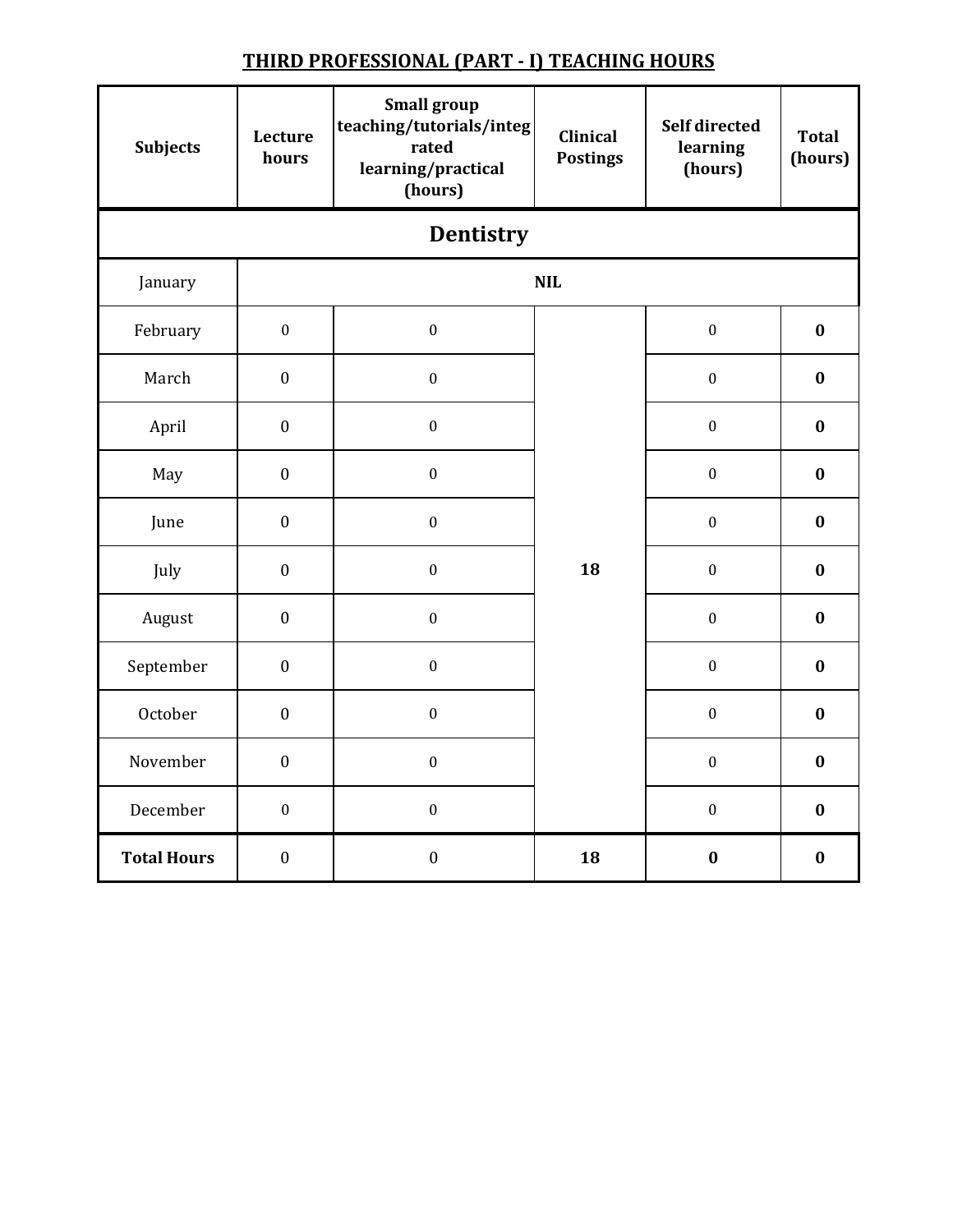## THIRD PROFESSIONAL (PART - I) TEACHING HOURS

| Subjects | Lecture hours | Small group teaching/tutorials/integrated learning/practical (hours) | Clinical Postings | Self directed learning (hours) | Total (hours) |
|---|---|---|---|---|---|
| **Dentistry** | | | | | |
| January | NIL | | | | |
| February | 0 | 0 | 18 | 0 | **0** |
| March | 0 | 0 | | 0 | **0** |
| April | 0 | 0 | | 0 | **0** |
| May | 0 | 0 | | 0 | **0** |
| June | 0 | 0 | | 0 | **0** |
| July | 0 | 0 | | 0 | **0** |
| August | 0 | 0 | | 0 | **0** |
| September | 0 | 0 | | 0 | **0** |
| October | 0 | 0 | | 0 | **0** |
| November | 0 | 0 | | 0 | **0** |
| December | 0 | 0 | | 0 | **0** |
| **Total Hours** | 0 | 0 | **18** | **0** | **0** |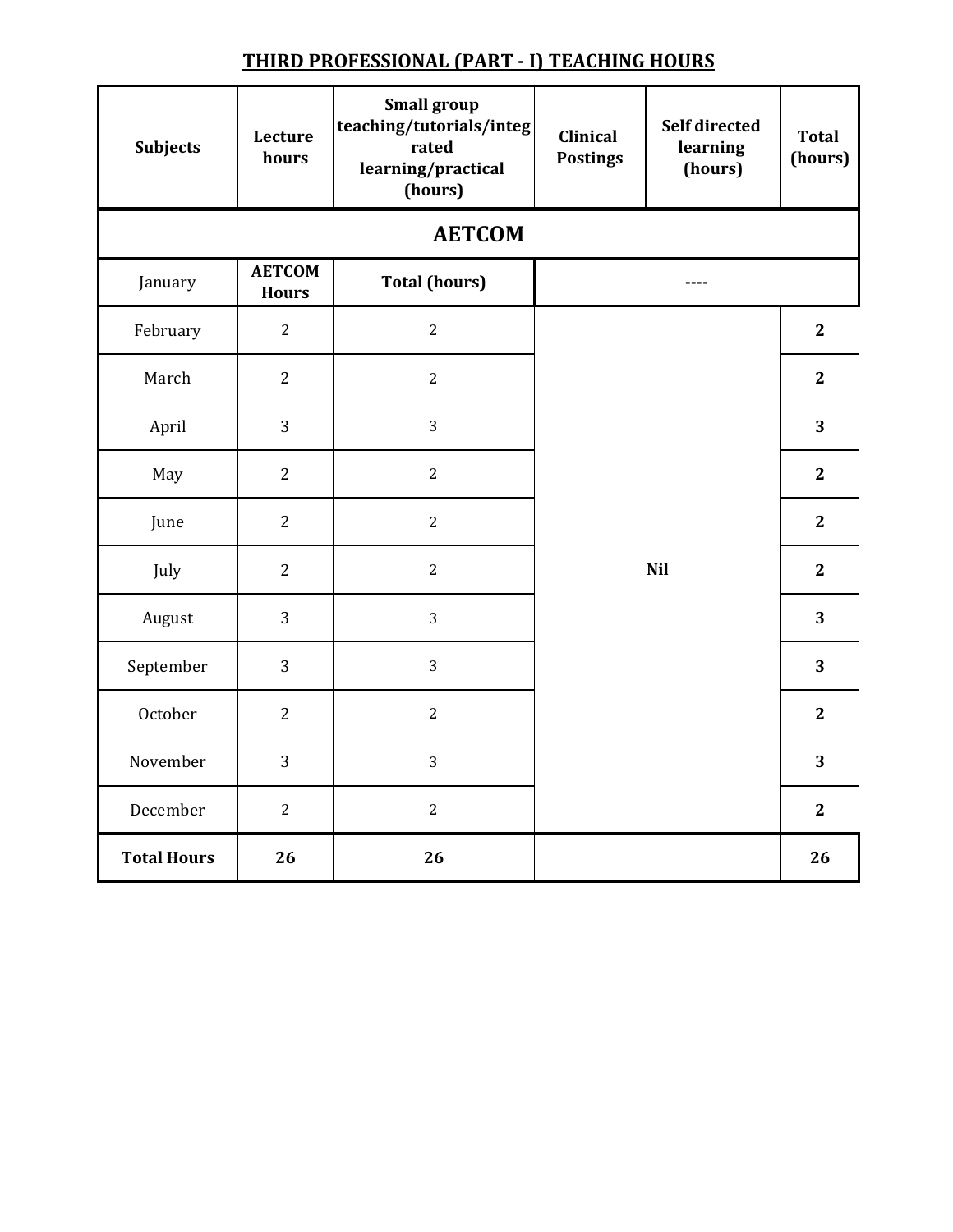## THIRD PROFESSIONAL (PART - I) TEACHING HOURS

| Subjects | Lecture hours | Small group teaching/tutorials/integrated learning/practical (hours) | Clinical Postings | Self directed learning (hours) | Total (hours) |
|---|---|---|---|---|---|
| **AETCOM** | | | | | |
| January | **AETCOM Hours** | **Total (hours)** | ---- | | |
| February | 2 | 2 | Nil | | **2** |
| March | 2 | 2 | | | **2** |
| April | 3 | 3 | | | **3** |
| May | 2 | 2 | | | **2** |
| June | 2 | 2 | | | **2** |
| July | 2 | 2 | | | **2** |
| August | 3 | 3 | | | **3** |
| September | 3 | 3 | | | **3** |
| October | 2 | 2 | | | **2** |
| November | 3 | 3 | | | **3** |
| December | 2 | 2 | | | **2** |
| **Total Hours** | **26** | **26** | | | **26** |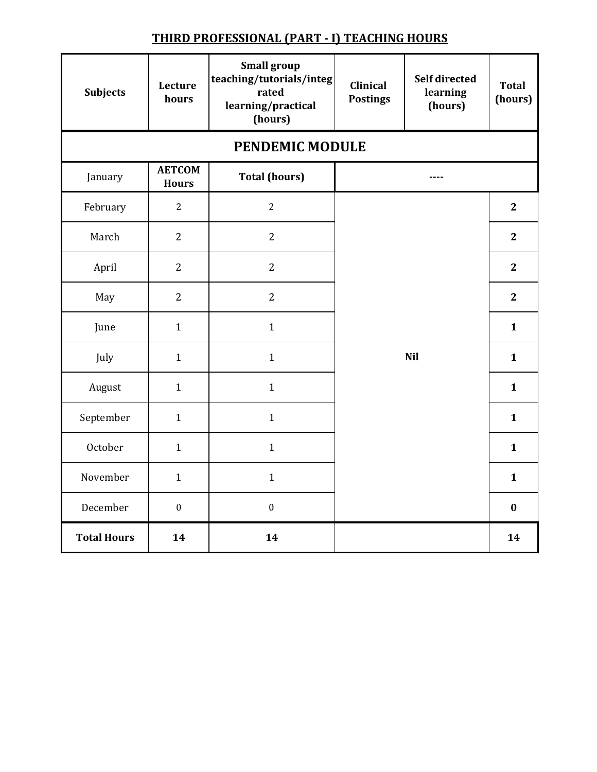## THIRD PROFESSIONAL (PART - I) TEACHING HOURS

| Subjects | Lecture hours | Small group teaching/tutorials/integrated learning/practical (hours) | Clinical Postings | Self directed learning (hours) | Total (hours) |
|---|---|---|---|---|---|
| **PENDEMIC MODULE** | | | | | |
| January | **AETCOM Hours** | **Total (hours)** | ---- | | |
| February | 2 | 2 | Nil | | **2** |
| March | 2 | 2 | | | **2** |
| April | 2 | 2 | | | **2** |
| May | 2 | 2 | | | **2** |
| June | 1 | 1 | | | **1** |
| July | 1 | 1 | | | **1** |
| August | 1 | 1 | | | **1** |
| September | 1 | 1 | | | **1** |
| October | 1 | 1 | | | **1** |
| November | 1 | 1 | | | **1** |
| December | 0 | 0 | | | **0** |
| **Total Hours** | **14** | **14** | | | **14** |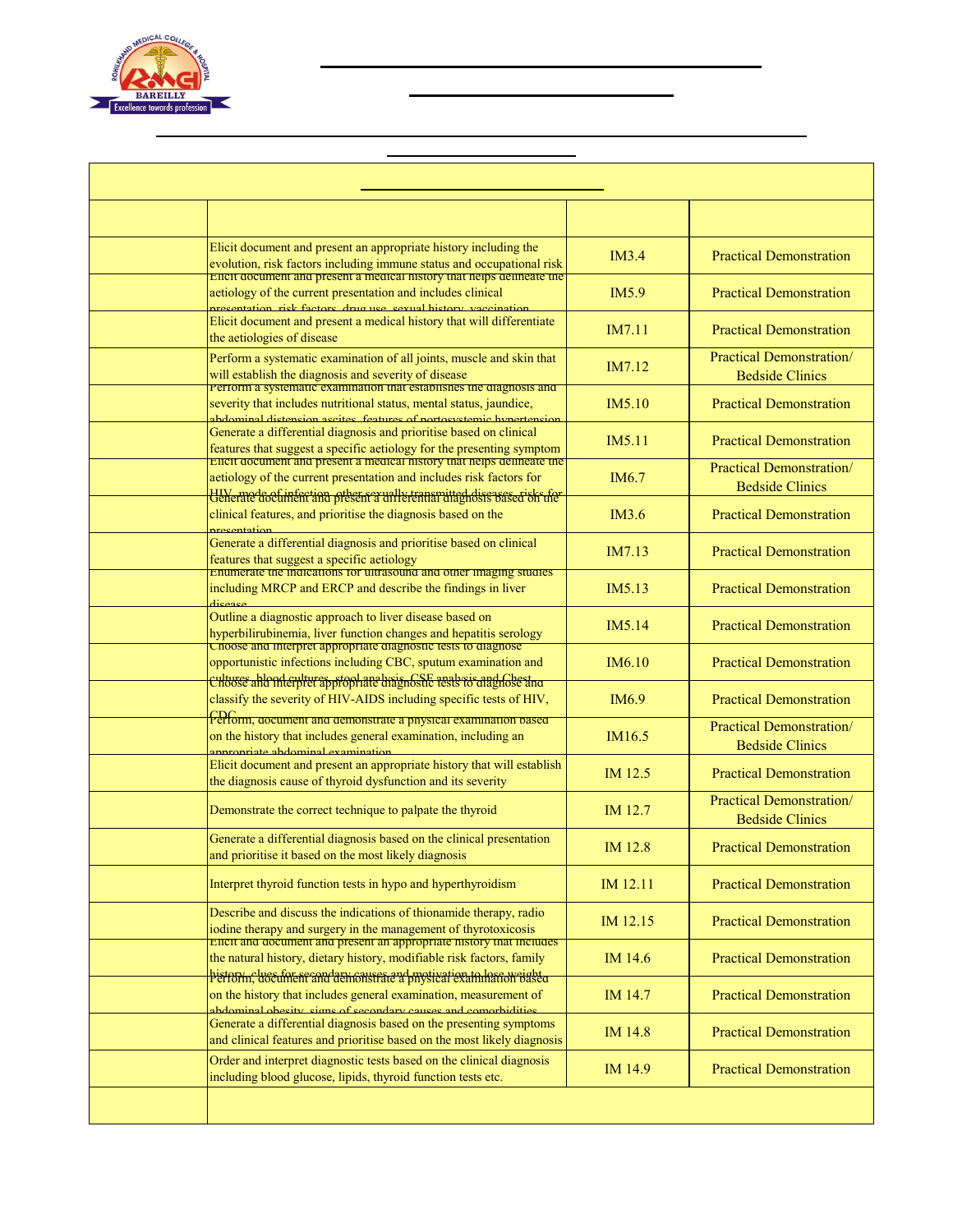| | | | |
|---|---|---|---|
| | | | |
| | Elicit document and present an appropriate history including the evolution, risk factors including immune status and occupational risk | IM3.4 | Practical Demonstration |
| | Elicit document and present a medical history that helps delineate the aetiology of the current presentation and includes clinical presentation, risk factors, drug use, sexual history, vaccination | IM5.9 | Practical Demonstration |
| | Elicit document and present a medical history that will differentiate the aetiologies of disease | IM7.11 | Practical Demonstration |
| | Perform a systematic examination of all joints, muscle and skin that will establish the diagnosis and severity of disease | IM7.12 | Practical Demonstration/ Bedside Clinics |
| | Perform a systematic examination that establishes the diagnosis and severity that includes nutritional status, mental status, jaundice, abdominal distension ascites, features of portosystemic hypertension | IM5.10 | Practical Demonstration |
| | Generate a differential diagnosis and prioritise based on clinical features that suggest a specific aetiology for the presenting symptom | IM5.11 | Practical Demonstration |
| | Elicit document and present a medical history that helps delineate the aetiology of the current presentation and includes risk factors for HIV, mode of infection, other sexually transmitted diseases, risks for | IM6.7 | Practical Demonstration/ Bedside Clinics |
| | Generate document and present a differential diagnosis based on the clinical features, and prioritise the diagnosis based on the presentation | IM3.6 | Practical Demonstration |
| | Generate a differential diagnosis and prioritise based on clinical features that suggest a specific aetiology | IM7.13 | Practical Demonstration |
| | Enumerate the indications for ultrasound and other imaging studies including MRCP and ERCP and describe the findings in liver disease | IM5.13 | Practical Demonstration |
| | Outline a diagnostic approach to liver disease based on hyperbilirubinemia, liver function changes and hepatitis serology | IM5.14 | Practical Demonstration |
| | Choose and interpret appropriate diagnostic tests to diagnose opportunistic infections including CBC, sputum examination and cultures, blood cultures, stool analysis, CSF analysis and Chest | IM6.10 | Practical Demonstration |
| | Choose and interpret appropriate diagnostic tests to diagnose and classify the severity of HIV-AIDS including specific tests of HIV, CDC | IM6.9 | Practical Demonstration |
| | Perform, document and demonstrate a physical examination based on the history that includes general examination, including an appropriate abdominal examination | IM16.5 | Practical Demonstration/ Bedside Clinics |
| | Elicit document and present an appropriate history that will establish the diagnosis cause of thyroid dysfunction and its severity | IM 12.5 | Practical Demonstration |
| | Demonstrate the correct technique to palpate the thyroid | IM 12.7 | Practical Demonstration/ Bedside Clinics |
| | Generate a differential diagnosis based on the clinical presentation and prioritise it based on the most likely diagnosis | IM 12.8 | Practical Demonstration |
| | Interpret thyroid function tests in hypo and hyperthyroidism | IM 12.11 | Practical Demonstration |
| | Describe and discuss the indications of thionamide therapy, radio iodine therapy and surgery in the management of thyrotoxicosis | IM 12.15 | Practical Demonstration |
| | Elicit and document and present an appropriate history that includes the natural history, dietary history, modifiable risk factors, family history, clues for secondary causes and motivation to lose weight | IM 14.6 | Practical Demonstration |
| | Perform, document and demonstrate a physical examination based on the history that includes general examination, measurement of abdominal obesity, signs of secondary causes and comorbidities | IM 14.7 | Practical Demonstration |
| | Generate a differential diagnosis based on the presenting symptoms and clinical features and prioritise based on the most likely diagnosis | IM 14.8 | Practical Demonstration |
| | Order and interpret diagnostic tests based on the clinical diagnosis including blood glucose, lipids, thyroid function tests etc. | IM 14.9 | Practical Demonstration |
| | | | |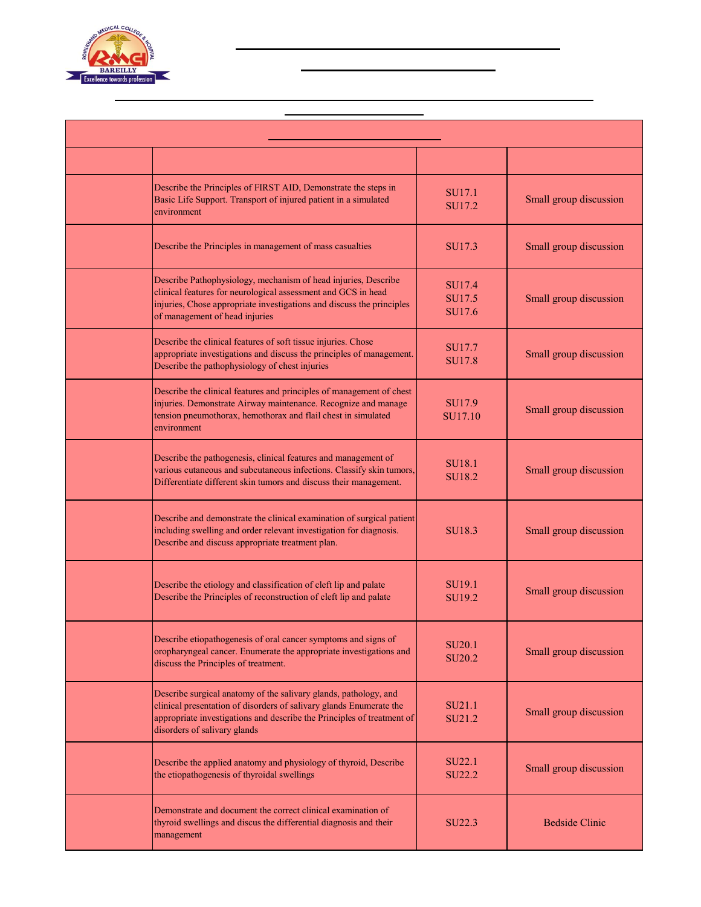| | | | |
|---|---|---|---|
| | | | |
| | Describe the Principles of FIRST AID, Demonstrate the steps in Basic Life Support. Transport of injured patient in a simulated environment | SU17.1<br>SU17.2 | Small group discussion |
| | Describe the Principles in management of mass casualties | SU17.3 | Small group discussion |
| | Describe Pathophysiology, mechanism of head injuries, Describe clinical features for neurological assessment and GCS in head injuries, Chose appropriate investigations and discuss the principles of management of head injuries | SU17.4<br>SU17.5<br>SU17.6 | Small group discussion |
| | Describe the clinical features of soft tissue injuries. Chose appropriate investigations and discuss the principles of management. Describe the pathophysiology of chest injuries | SU17.7<br>SU17.8 | Small group discussion |
| | Describe the clinical features and principles of management of chest injuries. Demonstrate Airway maintenance. Recognize and manage tension pneumothorax, hemothorax and flail chest in simulated environment | SU17.9<br>SU17.10 | Small group discussion |
| | Describe the pathogenesis, clinical features and management of various cutaneous and subcutaneous infections. Classify skin tumors, Differentiate different skin tumors and discuss their management. | SU18.1<br>SU18.2 | Small group discussion |
| | Describe and demonstrate the clinical examination of surgical patient including swelling and order relevant investigation for diagnosis. Describe and discuss appropriate treatment plan. | SU18.3 | Small group discussion |
| | Describe the etiology and classification of cleft lip and palate<br>Describe the Principles of reconstruction of cleft lip and palate | SU19.1<br>SU19.2 | Small group discussion |
| | Describe etiopathogenesis of oral cancer symptoms and signs of oropharyngeal cancer. Enumerate the appropriate investigations and discuss the Principles of treatment. | SU20.1<br>SU20.2 | Small group discussion |
| | Describe surgical anatomy of the salivary glands, pathology, and clinical presentation of disorders of salivary glands Enumerate the appropriate investigations and describe the Principles of treatment of disorders of salivary glands | SU21.1<br>SU21.2 | Small group discussion |
| | Describe the applied anatomy and physiology of thyroid, Describe the etiopathogenesis of thyroidal swellings | SU22.1<br>SU22.2 | Small group discussion |
| | Demonstrate and document the correct clinical examination of thyroid swellings and discus the differential diagnosis and their management | SU22.3 | Bedside Clinic |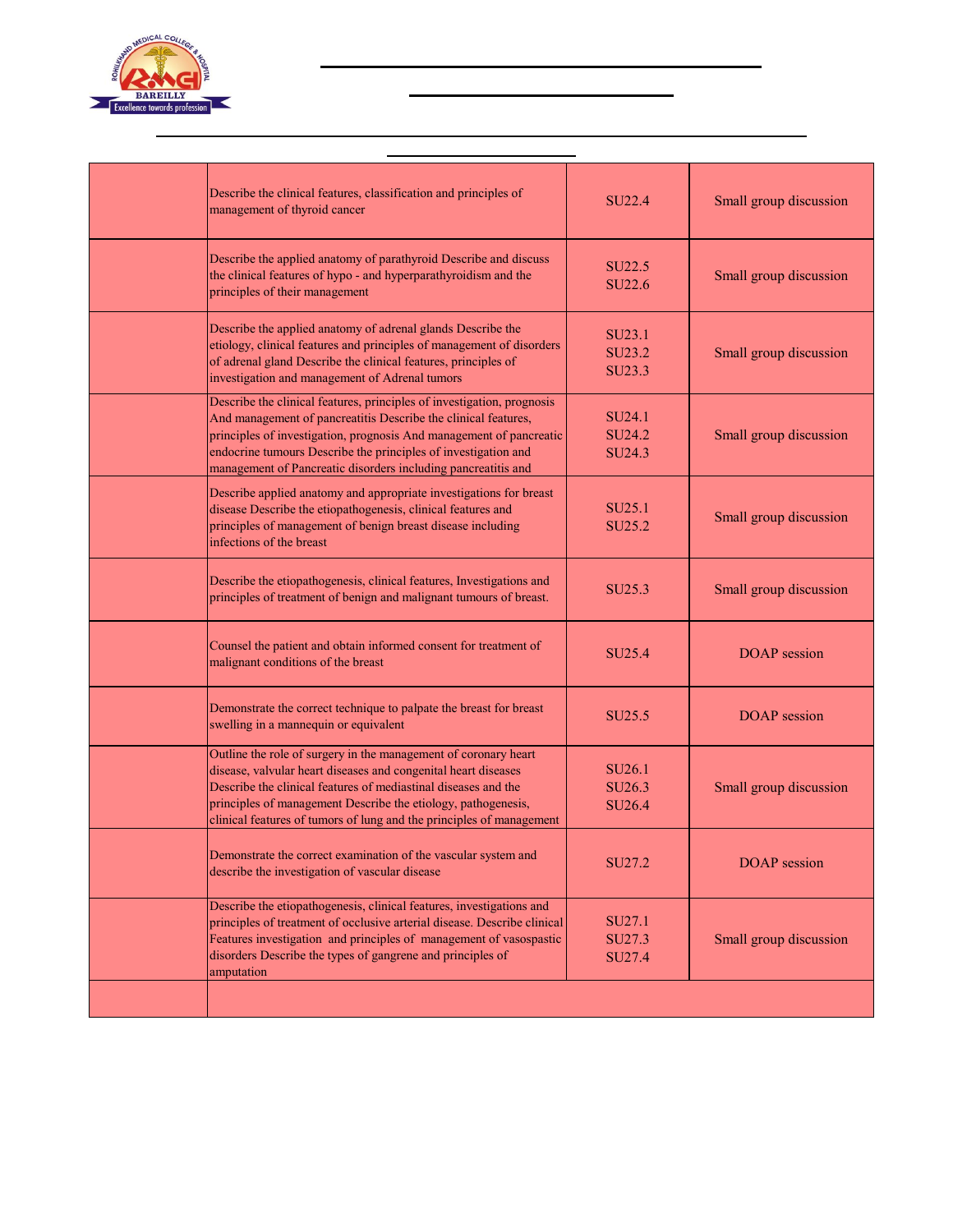|  | Describe the clinical features, classification and principles of management of thyroid cancer | SU22.4 | Small group discussion |
|---|---|---|---|
|  | Describe the applied anatomy of parathyroid Describe and discuss the clinical features of hypo - and hyperparathyroidism and the principles of their management | SU22.5<br>SU22.6 | Small group discussion |
|  | Describe the applied anatomy of adrenal glands Describe the etiology, clinical features and principles of management of disorders of adrenal gland Describe the clinical features, principles of investigation and management of Adrenal tumors | SU23.1<br>SU23.2<br>SU23.3 | Small group discussion |
|  | Describe the clinical features, principles of investigation, prognosis And management of pancreatitis Describe the clinical features, principles of investigation, prognosis And management of pancreatic endocrine tumours Describe the principles of investigation and management of Pancreatic disorders including pancreatitis and | SU24.1<br>SU24.2<br>SU24.3 | Small group discussion |
|  | Describe applied anatomy and appropriate investigations for breast disease Describe the etiopathogenesis, clinical features and principles of management of benign breast disease including infections of the breast | SU25.1<br>SU25.2 | Small group discussion |
|  | Describe the etiopathogenesis, clinical features, Investigations and principles of treatment of benign and malignant tumours of breast. | SU25.3 | Small group discussion |
|  | Counsel the patient and obtain informed consent for treatment of malignant conditions of the breast | SU25.4 | DOAP session |
|  | Demonstrate the correct technique to palpate the breast for breast swelling in a mannequin or equivalent | SU25.5 | DOAP session |
|  | Outline the role of surgery in the management of coronary heart disease, valvular heart diseases and congenital heart diseases Describe the clinical features of mediastinal diseases and the principles of management Describe the etiology, pathogenesis, clinical features of tumors of lung and the principles of management | SU26.1<br>SU26.3<br>SU26.4 | Small group discussion |
|  | Demonstrate the correct examination of the vascular system and describe the investigation of vascular disease | SU27.2 | DOAP session |
|  | Describe the etiopathogenesis, clinical features, investigations and principles of treatment of occlusive arterial disease. Describe clinical Features investigation and principles of management of vasospastic disorders Describe the types of gangrene and principles of amputation | SU27.1<br>SU27.3<br>SU27.4 | Small group discussion |
|  |  |  |  |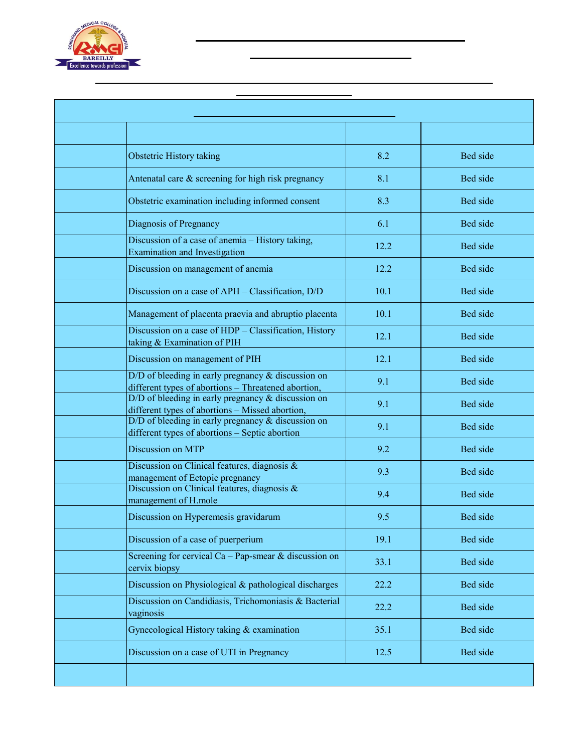| | | | |
|---|---|---|---|
| | Obstetric History taking | 8.2 | Bed side |
| | Antenatal care & screening for high risk pregnancy | 8.1 | Bed side |
| | Obstetric examination including informed consent | 8.3 | Bed side |
| | Diagnosis of Pregnancy | 6.1 | Bed side |
| | Discussion of a case of anemia – History taking, Examination and Investigation | 12.2 | Bed side |
| | Discussion on management of anemia | 12.2 | Bed side |
| | Discussion on a case of APH – Classification, D/D | 10.1 | Bed side |
| | Management of placenta praevia and abruptio placenta | 10.1 | Bed side |
| | Discussion on a case of HDP – Classification, History taking & Examination of PIH | 12.1 | Bed side |
| | Discussion on management of PIH | 12.1 | Bed side |
| | D/D of bleeding in early pregnancy & discussion on different types of abortions – Threatened abortion, | 9.1 | Bed side |
| | D/D of bleeding in early pregnancy & discussion on different types of abortions – Missed abortion, | 9.1 | Bed side |
| | D/D of bleeding in early pregnancy & discussion on different types of abortions – Septic abortion | 9.1 | Bed side |
| | Discussion on MTP | 9.2 | Bed side |
| | Discussion on Clinical features, diagnosis & management of Ectopic pregnancy | 9.3 | Bed side |
| | Discussion on Clinical features, diagnosis & management of H.mole | 9.4 | Bed side |
| | Discussion on Hyperemesis gravidarum | 9.5 | Bed side |
| | Discussion of a case of puerperium | 19.1 | Bed side |
| | Screening for cervical Ca – Pap-smear & discussion on cervix biopsy | 33.1 | Bed side |
| | Discussion on Physiological & pathological discharges | 22.2 | Bed side |
| | Discussion on Candidiasis, Trichomoniasis & Bacterial vaginosis | 22.2 | Bed side |
| | Gynecological History taking & examination | 35.1 | Bed side |
| | Discussion on a case of UTI in Pregnancy | 12.5 | Bed side |
| | | | |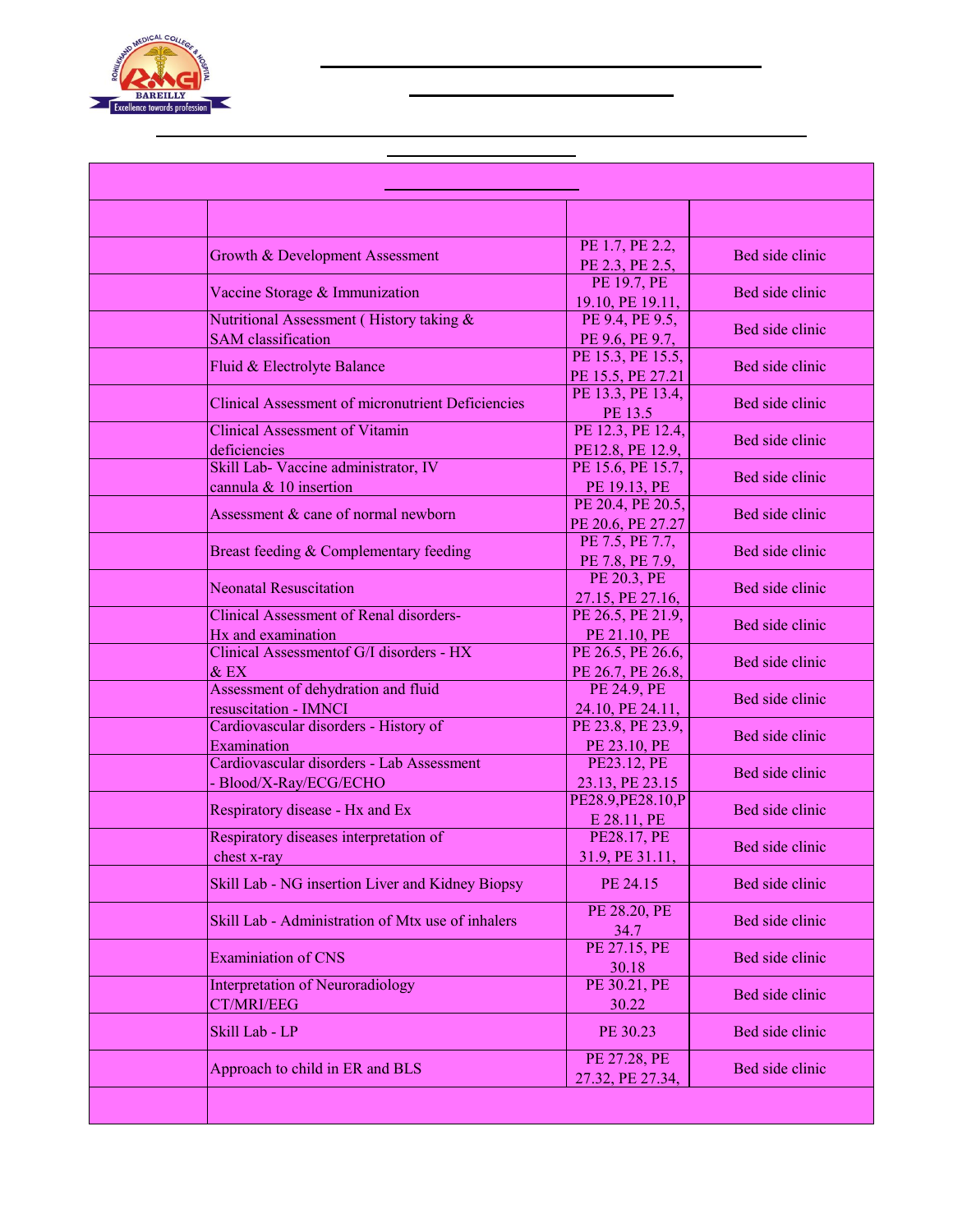| | | | |
|---|---|---|---|
| | | | |
| | Growth & Development Assessment | PE 1.7, PE 2.2, PE 2.3, PE 2.5, | Bed side clinic |
| | Vaccine Storage & Immunization | PE 19.7, PE 19.10, PE 19.11, | Bed side clinic |
| | Nutritional Assessment ( History taking & SAM classification | PE 9.4, PE 9.5, PE 9.6, PE 9.7, | Bed side clinic |
| | Fluid & Electrolyte Balance | PE 15.3, PE 15.5, PE 15.5, PE 27.21 | Bed side clinic |
| | Clinical Assessment of micronutrient Deficiencies | PE 13.3, PE 13.4, PE 13.5 | Bed side clinic |
| | Clinical Assessment of Vitamin deficiencies | PE 12.3, PE 12.4, PE12.8, PE 12.9, | Bed side clinic |
| | Skill Lab- Vaccine administrator, IV cannula & 10 insertion | PE 15.6, PE 15.7, PE 19.13, PE | Bed side clinic |
| | Assessment & cane of normal newborn | PE 20.4, PE 20.5, PE 20.6, PE 27.27 | Bed side clinic |
| | Breast feeding & Complementary feeding | PE 7.5, PE 7.7, PE 7.8, PE 7.9, | Bed side clinic |
| | Neonatal Resuscitation | PE 20.3, PE 27.15, PE 27.16, | Bed side clinic |
| | Clinical Assessment of Renal disorders- Hx and examination | PE 26.5, PE 21.9, PE 21.10, PE | Bed side clinic |
| | Clinical Assessmentof G/I disorders - HX & EX | PE 26.5, PE 26.6, PE 26.7, PE 26.8, | Bed side clinic |
| | Assessment of dehydration and fluid resuscitation - IMNCI | PE 24.9, PE 24.10, PE 24.11, | Bed side clinic |
| | Cardiovascular disorders - History of Examination | PE 23.8, PE 23.9, PE 23.10, PE | Bed side clinic |
| | Cardiovascular disorders - Lab Assessment - Blood/X-Ray/ECG/ECHO | PE23.12, PE 23.13, PE 23.15 | Bed side clinic |
| | Respiratory disease - Hx and Ex | PE28.9,PE28.10,PE 28.11, PE | Bed side clinic |
| | Respiratory diseases interpretation of chest x-ray | PE28.17, PE 31.9, PE 31.11, | Bed side clinic |
| | Skill Lab - NG insertion Liver and Kidney Biopsy | PE 24.15 | Bed side clinic |
| | Skill Lab - Administration of Mtx use of inhalers | PE 28.20, PE 34.7 | Bed side clinic |
| | Examiniation of CNS | PE 27.15, PE 30.18 | Bed side clinic |
| | Interpretation of Neuroradiology CT/MRI/EEG | PE 30.21, PE 30.22 | Bed side clinic |
| | Skill Lab - LP | PE 30.23 | Bed side clinic |
| | Approach to child in ER and BLS | PE 27.28, PE 27.32, PE 27.34, | Bed side clinic |
| | | | |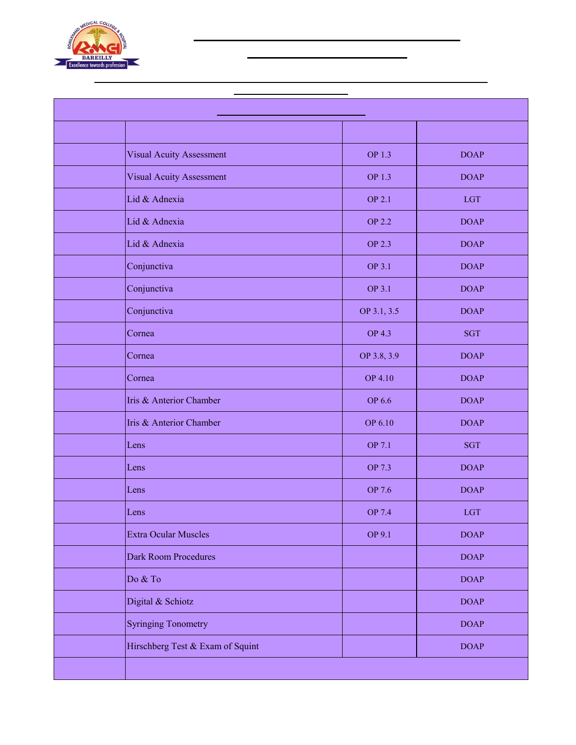| | | | |
|---|---|---|---|
| | | | |
| | Visual Acuity Assessment | OP 1.3 | DOAP |
| | Visual Acuity Assessment | OP 1.3 | DOAP |
| | Lid & Adnexia | OP 2.1 | LGT |
| | Lid & Adnexia | OP 2.2 | DOAP |
| | Lid & Adnexia | OP 2.3 | DOAP |
| | Conjunctiva | OP 3.1 | DOAP |
| | Conjunctiva | OP 3.1 | DOAP |
| | Conjunctiva | OP 3.1, 3.5 | DOAP |
| | Cornea | OP 4.3 | SGT |
| | Cornea | OP 3.8, 3.9 | DOAP |
| | Cornea | OP 4.10 | DOAP |
| | Iris & Anterior Chamber | OP 6.6 | DOAP |
| | Iris & Anterior Chamber | OP 6.10 | DOAP |
| | Lens | OP 7.1 | SGT |
| | Lens | OP 7.3 | DOAP |
| | Lens | OP 7.6 | DOAP |
| | Lens | OP 7.4 | LGT |
| | Extra Ocular Muscles | OP 9.1 | DOAP |
| | Dark Room Procedures | | DOAP |
| | Do & To | | DOAP |
| | Digital & Schiotz | | DOAP |
| | Syringing Tonometry | | DOAP |
| | Hirschberg Test & Exam of Squint | | DOAP |
| | | | |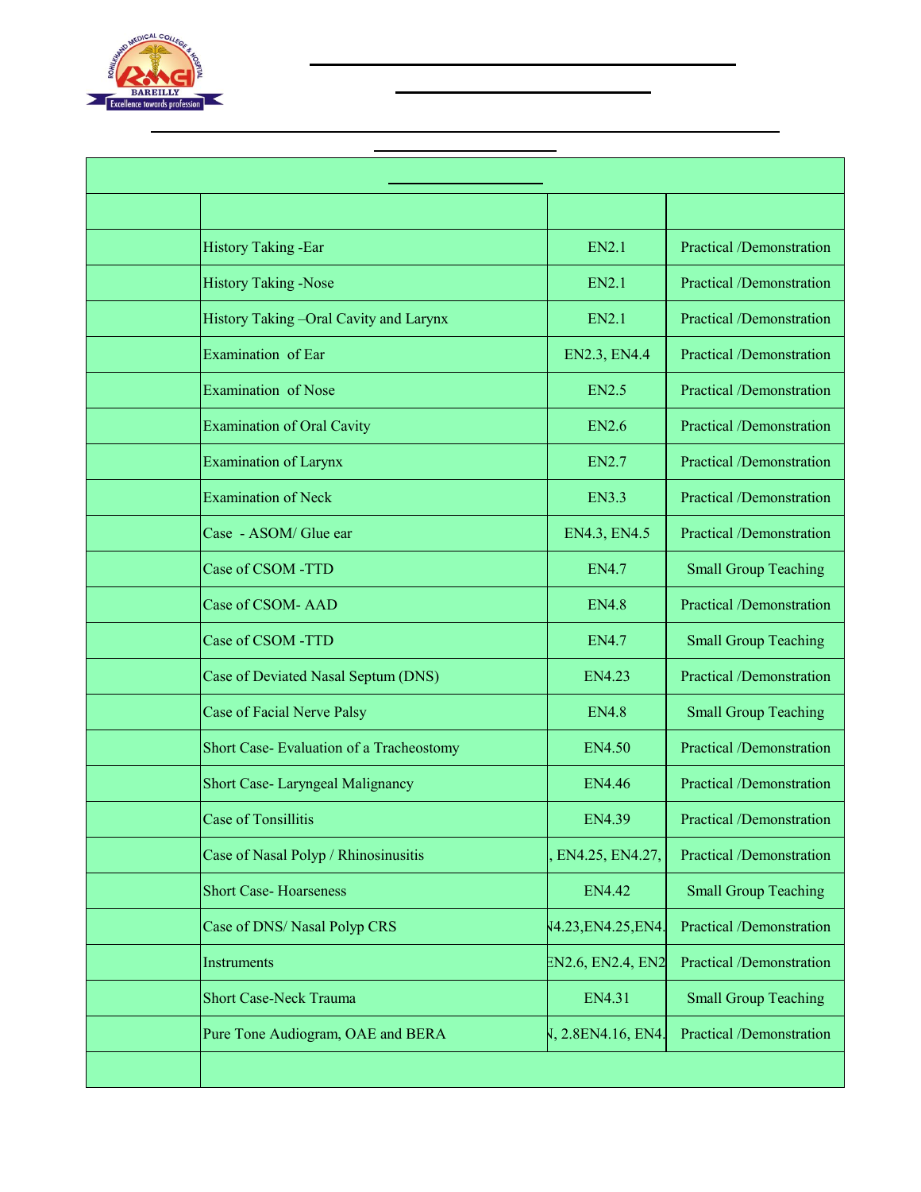| | | | |
|---|---|---|---|
| | | | |
| | History Taking -Ear | EN2.1 | Practical /Demonstration |
| | History Taking -Nose | EN2.1 | Practical /Demonstration |
| | History Taking –Oral Cavity and Larynx | EN2.1 | Practical /Demonstration |
| | Examination of Ear | EN2.3, EN4.4 | Practical /Demonstration |
| | Examination of Nose | EN2.5 | Practical /Demonstration |
| | Examination of Oral Cavity | EN2.6 | Practical /Demonstration |
| | Examination of Larynx | EN2.7 | Practical /Demonstration |
| | Examination of Neck | EN3.3 | Practical /Demonstration |
| | Case - ASOM/ Glue ear | EN4.3, EN4.5 | Practical /Demonstration |
| | Case of CSOM -TTD | EN4.7 | Small Group Teaching |
| | Case of CSOM- AAD | EN4.8 | Practical /Demonstration |
| | Case of CSOM -TTD | EN4.7 | Small Group Teaching |
| | Case of Deviated Nasal Septum (DNS) | EN4.23 | Practical /Demonstration |
| | Case of Facial Nerve Palsy | EN4.8 | Small Group Teaching |
| | Short Case- Evaluation of a Tracheostomy | EN4.50 | Practical /Demonstration |
| | Short Case- Laryngeal Malignancy | EN4.46 | Practical /Demonstration |
| | Case of Tonsillitis | EN4.39 | Practical /Demonstration |
| | Case of Nasal Polyp / Rhinosinusitis | , EN4.25, EN4.27, | Practical /Demonstration |
| | Short Case- Hoarseness | EN4.42 | Small Group Teaching |
| | Case of DNS/ Nasal Polyp CRS | N4.23,EN4.25,EN4. | Practical /Demonstration |
| | Instruments | EN2.6, EN2.4, EN2 | Practical /Demonstration |
| | Short Case-Neck Trauma | EN4.31 | Small Group Teaching |
| | Pure Tone Audiogram, OAE and BERA | N, 2.8EN4.16, EN4. | Practical /Demonstration |
| | | | |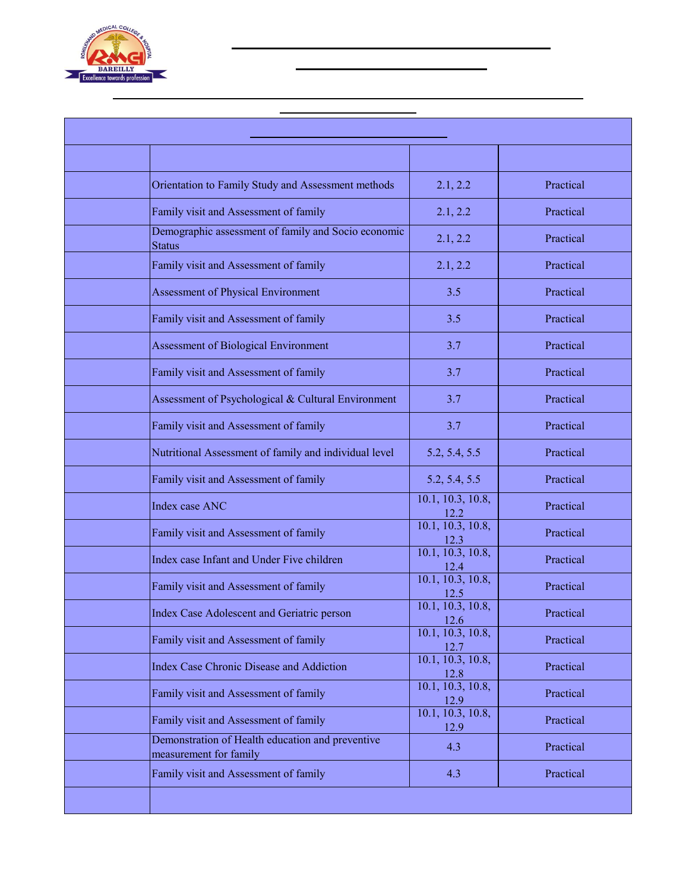| | | | |
|---|---|---|---|
| | | | |
| | Orientation to Family Study and Assessment methods | 2.1, 2.2 | Practical |
| | Family visit and Assessment of family | 2.1, 2.2 | Practical |
| | Demographic assessment of family and Socio economic Status | 2.1, 2.2 | Practical |
| | Family visit and Assessment of family | 2.1, 2.2 | Practical |
| | Assessment of Physical Environment | 3.5 | Practical |
| | Family visit and Assessment of family | 3.5 | Practical |
| | Assessment of Biological Environment | 3.7 | Practical |
| | Family visit and Assessment of family | 3.7 | Practical |
| | Assessment of Psychological & Cultural Environment | 3.7 | Practical |
| | Family visit and Assessment of family | 3.7 | Practical |
| | Nutritional Assessment of family and individual level | 5.2, 5.4, 5.5 | Practical |
| | Family visit and Assessment of family | 5.2, 5.4, 5.5 | Practical |
| | Index case ANC | 10.1, 10.3, 10.8, 12.2 | Practical |
| | Family visit and Assessment of family | 10.1, 10.3, 10.8, 12.3 | Practical |
| | Index case Infant and Under Five children | 10.1, 10.3, 10.8, 12.4 | Practical |
| | Family visit and Assessment of family | 10.1, 10.3, 10.8, 12.5 | Practical |
| | Index Case Adolescent and Geriatric person | 10.1, 10.3, 10.8, 12.6 | Practical |
| | Family visit and Assessment of family | 10.1, 10.3, 10.8, 12.7 | Practical |
| | Index Case Chronic Disease and Addiction | 10.1, 10.3, 10.8, 12.8 | Practical |
| | Family visit and Assessment of family | 10.1, 10.3, 10.8, 12.9 | Practical |
| | Family visit and Assessment of family | 10.1, 10.3, 10.8, 12.9 | Practical |
| | Demonstration of Health education and preventive measurement for family | 4.3 | Practical |
| | Family visit and Assessment of family | 4.3 | Practical |
| | | | |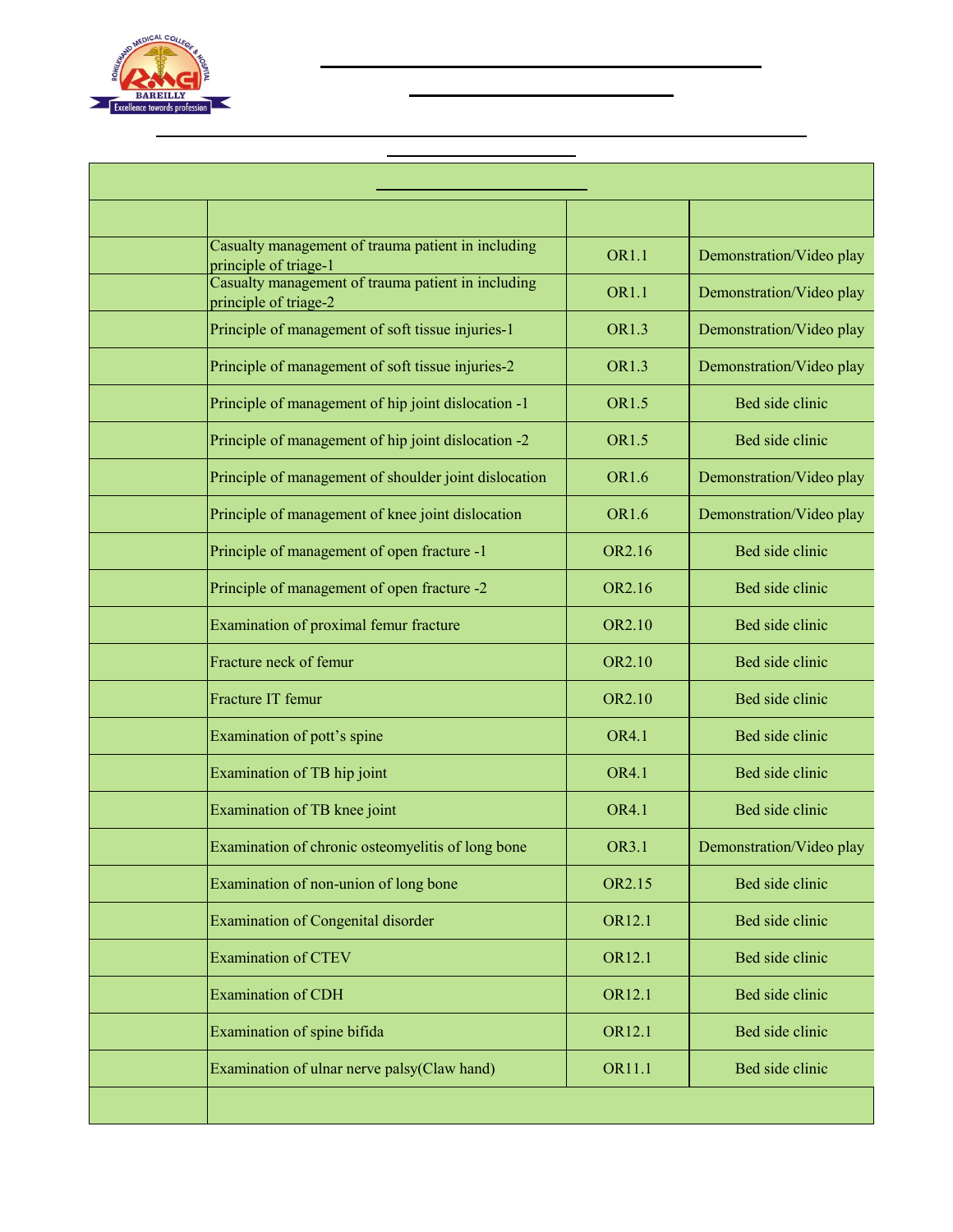| | | | |
|---|---|---|---|
| | | | |
| | Casualty management of trauma patient in including principle of triage-1 | OR1.1 | Demonstration/Video play |
| | Casualty management of trauma patient in including principle of triage-2 | OR1.1 | Demonstration/Video play |
| | Principle of management of soft tissue injuries-1 | OR1.3 | Demonstration/Video play |
| | Principle of management of soft tissue injuries-2 | OR1.3 | Demonstration/Video play |
| | Principle of management of hip joint dislocation -1 | OR1.5 | Bed side clinic |
| | Principle of management of hip joint dislocation -2 | OR1.5 | Bed side clinic |
| | Principle of management of shoulder joint dislocation | OR1.6 | Demonstration/Video play |
| | Principle of management of knee joint dislocation | OR1.6 | Demonstration/Video play |
| | Principle of management of open fracture -1 | OR2.16 | Bed side clinic |
| | Principle of management of open fracture -2 | OR2.16 | Bed side clinic |
| | Examination of proximal femur fracture | OR2.10 | Bed side clinic |
| | Fracture neck of femur | OR2.10 | Bed side clinic |
| | Fracture IT femur | OR2.10 | Bed side clinic |
| | Examination of pott's spine | OR4.1 | Bed side clinic |
| | Examination of TB hip joint | OR4.1 | Bed side clinic |
| | Examination of TB knee joint | OR4.1 | Bed side clinic |
| | Examination of chronic osteomyelitis of long bone | OR3.1 | Demonstration/Video play |
| | Examination of non-union of long bone | OR2.15 | Bed side clinic |
| | Examination of Congenital disorder | OR12.1 | Bed side clinic |
| | Examination of CTEV | OR12.1 | Bed side clinic |
| | Examination of CDH | OR12.1 | Bed side clinic |
| | Examination of spine bifida | OR12.1 | Bed side clinic |
| | Examination of ulnar nerve palsy(Claw hand) | OR11.1 | Bed side clinic |
| | | | |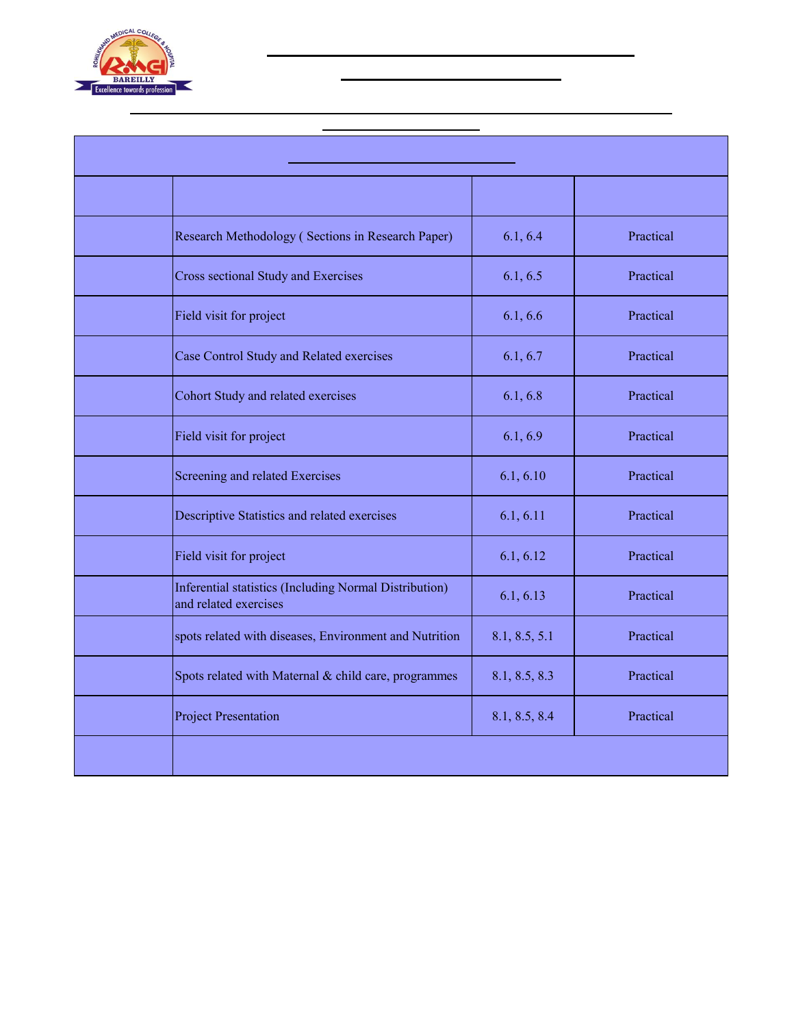| | | | |
|---|---|---|---|
| | Research Methodology ( Sections in Research Paper) | 6.1, 6.4 | Practical |
| | Cross sectional Study and Exercises | 6.1, 6.5 | Practical |
| | Field visit for project | 6.1, 6.6 | Practical |
| | Case Control Study and Related exercises | 6.1, 6.7 | Practical |
| | Cohort Study and related exercises | 6.1, 6.8 | Practical |
| | Field visit for project | 6.1, 6.9 | Practical |
| | Screening and related Exercises | 6.1, 6.10 | Practical |
| | Descriptive Statistics and related exercises | 6.1, 6.11 | Practical |
| | Field visit for project | 6.1, 6.12 | Practical |
| | Inferential statistics (Including Normal Distribution) and related exercises | 6.1, 6.13 | Practical |
| | spots related with diseases, Environment and Nutrition | 8.1, 8.5, 5.1 | Practical |
| | Spots related with Maternal & child care, programmes | 8.1, 8.5, 8.3 | Practical |
| | Project Presentation | 8.1, 8.5, 8.4 | Practical |
| | | | |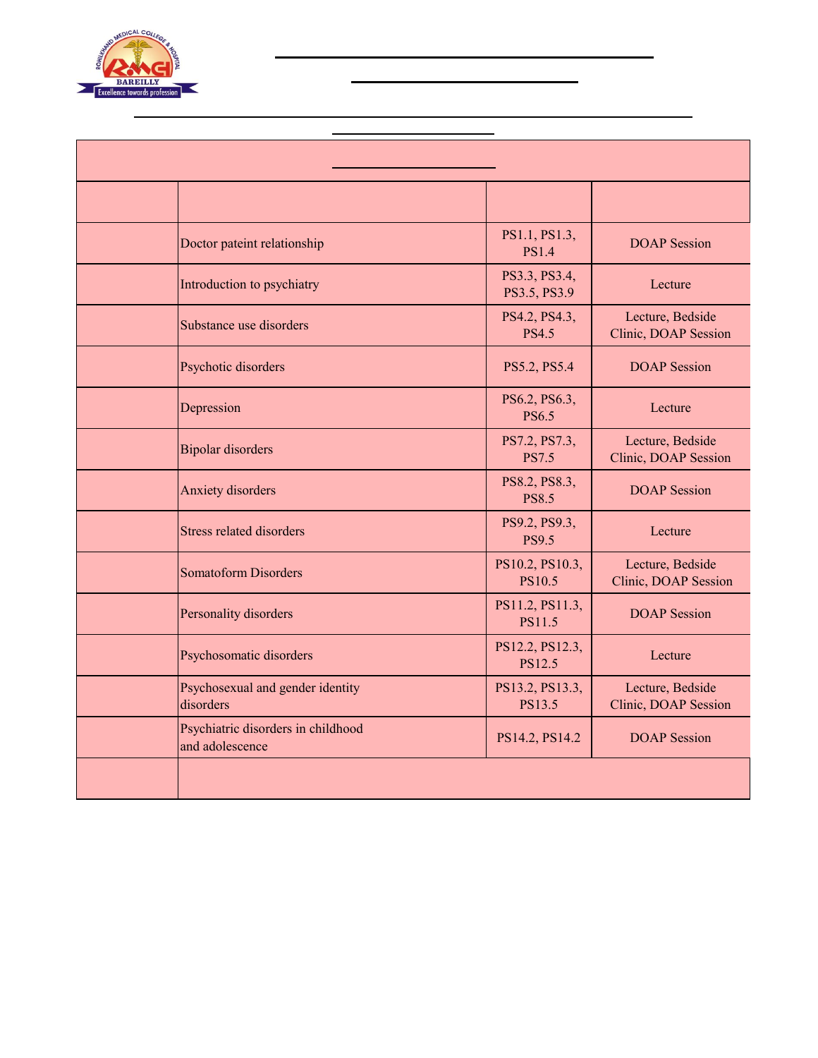| | | | |
|---|---|---|---|
| | | | |
| | Doctor pateint relationship | PS1.1, PS1.3, PS1.4 | DOAP Session |
| | Introduction to psychiatry | PS3.3, PS3.4, PS3.5, PS3.9 | Lecture |
| | Substance use disorders | PS4.2, PS4.3, PS4.5 | Lecture, Bedside Clinic, DOAP Session |
| | Psychotic disorders | PS5.2, PS5.4 | DOAP Session |
| | Depression | PS6.2, PS6.3, PS6.5 | Lecture |
| | Bipolar disorders | PS7.2, PS7.3, PS7.5 | Lecture, Bedside Clinic, DOAP Session |
| | Anxiety disorders | PS8.2, PS8.3, PS8.5 | DOAP Session |
| | Stress related disorders | PS9.2, PS9.3, PS9.5 | Lecture |
| | Somatoform Disorders | PS10.2, PS10.3, PS10.5 | Lecture, Bedside Clinic, DOAP Session |
| | Personality disorders | PS11.2, PS11.3, PS11.5 | DOAP Session |
| | Psychosomatic disorders | PS12.2, PS12.3, PS12.5 | Lecture |
| | Psychosexual and gender identity disorders | PS13.2, PS13.3, PS13.5 | Lecture, Bedside Clinic, DOAP Session |
| | Psychiatric disorders in childhood and adolescence | PS14.2, PS14.2 | DOAP Session |
| | | | |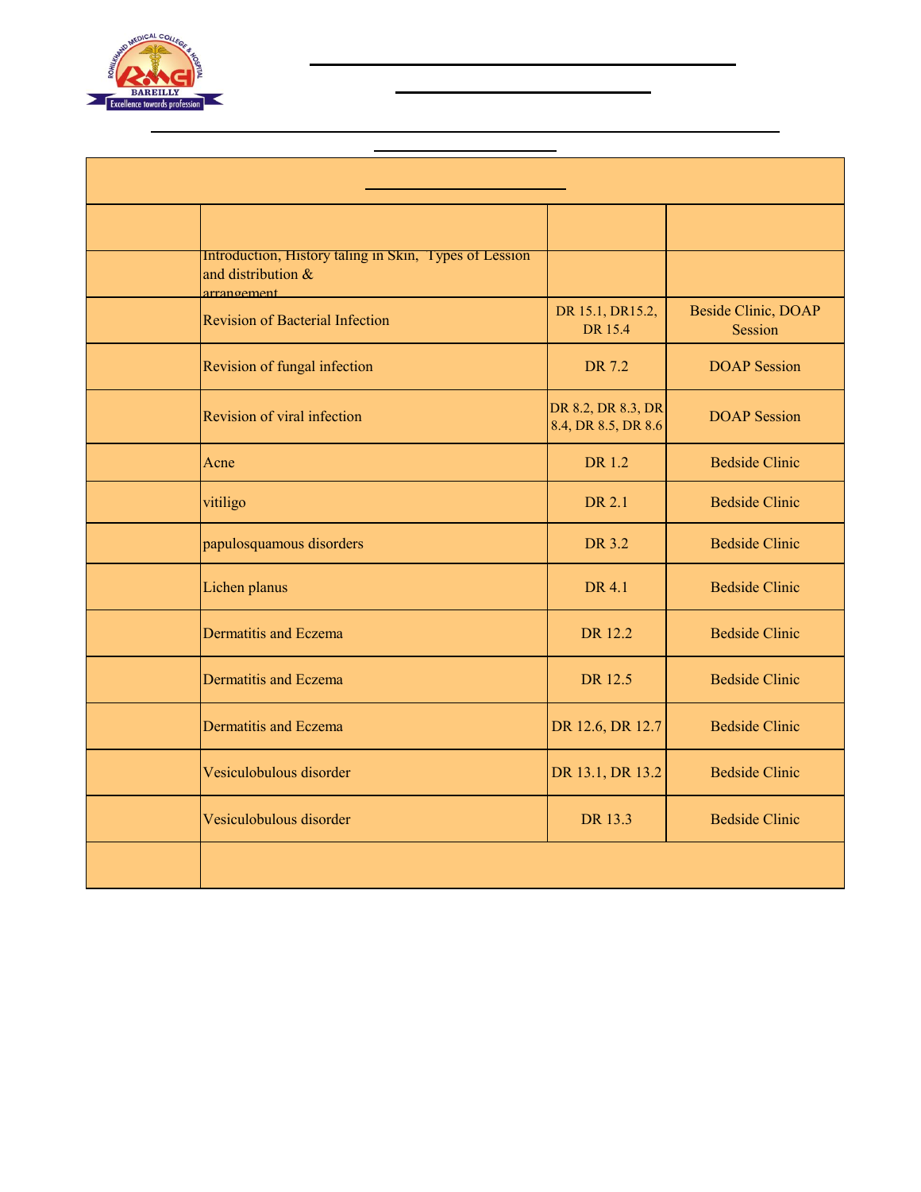| | | | |
|---|---|---|---|
| | | | |
| | Introduction, History taling in Skin, Types of Lesion and distribution & arrangement | | |
| | Revision of Bacterial Infection | DR 15.1, DR15.2, DR 15.4 | Beside Clinic, DOAP Session |
| | Revision of fungal infection | DR 7.2 | DOAP Session |
| | Revision of viral infection | DR 8.2, DR 8.3, DR 8.4, DR 8.5, DR 8.6 | DOAP Session |
| | Acne | DR 1.2 | Bedside Clinic |
| | vitiligo | DR 2.1 | Bedside Clinic |
| | papulosquamous disorders | DR 3.2 | Bedside Clinic |
| | Lichen planus | DR 4.1 | Bedside Clinic |
| | Dermatitis and Eczema | DR 12.2 | Bedside Clinic |
| | Dermatitis and Eczema | DR 12.5 | Bedside Clinic |
| | Dermatitis and Eczema | DR 12.6, DR 12.7 | Bedside Clinic |
| | Vesiculobulous disorder | DR 13.1, DR 13.2 | Bedside Clinic |
| | Vesiculobulous disorder | DR 13.3 | Bedside Clinic |
| | | | |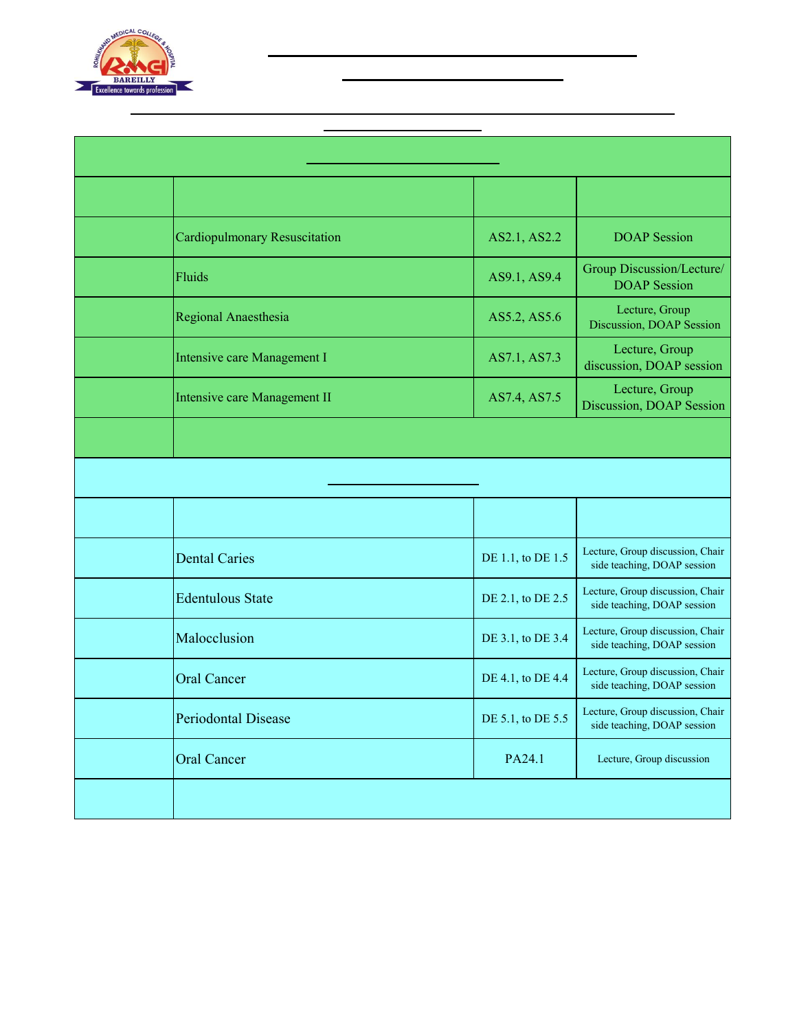| | | | |
|---|---|---|---|
| | | | |
| | Cardiopulmonary Resuscitation | AS2.1, AS2.2 | DOAP Session |
| | Fluids | AS9.1, AS9.4 | Group Discussion/Lecture/ DOAP Session |
| | Regional Anaesthesia | AS5.2, AS5.6 | Lecture, Group Discussion, DOAP Session |
| | Intensive care Management I | AS7.1, AS7.3 | Lecture, Group discussion, DOAP session |
| | Intensive care Management II | AS7.4, AS7.5 | Lecture, Group Discussion, DOAP Session |
| | | | |

| | | | |
|---|---|---|---|
| | | | |
| | Dental Caries | DE 1.1, to DE 1.5 | Lecture, Group discussion, Chair side teaching, DOAP session |
| | Edentulous State | DE 2.1, to DE 2.5 | Lecture, Group discussion, Chair side teaching, DOAP session |
| | Malocclusion | DE 3.1, to DE 3.4 | Lecture, Group discussion, Chair side teaching, DOAP session |
| | Oral Cancer | DE 4.1, to DE 4.4 | Lecture, Group discussion, Chair side teaching, DOAP session |
| | Periodontal Disease | DE 5.1, to DE 5.5 | Lecture, Group discussion, Chair side teaching, DOAP session |
| | Oral Cancer | PA24.1 | Lecture, Group discussion |
| | | | |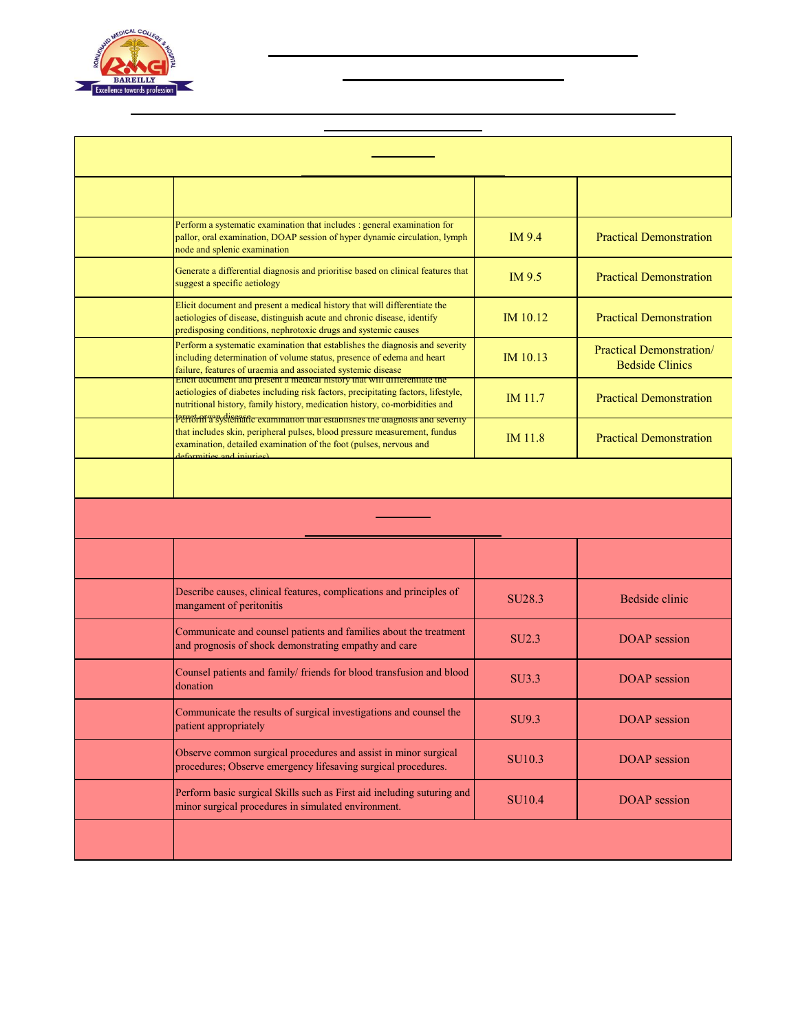| | | | |
|---|---|---|---|
| | | | |
| | | | |
| | Perform a systematic examination that includes : general examination for pallor, oral examination, DOAP session of hyper dynamic circulation, lymph node and splenic examination | IM 9.4 | Practical Demonstration |
| | Generate a differential diagnosis and prioritise based on clinical features that suggest a specific aetiology | IM 9.5 | Practical Demonstration |
| | Elicit document and present a medical history that will differentiate the aetiologies of disease, distinguish acute and chronic disease, identify predisposing conditions, nephrotoxic drugs and systemic causes | IM 10.12 | Practical Demonstration |
| | Perform a systematic examination that establishes the diagnosis and severity including determination of volume status, presence of edema and heart failure, features of uraemia and associated systemic disease | IM 10.13 | Practical Demonstration/ Bedside Clinics |
| | Elicit document and present a medical history that will differentiate the aetiologies of diabetes including risk factors, precipitating factors, lifestyle, nutritional history, family history, medication history, co-morbidities and target organ disease | IM 11.7 | Practical Demonstration |
| | Perform a systematic examination that establishes the diagnosis and severity that includes skin, peripheral pulses, blood pressure measurement, fundus examination, detailed examination of the foot (pulses, nervous and deformities and injuries) | IM 11.8 | Practical Demonstration |
| | | | |
| | | | |
| | | | |
| | Describe causes, clinical features, complications and principles of mangament of peritonitis | SU28.3 | Bedside clinic |
| | Communicate and counsel patients and families about the treatment and prognosis of shock demonstrating empathy and care | SU2.3 | DOAP session |
| | Counsel patients and family/ friends for blood transfusion and blood donation | SU3.3 | DOAP session |
| | Communicate the results of surgical investigations and counsel the patient appropriately | SU9.3 | DOAP session |
| | Observe common surgical procedures and assist in minor surgical procedures; Observe emergency lifesaving surgical procedures. | SU10.3 | DOAP session |
| | Perform basic surgical Skills such as First aid including suturing and minor surgical procedures in simulated environment. | SU10.4 | DOAP session |
| | | | |